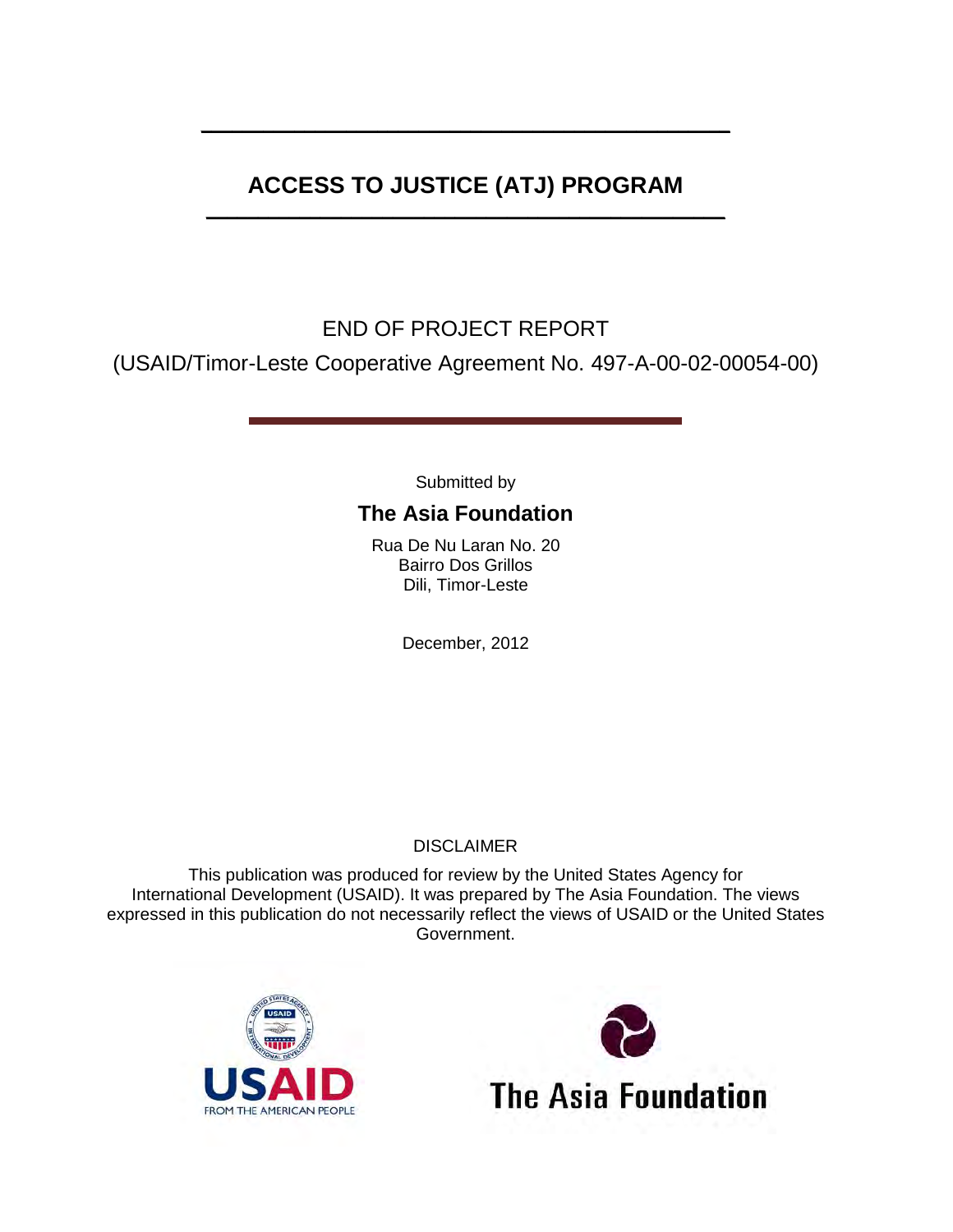# ACCESS TO JUSTICE (ATJ) PROGRAM

END OF PROJECT REPORT

(USAID/Timor-Leste Cooperative Agreement No. 497-A-00-02-00054-00)

Submitted by

**The Asia Foundation**

Rua De Nu Laran No. 20
Bairro Dos Grillos
Dili, Timor-Leste

December, 2012

DISCLAIMER

This publication was produced for review by the United States Agency for International Development (USAID). It was prepared by The Asia Foundation. The views expressed in this publication do not necessarily reflect the views of USAID or the United States Government.

USAID FROM THE AMERICAN PEOPLE

The Asia Foundation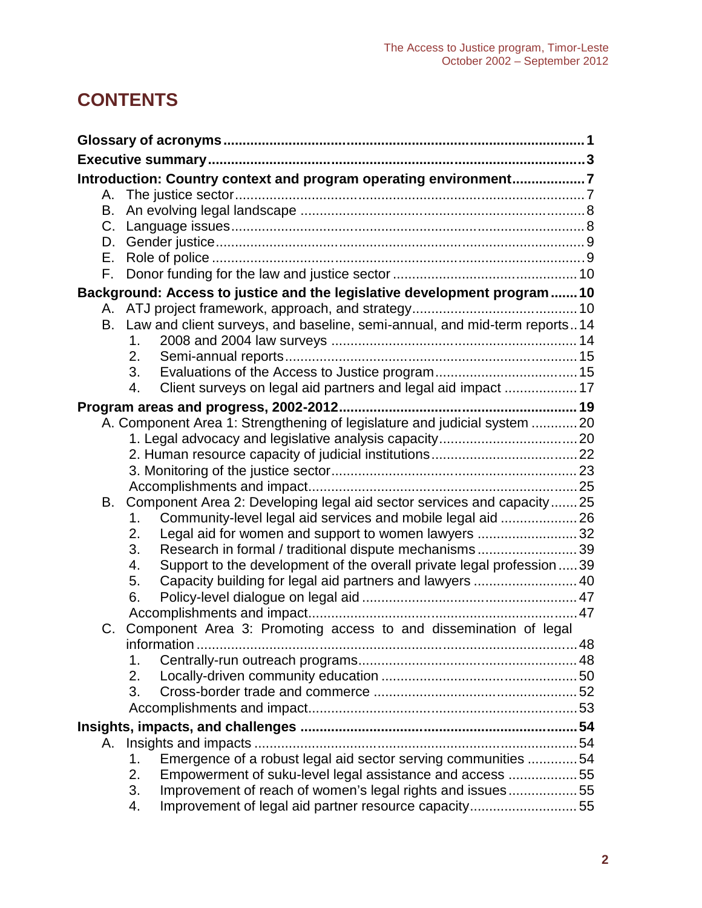# CONTENTS

**Glossary of acronyms** .......... **1**
**Executive summary** .......... **3**
**Introduction: Country context and program operating environment** .......... **7**
- A. The justice sector .......... 7
- B. An evolving legal landscape .......... 8
- C. Language issues .......... 8
- D. Gender justice .......... 9
- E. Role of police .......... 9
- F. Donor funding for the law and justice sector .......... 10

**Background: Access to justice and the legislative development program** .......... **10**
- A. ATJ project framework, approach, and strategy .......... 10
- B. Law and client surveys, and baseline, semi-annual, and mid-term reports .......... 14
  1. 2008 and 2004 law surveys .......... 14
  2. Semi-annual reports .......... 15
  3. Evaluations of the Access to Justice program .......... 15
  4. Client surveys on legal aid partners and legal aid impact .......... 17

**Program areas and progress, 2002-2012** .......... **19**
- A. Component Area 1: Strengthening of legislature and judicial system .......... 20
  1. Legal advocacy and legislative analysis capacity .......... 20
  2. Human resource capacity of judicial institutions .......... 22
  3. Monitoring of the justice sector .......... 23
  - Accomplishments and impact .......... 25
- B. Component Area 2: Developing legal aid sector services and capacity .......... 25
  1. Community-level legal aid services and mobile legal aid .......... 26
  2. Legal aid for women and support to women lawyers .......... 32
  3. Research in formal / traditional dispute mechanisms .......... 39
  4. Support to the development of the overall private legal profession .......... 39
  5. Capacity building for legal aid partners and lawyers .......... 40
  6. Policy-level dialogue on legal aid .......... 47
  - Accomplishments and impact .......... 47
- C. Component Area 3: Promoting access to and dissemination of legal information .......... 48
  1. Centrally-run outreach programs .......... 48
  2. Locally-driven community education .......... 50
  3. Cross-border trade and commerce .......... 52
  - Accomplishments and impact .......... 53

**Insights, impacts, and challenges** .......... **54**
- A. Insights and impacts .......... 54
  1. Emergence of a robust legal aid sector serving communities .......... 54
  2. Empowerment of suku-level legal assistance and access .......... 55
  3. Improvement of reach of women's legal rights and issues .......... 55
  4. Improvement of legal aid partner resource capacity .......... 55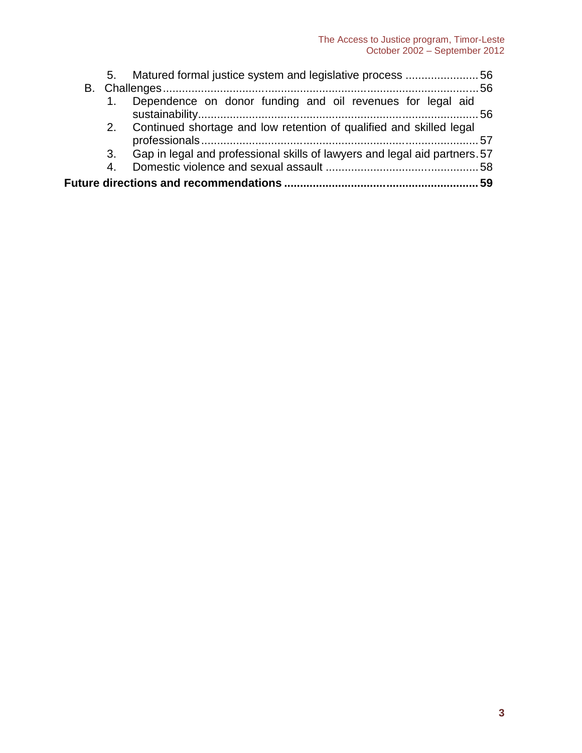5. Matured formal justice system and legislative process ....................... 56

B. Challenges ........................................................................................ 56

1. Dependence on donor funding and oil revenues for legal aid sustainability ........................................................................................ 56
2. Continued shortage and low retention of qualified and skilled legal professionals ...................................................................................... 57
3. Gap in legal and professional skills of lawyers and legal aid partners . 57
4. Domestic violence and sexual assault ............................................... 58

**Future directions and recommendations ........................................................... 59**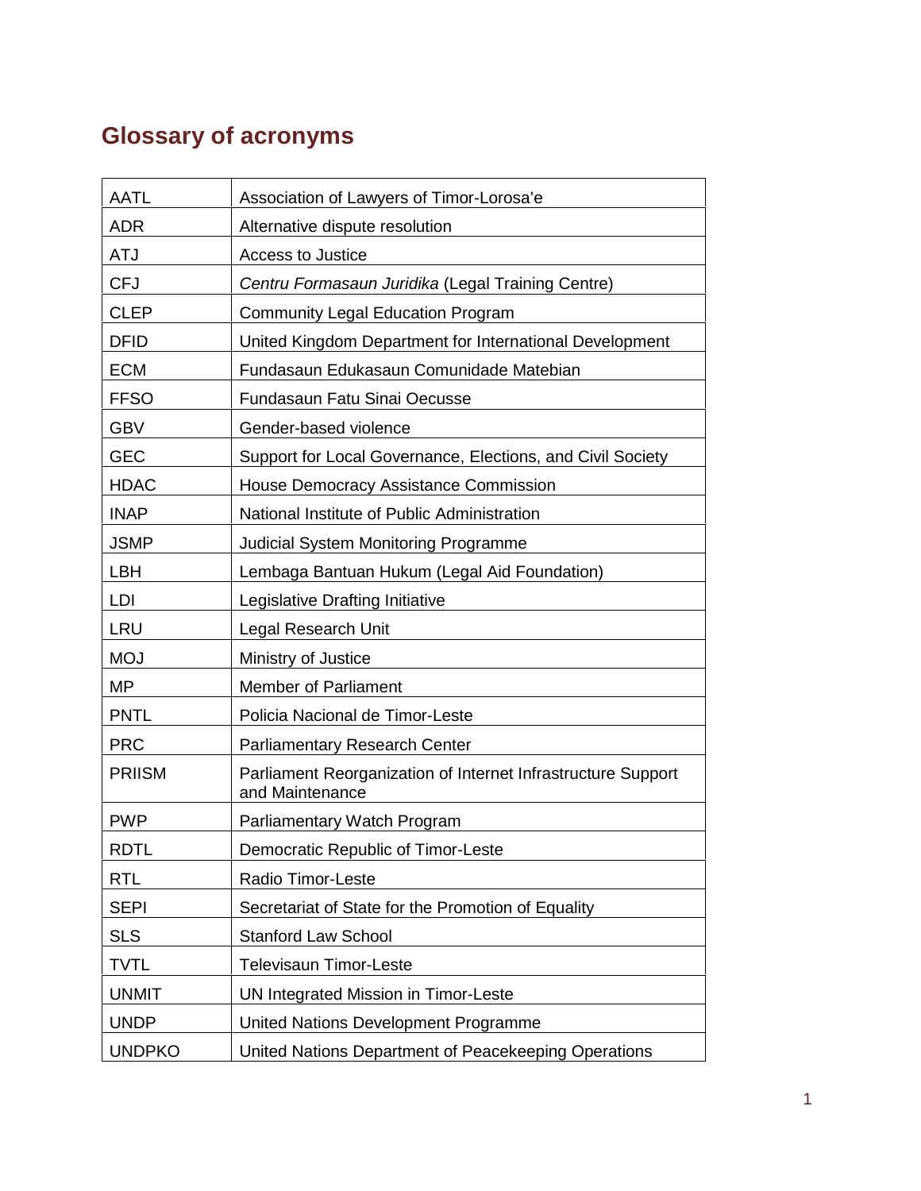## Glossary of acronyms

| | |
|---|---|
| AATL | Association of Lawyers of Timor-Lorosa'e |
| ADR | Alternative dispute resolution |
| ATJ | Access to Justice |
| CFJ | *Centru Formasaun Juridika* (Legal Training Centre) |
| CLEP | Community Legal Education Program |
| DFID | United Kingdom Department for International Development |
| ECM | Fundasaun Edukasaun Comunidade Matebian |
| FFSO | Fundasaun Fatu Sinai Oecusse |
| GBV | Gender-based violence |
| GEC | Support for Local Governance, Elections, and Civil Society |
| HDAC | House Democracy Assistance Commission |
| INAP | National Institute of Public Administration |
| JSMP | Judicial System Monitoring Programme |
| LBH | Lembaga Bantuan Hukum (Legal Aid Foundation) |
| LDI | Legislative Drafting Initiative |
| LRU | Legal Research Unit |
| MOJ | Ministry of Justice |
| MP | Member of Parliament |
| PNTL | Policia Nacional de Timor-Leste |
| PRC | Parliamentary Research Center |
| PRIISM | Parliament Reorganization of Internet Infrastructure Support and Maintenance |
| PWP | Parliamentary Watch Program |
| RDTL | Democratic Republic of Timor-Leste |
| RTL | Radio Timor-Leste |
| SEPI | Secretariat of State for the Promotion of Equality |
| SLS | Stanford Law School |
| TVTL | Televisaun Timor-Leste |
| UNMIT | UN Integrated Mission in Timor-Leste |
| UNDP | United Nations Development Programme |
| UNDPKO | United Nations Department of Peacekeeping Operations |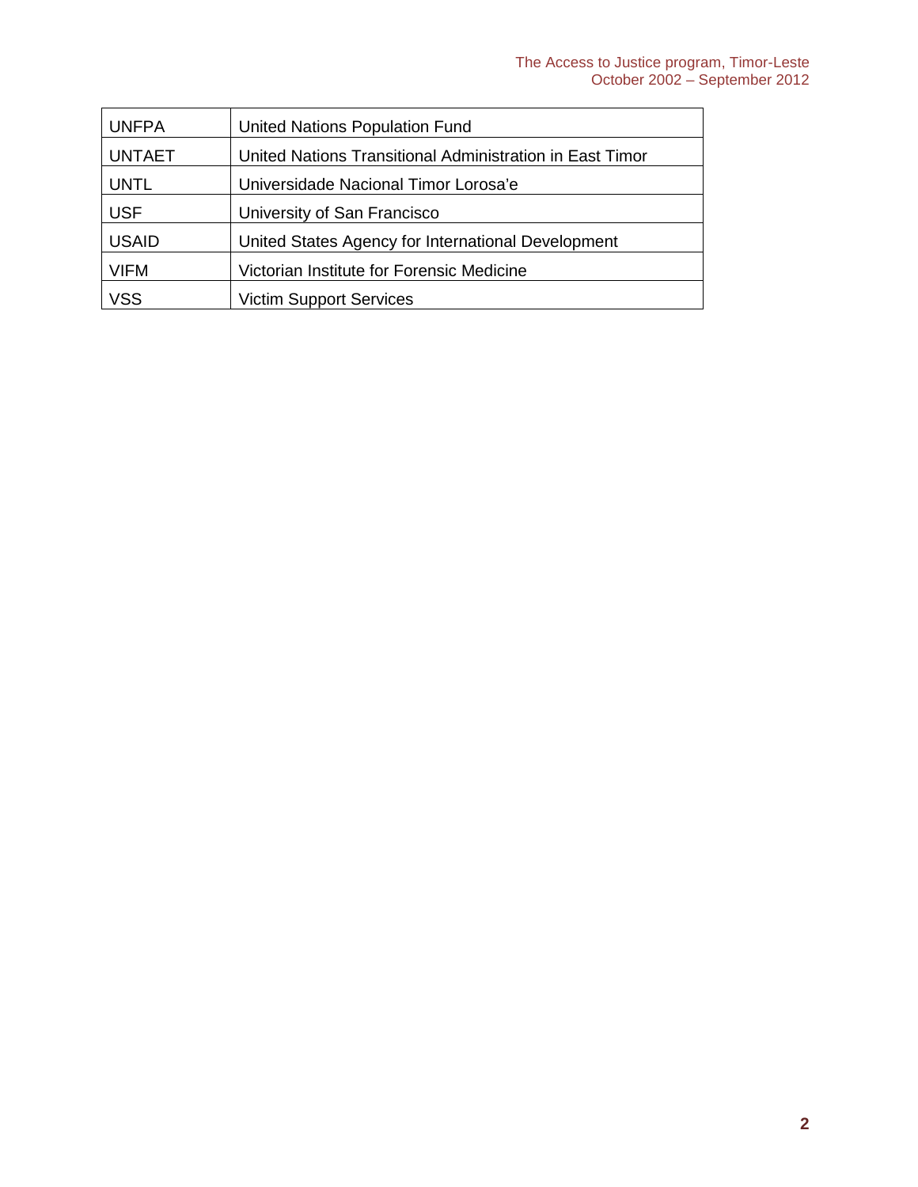| | |
|---|---|
| UNFPA | United Nations Population Fund |
| UNTAET | United Nations Transitional Administration in East Timor |
| UNTL | Universidade Nacional Timor Lorosa'e |
| USF | University of San Francisco |
| USAID | United States Agency for International Development |
| VIFM | Victorian Institute for Forensic Medicine |
| VSS | Victim Support Services |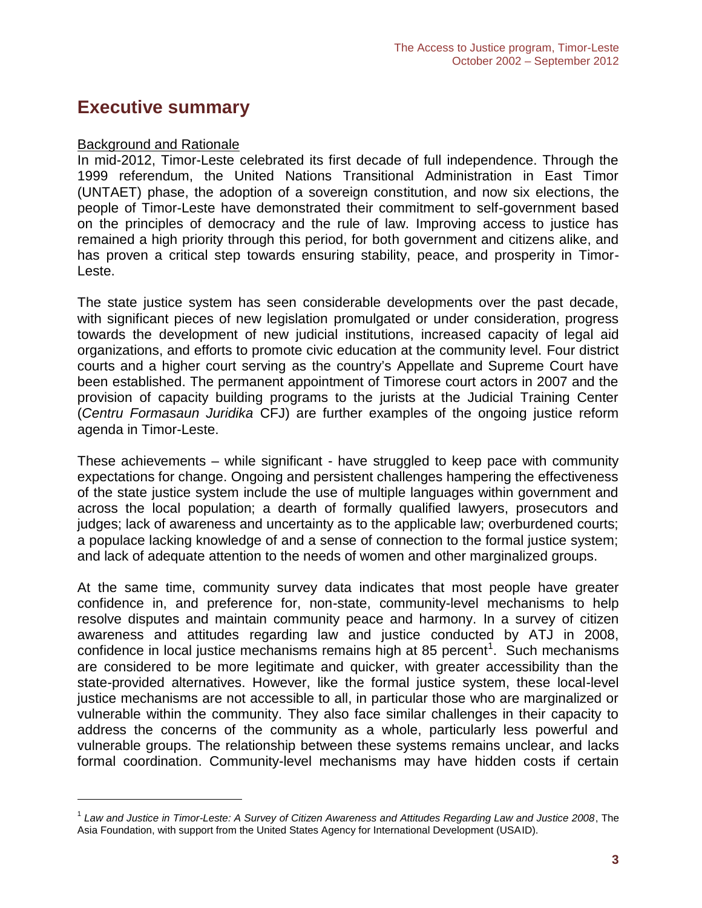# Executive summary

<u>Background and Rationale</u>

In mid-2012, Timor-Leste celebrated its first decade of full independence. Through the 1999 referendum, the United Nations Transitional Administration in East Timor (UNTAET) phase, the adoption of a sovereign constitution, and now six elections, the people of Timor-Leste have demonstrated their commitment to self-government based on the principles of democracy and the rule of law. Improving access to justice has remained a high priority through this period, for both government and citizens alike, and has proven a critical step towards ensuring stability, peace, and prosperity in Timor-Leste.

The state justice system has seen considerable developments over the past decade, with significant pieces of new legislation promulgated or under consideration, progress towards the development of new judicial institutions, increased capacity of legal aid organizations, and efforts to promote civic education at the community level. Four district courts and a higher court serving as the country's Appellate and Supreme Court have been established. The permanent appointment of Timorese court actors in 2007 and the provision of capacity building programs to the jurists at the Judicial Training Center (*Centru Formasaun Juridika* CFJ) are further examples of the ongoing justice reform agenda in Timor-Leste.

These achievements – while significant - have struggled to keep pace with community expectations for change. Ongoing and persistent challenges hampering the effectiveness of the state justice system include the use of multiple languages within government and across the local population; a dearth of formally qualified lawyers, prosecutors and judges; lack of awareness and uncertainty as to the applicable law; overburdened courts; a populace lacking knowledge of and a sense of connection to the formal justice system; and lack of adequate attention to the needs of women and other marginalized groups.

At the same time, community survey data indicates that most people have greater confidence in, and preference for, non-state, community-level mechanisms to help resolve disputes and maintain community peace and harmony. In a survey of citizen awareness and attitudes regarding law and justice conducted by ATJ in 2008, confidence in local justice mechanisms remains high at 85 percent[1]. Such mechanisms are considered to be more legitimate and quicker, with greater accessibility than the state-provided alternatives. However, like the formal justice system, these local-level justice mechanisms are not accessible to all, in particular those who are marginalized or vulnerable within the community. They also face similar challenges in their capacity to address the concerns of the community as a whole, particularly less powerful and vulnerable groups. The relationship between these systems remains unclear, and lacks formal coordination. Community-level mechanisms may have hidden costs if certain

---

[1] *Law and Justice in Timor-Leste: A Survey of Citizen Awareness and Attitudes Regarding Law and Justice 2008*, The Asia Foundation, with support from the United States Agency for International Development (USAID).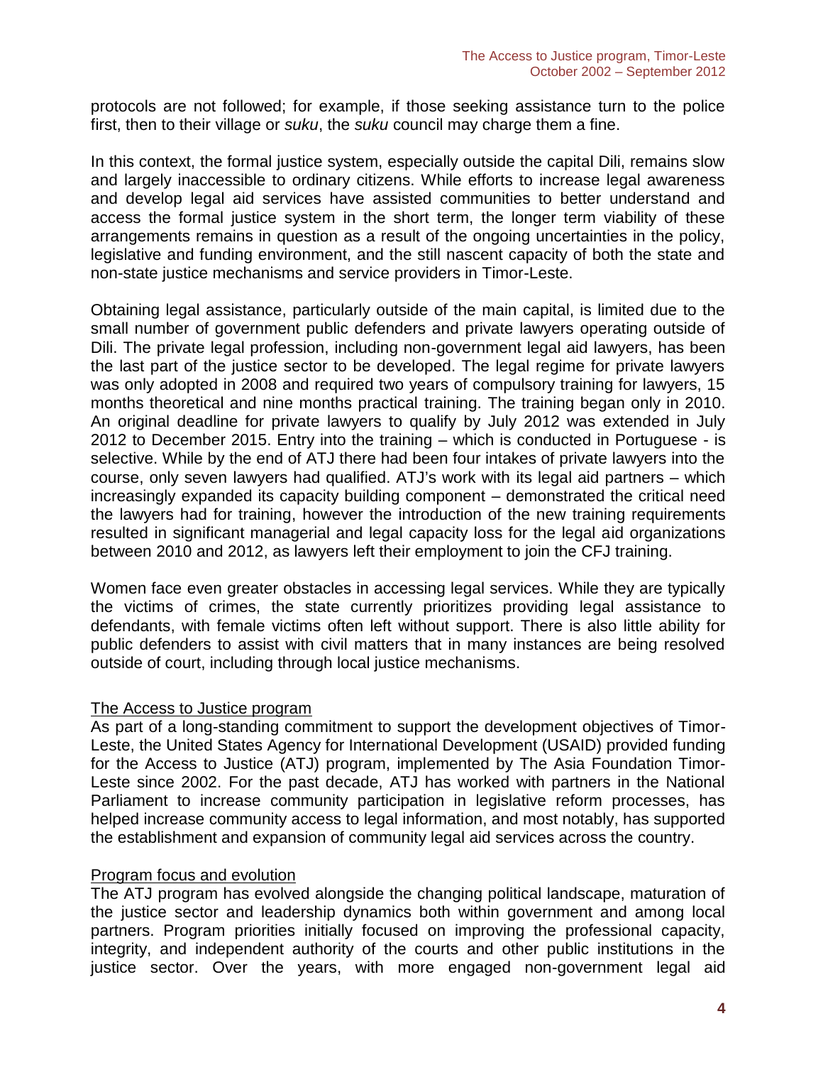protocols are not followed; for example, if those seeking assistance turn to the police first, then to their village or *suku*, the *suku* council may charge them a fine.

In this context, the formal justice system, especially outside the capital Dili, remains slow and largely inaccessible to ordinary citizens. While efforts to increase legal awareness and develop legal aid services have assisted communities to better understand and access the formal justice system in the short term, the longer term viability of these arrangements remains in question as a result of the ongoing uncertainties in the policy, legislative and funding environment, and the still nascent capacity of both the state and non-state justice mechanisms and service providers in Timor-Leste.

Obtaining legal assistance, particularly outside of the main capital, is limited due to the small number of government public defenders and private lawyers operating outside of Dili. The private legal profession, including non-government legal aid lawyers, has been the last part of the justice sector to be developed. The legal regime for private lawyers was only adopted in 2008 and required two years of compulsory training for lawyers, 15 months theoretical and nine months practical training. The training began only in 2010. An original deadline for private lawyers to qualify by July 2012 was extended in July 2012 to December 2015. Entry into the training – which is conducted in Portuguese - is selective. While by the end of ATJ there had been four intakes of private lawyers into the course, only seven lawyers had qualified. ATJ's work with its legal aid partners – which increasingly expanded its capacity building component – demonstrated the critical need the lawyers had for training, however the introduction of the new training requirements resulted in significant managerial and legal capacity loss for the legal aid organizations between 2010 and 2012, as lawyers left their employment to join the CFJ training.

Women face even greater obstacles in accessing legal services. While they are typically the victims of crimes, the state currently prioritizes providing legal assistance to defendants, with female victims often left without support. There is also little ability for public defenders to assist with civil matters that in many instances are being resolved outside of court, including through local justice mechanisms.

## The Access to Justice program

As part of a long-standing commitment to support the development objectives of Timor-Leste, the United States Agency for International Development (USAID) provided funding for the Access to Justice (ATJ) program, implemented by The Asia Foundation Timor-Leste since 2002. For the past decade, ATJ has worked with partners in the National Parliament to increase community participation in legislative reform processes, has helped increase community access to legal information, and most notably, has supported the establishment and expansion of community legal aid services across the country.

## Program focus and evolution

The ATJ program has evolved alongside the changing political landscape, maturation of the justice sector and leadership dynamics both within government and among local partners. Program priorities initially focused on improving the professional capacity, integrity, and independent authority of the courts and other public institutions in the justice sector. Over the years, with more engaged non-government legal aid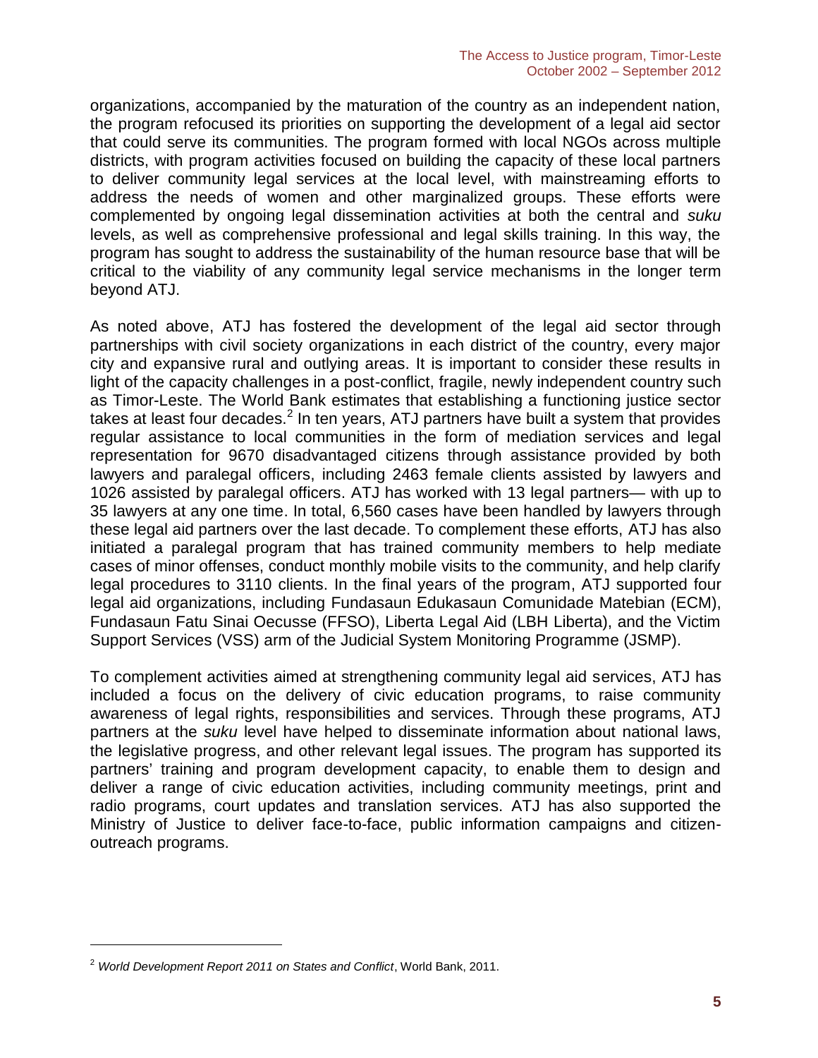organizations, accompanied by the maturation of the country as an independent nation, the program refocused its priorities on supporting the development of a legal aid sector that could serve its communities. The program formed with local NGOs across multiple districts, with program activities focused on building the capacity of these local partners to deliver community legal services at the local level, with mainstreaming efforts to address the needs of women and other marginalized groups. These efforts were complemented by ongoing legal dissemination activities at both the central and *suku* levels, as well as comprehensive professional and legal skills training. In this way, the program has sought to address the sustainability of the human resource base that will be critical to the viability of any community legal service mechanisms in the longer term beyond ATJ.

As noted above, ATJ has fostered the development of the legal aid sector through partnerships with civil society organizations in each district of the country, every major city and expansive rural and outlying areas. It is important to consider these results in light of the capacity challenges in a post-conflict, fragile, newly independent country such as Timor-Leste. The World Bank estimates that establishing a functioning justice sector takes at least four decades.[2] In ten years, ATJ partners have built a system that provides regular assistance to local communities in the form of mediation services and legal representation for 9670 disadvantaged citizens through assistance provided by both lawyers and paralegal officers, including 2463 female clients assisted by lawyers and 1026 assisted by paralegal officers. ATJ has worked with 13 legal partners— with up to 35 lawyers at any one time. In total, 6,560 cases have been handled by lawyers through these legal aid partners over the last decade. To complement these efforts, ATJ has also initiated a paralegal program that has trained community members to help mediate cases of minor offenses, conduct monthly mobile visits to the community, and help clarify legal procedures to 3110 clients. In the final years of the program, ATJ supported four legal aid organizations, including Fundasaun Edukasaun Comunidade Matebian (ECM), Fundasaun Fatu Sinai Oecusse (FFSO), Liberta Legal Aid (LBH Liberta), and the Victim Support Services (VSS) arm of the Judicial System Monitoring Programme (JSMP).

To complement activities aimed at strengthening community legal aid services, ATJ has included a focus on the delivery of civic education programs, to raise community awareness of legal rights, responsibilities and services. Through these programs, ATJ partners at the *suku* level have helped to disseminate information about national laws, the legislative progress, and other relevant legal issues. The program has supported its partners' training and program development capacity, to enable them to design and deliver a range of civic education activities, including community meetings, print and radio programs, court updates and translation services. ATJ has also supported the Ministry of Justice to deliver face-to-face, public information campaigns and citizen-outreach programs.

[2] *World Development Report 2011 on States and Conflict*, World Bank, 2011.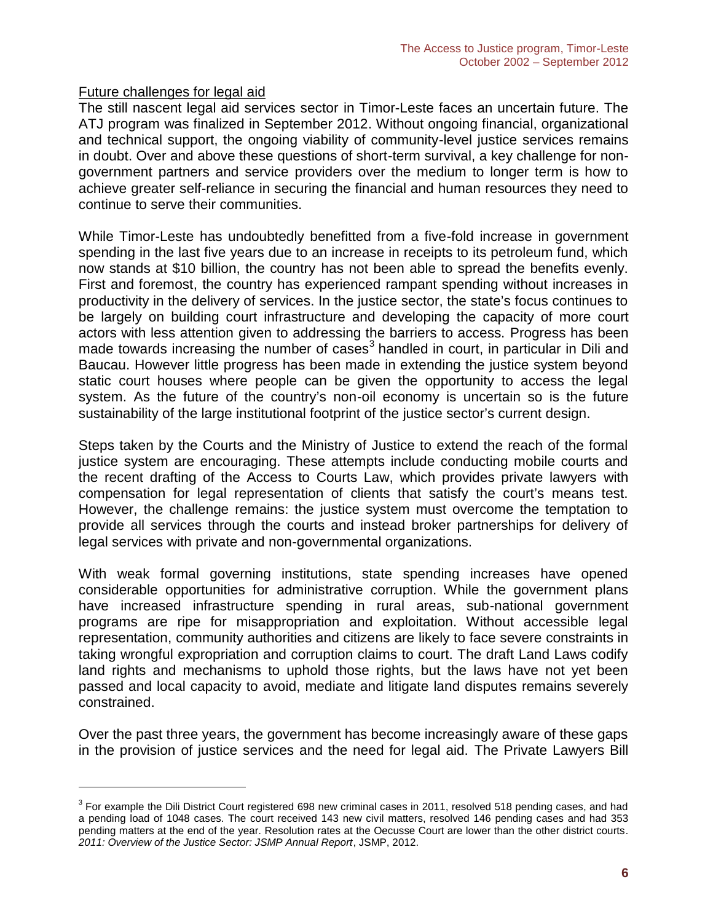Future challenges for legal aid

The still nascent legal aid services sector in Timor-Leste faces an uncertain future. The ATJ program was finalized in September 2012. Without ongoing financial, organizational and technical support, the ongoing viability of community-level justice services remains in doubt. Over and above these questions of short-term survival, a key challenge for non-government partners and service providers over the medium to longer term is how to achieve greater self-reliance in securing the financial and human resources they need to continue to serve their communities.

While Timor-Leste has undoubtedly benefitted from a five-fold increase in government spending in the last five years due to an increase in receipts to its petroleum fund, which now stands at $10 billion, the country has not been able to spread the benefits evenly. First and foremost, the country has experienced rampant spending without increases in productivity in the delivery of services. In the justice sector, the state's focus continues to be largely on building court infrastructure and developing the capacity of more court actors with less attention given to addressing the barriers to access. Progress has been made towards increasing the number of cases[3] handled in court, in particular in Dili and Baucau. However little progress has been made in extending the justice system beyond static court houses where people can be given the opportunity to access the legal system. As the future of the country's non-oil economy is uncertain so is the future sustainability of the large institutional footprint of the justice sector's current design.

Steps taken by the Courts and the Ministry of Justice to extend the reach of the formal justice system are encouraging. These attempts include conducting mobile courts and the recent drafting of the Access to Courts Law, which provides private lawyers with compensation for legal representation of clients that satisfy the court's means test. However, the challenge remains: the justice system must overcome the temptation to provide all services through the courts and instead broker partnerships for delivery of legal services with private and non-governmental organizations.

With weak formal governing institutions, state spending increases have opened considerable opportunities for administrative corruption. While the government plans have increased infrastructure spending in rural areas, sub-national government programs are ripe for misappropriation and exploitation. Without accessible legal representation, community authorities and citizens are likely to face severe constraints in taking wrongful expropriation and corruption claims to court. The draft Land Laws codify land rights and mechanisms to uphold those rights, but the laws have not yet been passed and local capacity to avoid, mediate and litigate land disputes remains severely constrained.

Over the past three years, the government has become increasingly aware of these gaps in the provision of justice services and the need for legal aid. The Private Lawyers Bill

[3] For example the Dili District Court registered 698 new criminal cases in 2011, resolved 518 pending cases, and had a pending load of 1048 cases. The court received 143 new civil matters, resolved 146 pending cases and had 353 pending matters at the end of the year. Resolution rates at the Oecusse Court are lower than the other district courts. *2011: Overview of the Justice Sector: JSMP Annual Report*, JSMP, 2012.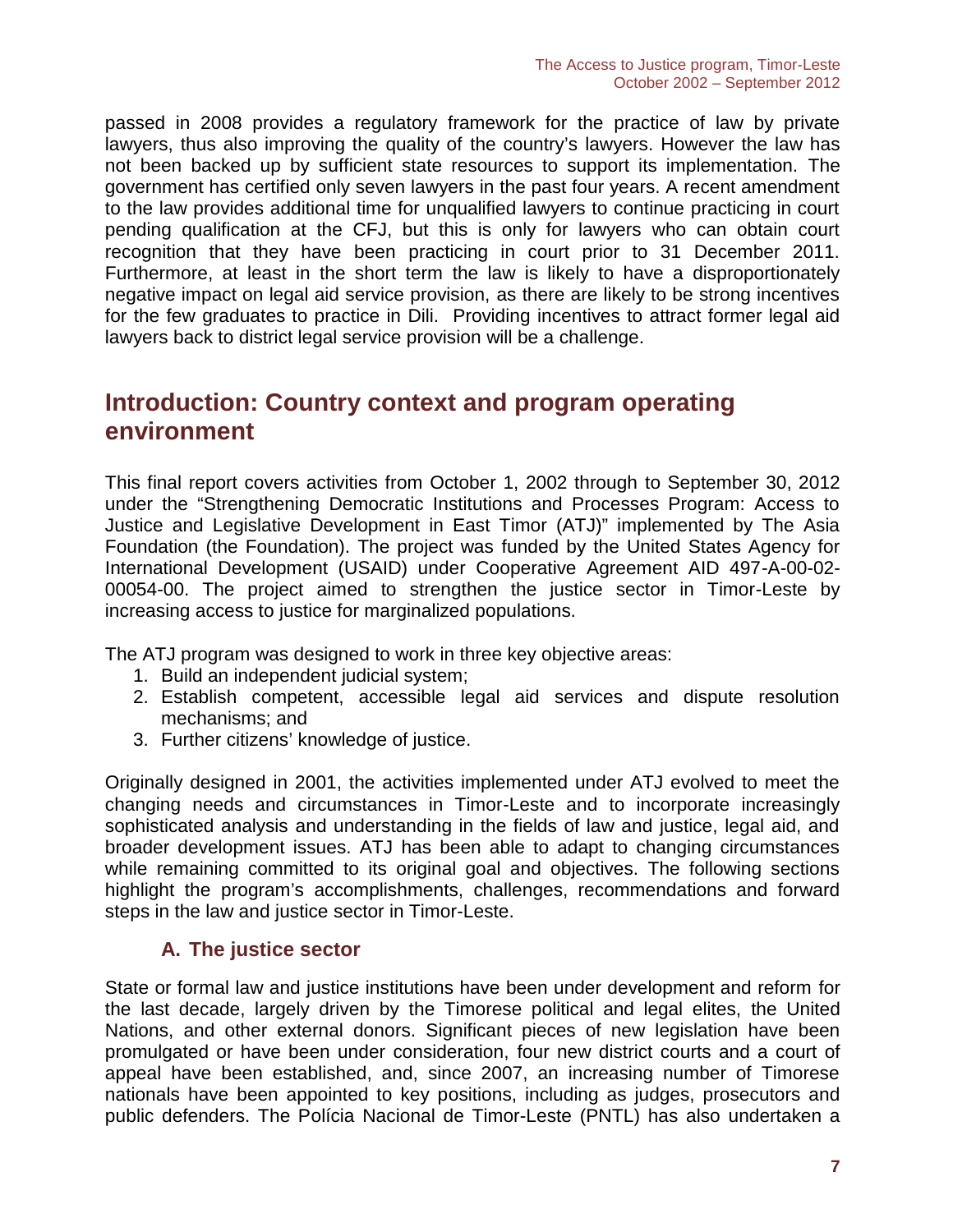passed in 2008 provides a regulatory framework for the practice of law by private lawyers, thus also improving the quality of the country's lawyers. However the law has not been backed up by sufficient state resources to support its implementation. The government has certified only seven lawyers in the past four years. A recent amendment to the law provides additional time for unqualified lawyers to continue practicing in court pending qualification at the CFJ, but this is only for lawyers who can obtain court recognition that they have been practicing in court prior to 31 December 2011. Furthermore, at least in the short term the law is likely to have a disproportionately negative impact on legal aid service provision, as there are likely to be strong incentives for the few graduates to practice in Dili. Providing incentives to attract former legal aid lawyers back to district legal service provision will be a challenge.

# Introduction: Country context and program operating environment

This final report covers activities from October 1, 2002 through to September 30, 2012 under the "Strengthening Democratic Institutions and Processes Program: Access to Justice and Legislative Development in East Timor (ATJ)" implemented by The Asia Foundation (the Foundation). The project was funded by the United States Agency for International Development (USAID) under Cooperative Agreement AID 497-A-00-02-00054-00. The project aimed to strengthen the justice sector in Timor-Leste by increasing access to justice for marginalized populations.

The ATJ program was designed to work in three key objective areas:

1. Build an independent judicial system;
2. Establish competent, accessible legal aid services and dispute resolution mechanisms; and
3. Further citizens' knowledge of justice.

Originally designed in 2001, the activities implemented under ATJ evolved to meet the changing needs and circumstances in Timor-Leste and to incorporate increasingly sophisticated analysis and understanding in the fields of law and justice, legal aid, and broader development issues. ATJ has been able to adapt to changing circumstances while remaining committed to its original goal and objectives. The following sections highlight the program's accomplishments, challenges, recommendations and forward steps in the law and justice sector in Timor-Leste.

## A. The justice sector

State or formal law and justice institutions have been under development and reform for the last decade, largely driven by the Timorese political and legal elites, the United Nations, and other external donors. Significant pieces of new legislation have been promulgated or have been under consideration, four new district courts and a court of appeal have been established, and, since 2007, an increasing number of Timorese nationals have been appointed to key positions, including as judges, prosecutors and public defenders. The Polícia Nacional de Timor-Leste (PNTL) has also undertaken a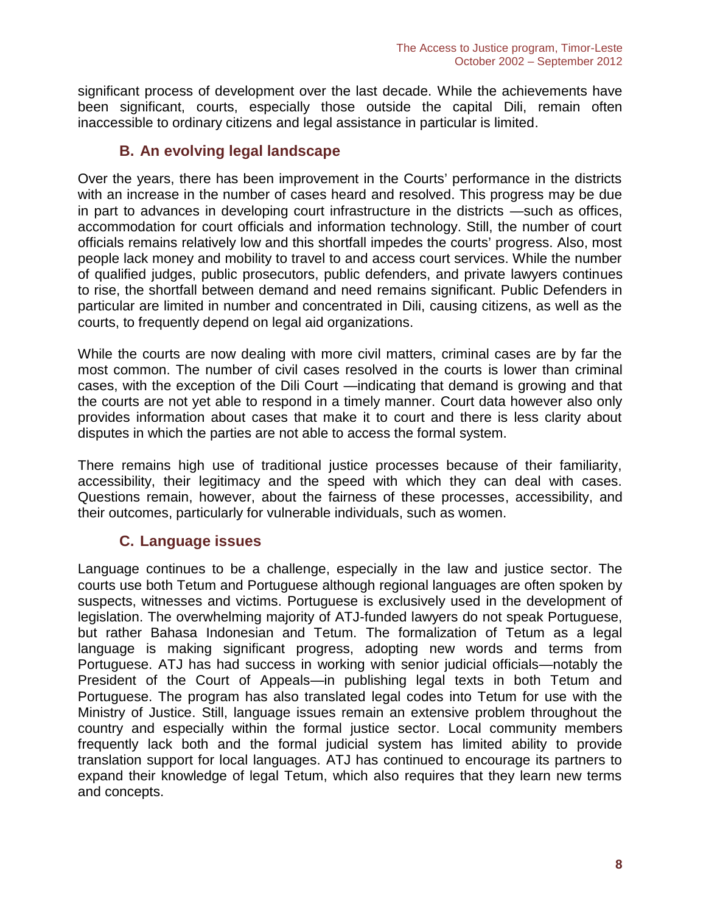significant process of development over the last decade. While the achievements have been significant, courts, especially those outside the capital Dili, remain often inaccessible to ordinary citizens and legal assistance in particular is limited.

## B. An evolving legal landscape

Over the years, there has been improvement in the Courts' performance in the districts with an increase in the number of cases heard and resolved. This progress may be due in part to advances in developing court infrastructure in the districts —such as offices, accommodation for court officials and information technology. Still, the number of court officials remains relatively low and this shortfall impedes the courts' progress. Also, most people lack money and mobility to travel to and access court services. While the number of qualified judges, public prosecutors, public defenders, and private lawyers continues to rise, the shortfall between demand and need remains significant. Public Defenders in particular are limited in number and concentrated in Dili, causing citizens, as well as the courts, to frequently depend on legal aid organizations.

While the courts are now dealing with more civil matters, criminal cases are by far the most common. The number of civil cases resolved in the courts is lower than criminal cases, with the exception of the Dili Court —indicating that demand is growing and that the courts are not yet able to respond in a timely manner. Court data however also only provides information about cases that make it to court and there is less clarity about disputes in which the parties are not able to access the formal system.

There remains high use of traditional justice processes because of their familiarity, accessibility, their legitimacy and the speed with which they can deal with cases. Questions remain, however, about the fairness of these processes, accessibility, and their outcomes, particularly for vulnerable individuals, such as women.

## C. Language issues

Language continues to be a challenge, especially in the law and justice sector. The courts use both Tetum and Portuguese although regional languages are often spoken by suspects, witnesses and victims. Portuguese is exclusively used in the development of legislation. The overwhelming majority of ATJ-funded lawyers do not speak Portuguese, but rather Bahasa Indonesian and Tetum. The formalization of Tetum as a legal language is making significant progress, adopting new words and terms from Portuguese. ATJ has had success in working with senior judicial officials—notably the President of the Court of Appeals—in publishing legal texts in both Tetum and Portuguese. The program has also translated legal codes into Tetum for use with the Ministry of Justice. Still, language issues remain an extensive problem throughout the country and especially within the formal justice sector. Local community members frequently lack both and the formal judicial system has limited ability to provide translation support for local languages. ATJ has continued to encourage its partners to expand their knowledge of legal Tetum, which also requires that they learn new terms and concepts.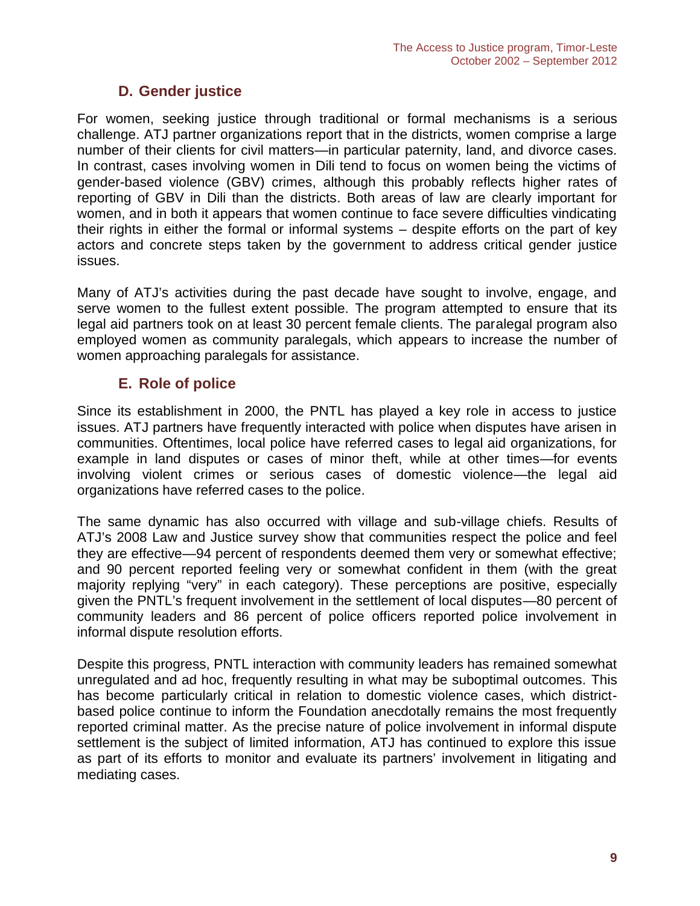## D. Gender justice

For women, seeking justice through traditional or formal mechanisms is a serious challenge. ATJ partner organizations report that in the districts, women comprise a large number of their clients for civil matters—in particular paternity, land, and divorce cases. In contrast, cases involving women in Dili tend to focus on women being the victims of gender-based violence (GBV) crimes, although this probably reflects higher rates of reporting of GBV in Dili than the districts. Both areas of law are clearly important for women, and in both it appears that women continue to face severe difficulties vindicating their rights in either the formal or informal systems – despite efforts on the part of key actors and concrete steps taken by the government to address critical gender justice issues.

Many of ATJ's activities during the past decade have sought to involve, engage, and serve women to the fullest extent possible. The program attempted to ensure that its legal aid partners took on at least 30 percent female clients. The paralegal program also employed women as community paralegals, which appears to increase the number of women approaching paralegals for assistance.

## E. Role of police

Since its establishment in 2000, the PNTL has played a key role in access to justice issues. ATJ partners have frequently interacted with police when disputes have arisen in communities. Oftentimes, local police have referred cases to legal aid organizations, for example in land disputes or cases of minor theft, while at other times—for events involving violent crimes or serious cases of domestic violence—the legal aid organizations have referred cases to the police.

The same dynamic has also occurred with village and sub-village chiefs. Results of ATJ's 2008 Law and Justice survey show that communities respect the police and feel they are effective—94 percent of respondents deemed them very or somewhat effective; and 90 percent reported feeling very or somewhat confident in them (with the great majority replying "very" in each category). These perceptions are positive, especially given the PNTL's frequent involvement in the settlement of local disputes—80 percent of community leaders and 86 percent of police officers reported police involvement in informal dispute resolution efforts.

Despite this progress, PNTL interaction with community leaders has remained somewhat unregulated and ad hoc, frequently resulting in what may be suboptimal outcomes. This has become particularly critical in relation to domestic violence cases, which district-based police continue to inform the Foundation anecdotally remains the most frequently reported criminal matter. As the precise nature of police involvement in informal dispute settlement is the subject of limited information, ATJ has continued to explore this issue as part of its efforts to monitor and evaluate its partners' involvement in litigating and mediating cases.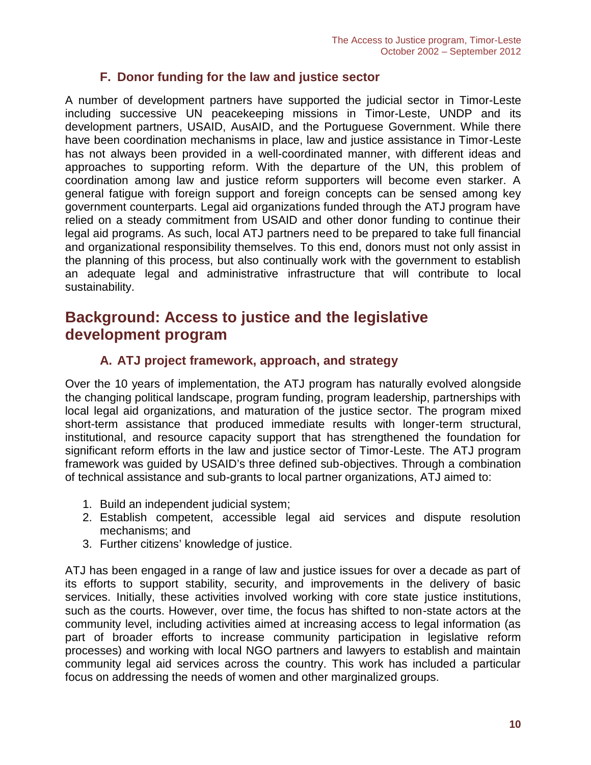### F. Donor funding for the law and justice sector

A number of development partners have supported the judicial sector in Timor-Leste including successive UN peacekeeping missions in Timor-Leste, UNDP and its development partners, USAID, AusAID, and the Portuguese Government. While there have been coordination mechanisms in place, law and justice assistance in Timor-Leste has not always been provided in a well-coordinated manner, with different ideas and approaches to supporting reform. With the departure of the UN, this problem of coordination among law and justice reform supporters will become even starker. A general fatigue with foreign support and foreign concepts can be sensed among key government counterparts. Legal aid organizations funded through the ATJ program have relied on a steady commitment from USAID and other donor funding to continue their legal aid programs. As such, local ATJ partners need to be prepared to take full financial and organizational responsibility themselves. To this end, donors must not only assist in the planning of this process, but also continually work with the government to establish an adequate legal and administrative infrastructure that will contribute to local sustainability.

## Background: Access to justice and the legislative development program

### A. ATJ project framework, approach, and strategy

Over the 10 years of implementation, the ATJ program has naturally evolved alongside the changing political landscape, program funding, program leadership, partnerships with local legal aid organizations, and maturation of the justice sector. The program mixed short-term assistance that produced immediate results with longer-term structural, institutional, and resource capacity support that has strengthened the foundation for significant reform efforts in the law and justice sector of Timor-Leste. The ATJ program framework was guided by USAID's three defined sub-objectives. Through a combination of technical assistance and sub-grants to local partner organizations, ATJ aimed to:

1. Build an independent judicial system;
2. Establish competent, accessible legal aid services and dispute resolution mechanisms; and
3. Further citizens' knowledge of justice.

ATJ has been engaged in a range of law and justice issues for over a decade as part of its efforts to support stability, security, and improvements in the delivery of basic services. Initially, these activities involved working with core state justice institutions, such as the courts. However, over time, the focus has shifted to non-state actors at the community level, including activities aimed at increasing access to legal information (as part of broader efforts to increase community participation in legislative reform processes) and working with local NGO partners and lawyers to establish and maintain community legal aid services across the country. This work has included a particular focus on addressing the needs of women and other marginalized groups.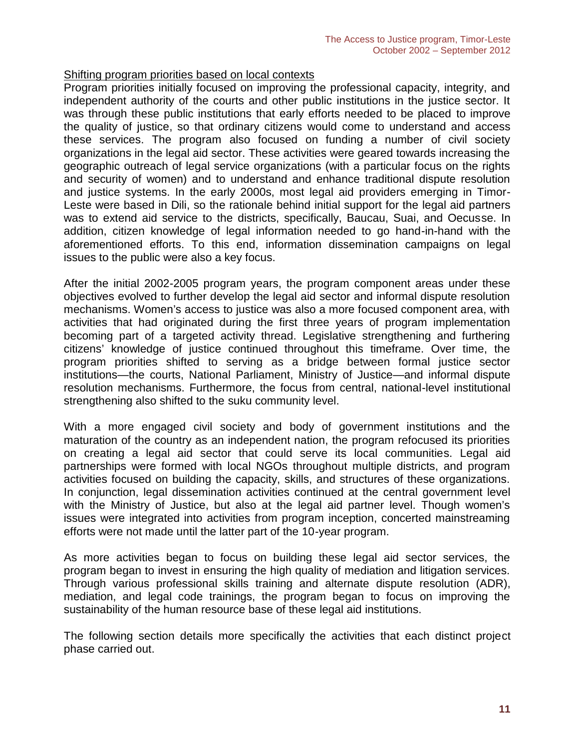## Shifting program priorities based on local contexts

Program priorities initially focused on improving the professional capacity, integrity, and independent authority of the courts and other public institutions in the justice sector. It was through these public institutions that early efforts needed to be placed to improve the quality of justice, so that ordinary citizens would come to understand and access these services. The program also focused on funding a number of civil society organizations in the legal aid sector. These activities were geared towards increasing the geographic outreach of legal service organizations (with a particular focus on the rights and security of women) and to understand and enhance traditional dispute resolution and justice systems. In the early 2000s, most legal aid providers emerging in Timor-Leste were based in Dili, so the rationale behind initial support for the legal aid partners was to extend aid service to the districts, specifically, Baucau, Suai, and Oecusse. In addition, citizen knowledge of legal information needed to go hand-in-hand with the aforementioned efforts. To this end, information dissemination campaigns on legal issues to the public were also a key focus.

After the initial 2002-2005 program years, the program component areas under these objectives evolved to further develop the legal aid sector and informal dispute resolution mechanisms. Women's access to justice was also a more focused component area, with activities that had originated during the first three years of program implementation becoming part of a targeted activity thread. Legislative strengthening and furthering citizens' knowledge of justice continued throughout this timeframe. Over time, the program priorities shifted to serving as a bridge between formal justice sector institutions—the courts, National Parliament, Ministry of Justice—and informal dispute resolution mechanisms. Furthermore, the focus from central, national-level institutional strengthening also shifted to the suku community level.

With a more engaged civil society and body of government institutions and the maturation of the country as an independent nation, the program refocused its priorities on creating a legal aid sector that could serve its local communities. Legal aid partnerships were formed with local NGOs throughout multiple districts, and program activities focused on building the capacity, skills, and structures of these organizations. In conjunction, legal dissemination activities continued at the central government level with the Ministry of Justice, but also at the legal aid partner level. Though women's issues were integrated into activities from program inception, concerted mainstreaming efforts were not made until the latter part of the 10-year program.

As more activities began to focus on building these legal aid sector services, the program began to invest in ensuring the high quality of mediation and litigation services. Through various professional skills training and alternate dispute resolution (ADR), mediation, and legal code trainings, the program began to focus on improving the sustainability of the human resource base of these legal aid institutions.

The following section details more specifically the activities that each distinct project phase carried out.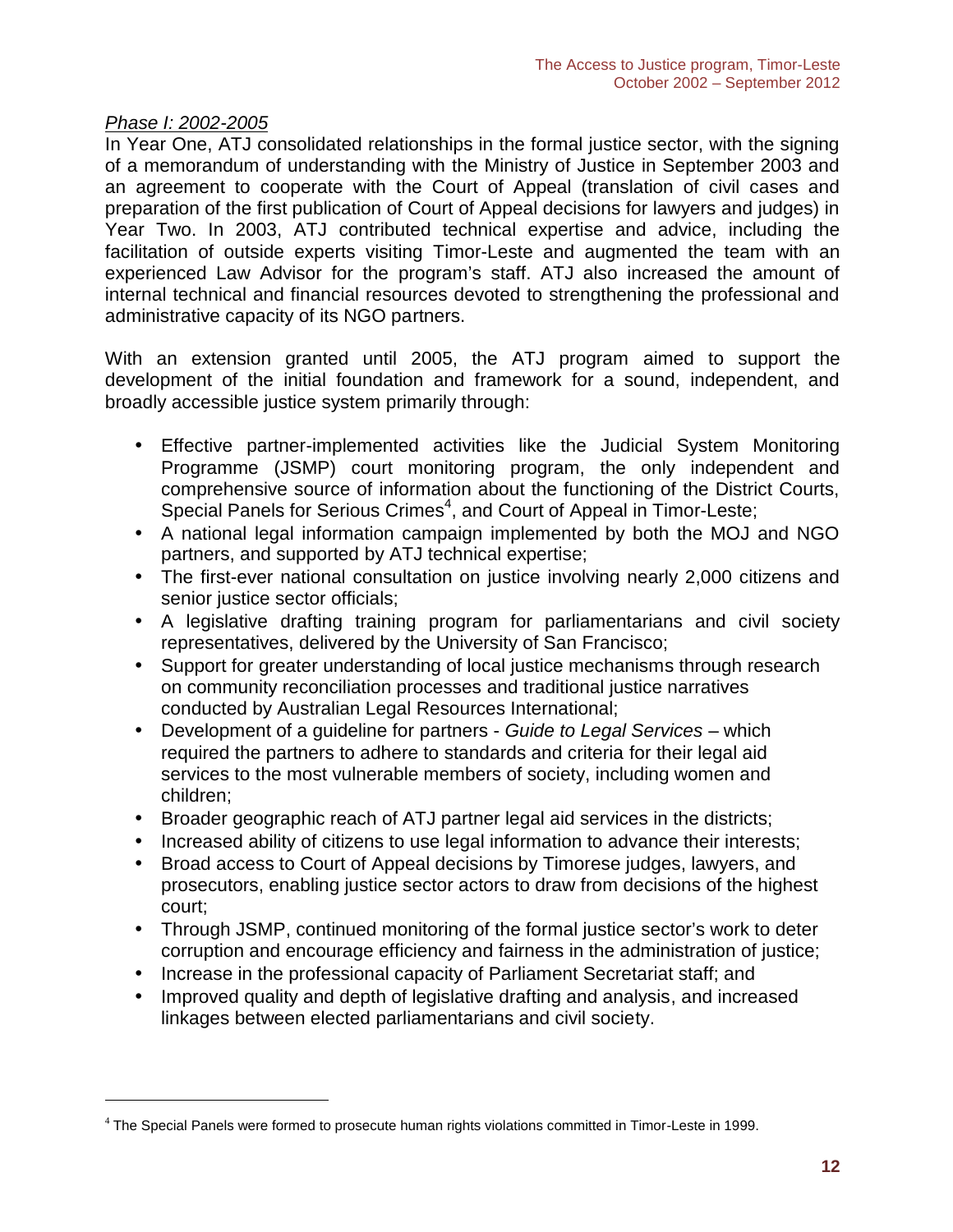*Phase I: 2002-2005*

In Year One, ATJ consolidated relationships in the formal justice sector, with the signing of a memorandum of understanding with the Ministry of Justice in September 2003 and an agreement to cooperate with the Court of Appeal (translation of civil cases and preparation of the first publication of Court of Appeal decisions for lawyers and judges) in Year Two. In 2003, ATJ contributed technical expertise and advice, including the facilitation of outside experts visiting Timor-Leste and augmented the team with an experienced Law Advisor for the program's staff. ATJ also increased the amount of internal technical and financial resources devoted to strengthening the professional and administrative capacity of its NGO partners.

With an extension granted until 2005, the ATJ program aimed to support the development of the initial foundation and framework for a sound, independent, and broadly accessible justice system primarily through:

- Effective partner-implemented activities like the Judicial System Monitoring Programme (JSMP) court monitoring program, the only independent and comprehensive source of information about the functioning of the District Courts, Special Panels for Serious Crimes[4], and Court of Appeal in Timor-Leste;
- A national legal information campaign implemented by both the MOJ and NGO partners, and supported by ATJ technical expertise;
- The first-ever national consultation on justice involving nearly 2,000 citizens and senior justice sector officials;
- A legislative drafting training program for parliamentarians and civil society representatives, delivered by the University of San Francisco;
- Support for greater understanding of local justice mechanisms through research on community reconciliation processes and traditional justice narratives conducted by Australian Legal Resources International;
- Development of a guideline for partners - *Guide to Legal Services* – which required the partners to adhere to standards and criteria for their legal aid services to the most vulnerable members of society, including women and children;
- Broader geographic reach of ATJ partner legal aid services in the districts;
- Increased ability of citizens to use legal information to advance their interests;
- Broad access to Court of Appeal decisions by Timorese judges, lawyers, and prosecutors, enabling justice sector actors to draw from decisions of the highest court;
- Through JSMP, continued monitoring of the formal justice sector's work to deter corruption and encourage efficiency and fairness in the administration of justice;
- Increase in the professional capacity of Parliament Secretariat staff; and
- Improved quality and depth of legislative drafting and analysis, and increased linkages between elected parliamentarians and civil society.

[4] The Special Panels were formed to prosecute human rights violations committed in Timor-Leste in 1999.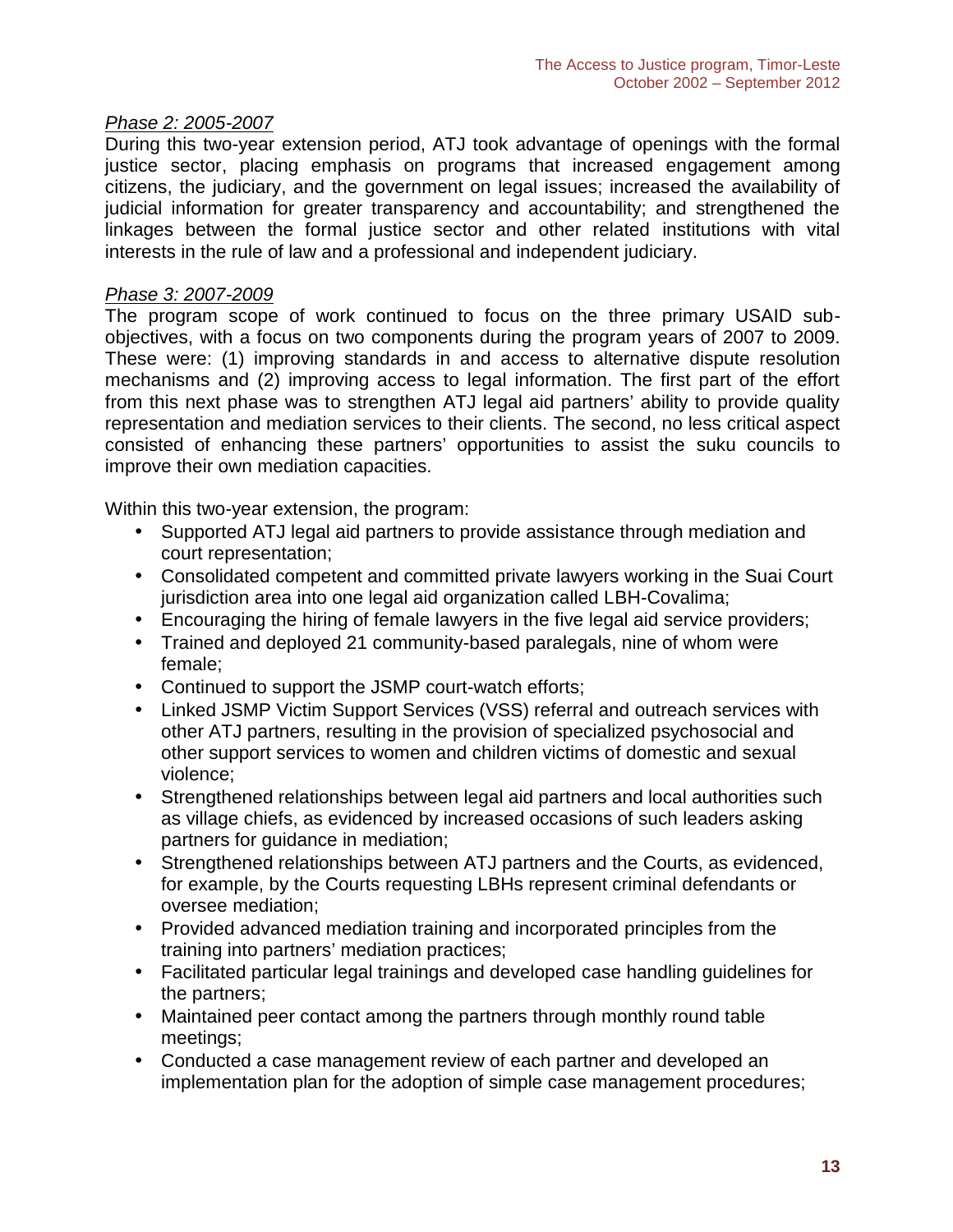*Phase 2: 2005-2007*

During this two-year extension period, ATJ took advantage of openings with the formal justice sector, placing emphasis on programs that increased engagement among citizens, the judiciary, and the government on legal issues; increased the availability of judicial information for greater transparency and accountability; and strengthened the linkages between the formal justice sector and other related institutions with vital interests in the rule of law and a professional and independent judiciary.

*Phase 3: 2007-2009*

The program scope of work continued to focus on the three primary USAID sub-objectives, with a focus on two components during the program years of 2007 to 2009. These were: (1) improving standards in and access to alternative dispute resolution mechanisms and (2) improving access to legal information. The first part of the effort from this next phase was to strengthen ATJ legal aid partners' ability to provide quality representation and mediation services to their clients. The second, no less critical aspect consisted of enhancing these partners' opportunities to assist the suku councils to improve their own mediation capacities.

Within this two-year extension, the program:

- Supported ATJ legal aid partners to provide assistance through mediation and court representation;
- Consolidated competent and committed private lawyers working in the Suai Court jurisdiction area into one legal aid organization called LBH-Covalima;
- Encouraging the hiring of female lawyers in the five legal aid service providers;
- Trained and deployed 21 community-based paralegals, nine of whom were female;
- Continued to support the JSMP court-watch efforts;
- Linked JSMP Victim Support Services (VSS) referral and outreach services with other ATJ partners, resulting in the provision of specialized psychosocial and other support services to women and children victims of domestic and sexual violence;
- Strengthened relationships between legal aid partners and local authorities such as village chiefs, as evidenced by increased occasions of such leaders asking partners for guidance in mediation;
- Strengthened relationships between ATJ partners and the Courts, as evidenced, for example, by the Courts requesting LBHs represent criminal defendants or oversee mediation;
- Provided advanced mediation training and incorporated principles from the training into partners' mediation practices;
- Facilitated particular legal trainings and developed case handling guidelines for the partners;
- Maintained peer contact among the partners through monthly round table meetings;
- Conducted a case management review of each partner and developed an implementation plan for the adoption of simple case management procedures;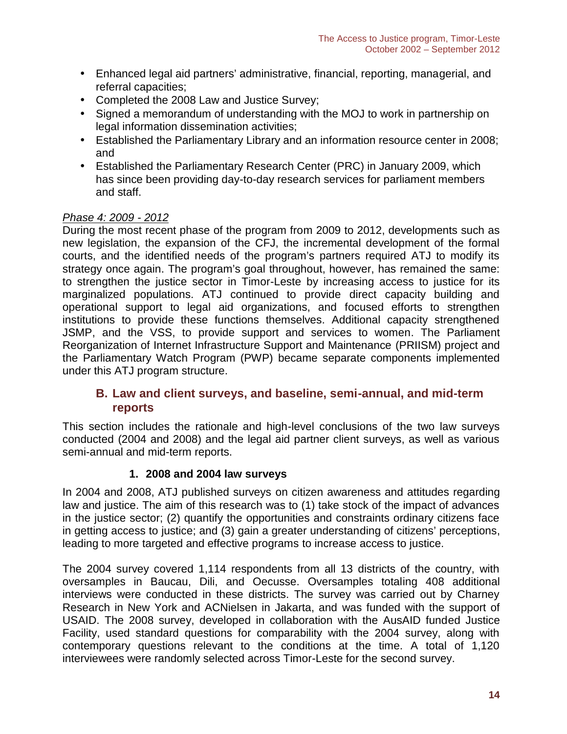- Enhanced legal aid partners' administrative, financial, reporting, managerial, and referral capacities;
- Completed the 2008 Law and Justice Survey;
- Signed a memorandum of understanding with the MOJ to work in partnership on legal information dissemination activities;
- Established the Parliamentary Library and an information resource center in 2008; and
- Established the Parliamentary Research Center (PRC) in January 2009, which has since been providing day-to-day research services for parliament members and staff.

*Phase 4: 2009 - 2012*

During the most recent phase of the program from 2009 to 2012, developments such as new legislation, the expansion of the CFJ, the incremental development of the formal courts, and the identified needs of the program's partners required ATJ to modify its strategy once again. The program's goal throughout, however, has remained the same: to strengthen the justice sector in Timor-Leste by increasing access to justice for its marginalized populations. ATJ continued to provide direct capacity building and operational support to legal aid organizations, and focused efforts to strengthen institutions to provide these functions themselves. Additional capacity strengthened JSMP, and the VSS, to provide support and services to women. The Parliament Reorganization of Internet Infrastructure Support and Maintenance (PRIISM) project and the Parliamentary Watch Program (PWP) became separate components implemented under this ATJ program structure.

## B. Law and client surveys, and baseline, semi-annual, and mid-term reports

This section includes the rationale and high-level conclusions of the two law surveys conducted (2004 and 2008) and the legal aid partner client surveys, as well as various semi-annual and mid-term reports.

### 1. 2008 and 2004 law surveys

In 2004 and 2008, ATJ published surveys on citizen awareness and attitudes regarding law and justice. The aim of this research was to (1) take stock of the impact of advances in the justice sector; (2) quantify the opportunities and constraints ordinary citizens face in getting access to justice; and (3) gain a greater understanding of citizens' perceptions, leading to more targeted and effective programs to increase access to justice.

The 2004 survey covered 1,114 respondents from all 13 districts of the country, with oversamples in Baucau, Dili, and Oecusse. Oversamples totaling 408 additional interviews were conducted in these districts. The survey was carried out by Charney Research in New York and ACNielsen in Jakarta, and was funded with the support of USAID. The 2008 survey, developed in collaboration with the AusAID funded Justice Facility, used standard questions for comparability with the 2004 survey, along with contemporary questions relevant to the conditions at the time. A total of 1,120 interviewees were randomly selected across Timor-Leste for the second survey.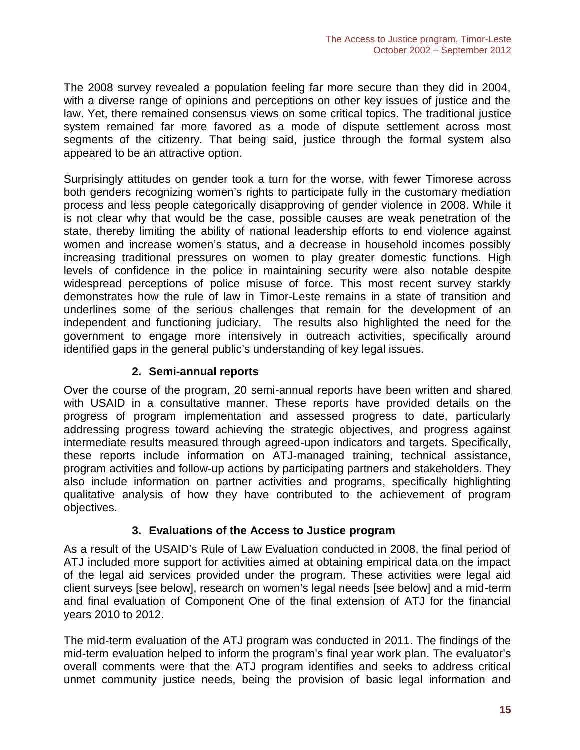The 2008 survey revealed a population feeling far more secure than they did in 2004, with a diverse range of opinions and perceptions on other key issues of justice and the law. Yet, there remained consensus views on some critical topics. The traditional justice system remained far more favored as a mode of dispute settlement across most segments of the citizenry. That being said, justice through the formal system also appeared to be an attractive option.

Surprisingly attitudes on gender took a turn for the worse, with fewer Timorese across both genders recognizing women's rights to participate fully in the customary mediation process and less people categorically disapproving of gender violence in 2008. While it is not clear why that would be the case, possible causes are weak penetration of the state, thereby limiting the ability of national leadership efforts to end violence against women and increase women's status, and a decrease in household incomes possibly increasing traditional pressures on women to play greater domestic functions. High levels of confidence in the police in maintaining security were also notable despite widespread perceptions of police misuse of force. This most recent survey starkly demonstrates how the rule of law in Timor-Leste remains in a state of transition and underlines some of the serious challenges that remain for the development of an independent and functioning judiciary. The results also highlighted the need for the government to engage more intensively in outreach activities, specifically around identified gaps in the general public's understanding of key legal issues.

### 2. Semi-annual reports

Over the course of the program, 20 semi-annual reports have been written and shared with USAID in a consultative manner. These reports have provided details on the progress of program implementation and assessed progress to date, particularly addressing progress toward achieving the strategic objectives, and progress against intermediate results measured through agreed-upon indicators and targets. Specifically, these reports include information on ATJ-managed training, technical assistance, program activities and follow-up actions by participating partners and stakeholders. They also include information on partner activities and programs, specifically highlighting qualitative analysis of how they have contributed to the achievement of program objectives.

### 3. Evaluations of the Access to Justice program

As a result of the USAID's Rule of Law Evaluation conducted in 2008, the final period of ATJ included more support for activities aimed at obtaining empirical data on the impact of the legal aid services provided under the program. These activities were legal aid client surveys [see below], research on women's legal needs [see below] and a mid-term and final evaluation of Component One of the final extension of ATJ for the financial years 2010 to 2012.

The mid-term evaluation of the ATJ program was conducted in 2011. The findings of the mid-term evaluation helped to inform the program's final year work plan. The evaluator's overall comments were that the ATJ program identifies and seeks to address critical unmet community justice needs, being the provision of basic legal information and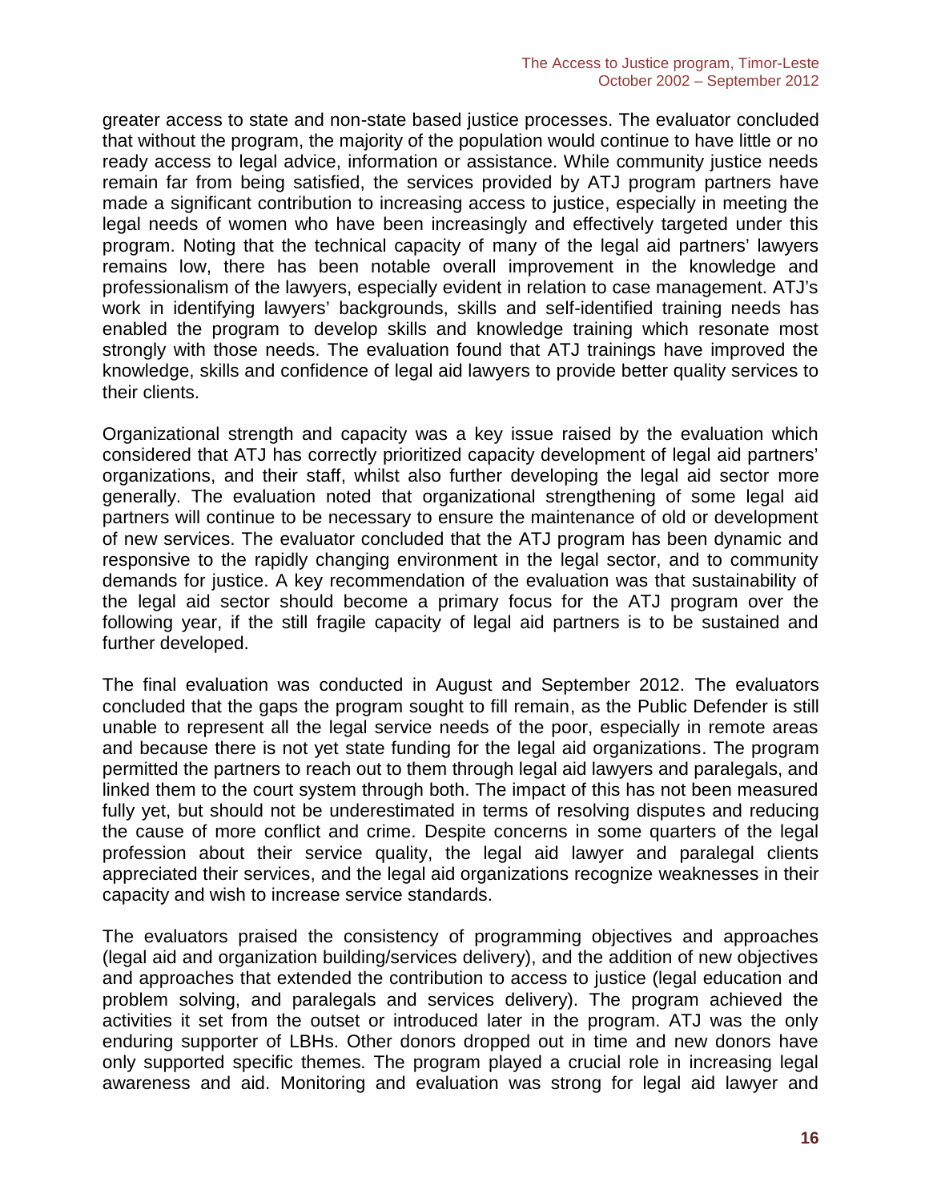greater access to state and non-state based justice processes. The evaluator concluded that without the program, the majority of the population would continue to have little or no ready access to legal advice, information or assistance. While community justice needs remain far from being satisfied, the services provided by ATJ program partners have made a significant contribution to increasing access to justice, especially in meeting the legal needs of women who have been increasingly and effectively targeted under this program. Noting that the technical capacity of many of the legal aid partners' lawyers remains low, there has been notable overall improvement in the knowledge and professionalism of the lawyers, especially evident in relation to case management. ATJ's work in identifying lawyers' backgrounds, skills and self-identified training needs has enabled the program to develop skills and knowledge training which resonate most strongly with those needs. The evaluation found that ATJ trainings have improved the knowledge, skills and confidence of legal aid lawyers to provide better quality services to their clients.

Organizational strength and capacity was a key issue raised by the evaluation which considered that ATJ has correctly prioritized capacity development of legal aid partners' organizations, and their staff, whilst also further developing the legal aid sector more generally. The evaluation noted that organizational strengthening of some legal aid partners will continue to be necessary to ensure the maintenance of old or development of new services. The evaluator concluded that the ATJ program has been dynamic and responsive to the rapidly changing environment in the legal sector, and to community demands for justice. A key recommendation of the evaluation was that sustainability of the legal aid sector should become a primary focus for the ATJ program over the following year, if the still fragile capacity of legal aid partners is to be sustained and further developed.

The final evaluation was conducted in August and September 2012. The evaluators concluded that the gaps the program sought to fill remain, as the Public Defender is still unable to represent all the legal service needs of the poor, especially in remote areas and because there is not yet state funding for the legal aid organizations. The program permitted the partners to reach out to them through legal aid lawyers and paralegals, and linked them to the court system through both. The impact of this has not been measured fully yet, but should not be underestimated in terms of resolving disputes and reducing the cause of more conflict and crime. Despite concerns in some quarters of the legal profession about their service quality, the legal aid lawyer and paralegal clients appreciated their services, and the legal aid organizations recognize weaknesses in their capacity and wish to increase service standards.

The evaluators praised the consistency of programming objectives and approaches (legal aid and organization building/services delivery), and the addition of new objectives and approaches that extended the contribution to access to justice (legal education and problem solving, and paralegals and services delivery). The program achieved the activities it set from the outset or introduced later in the program. ATJ was the only enduring supporter of LBHs. Other donors dropped out in time and new donors have only supported specific themes. The program played a crucial role in increasing legal awareness and aid. Monitoring and evaluation was strong for legal aid lawyer and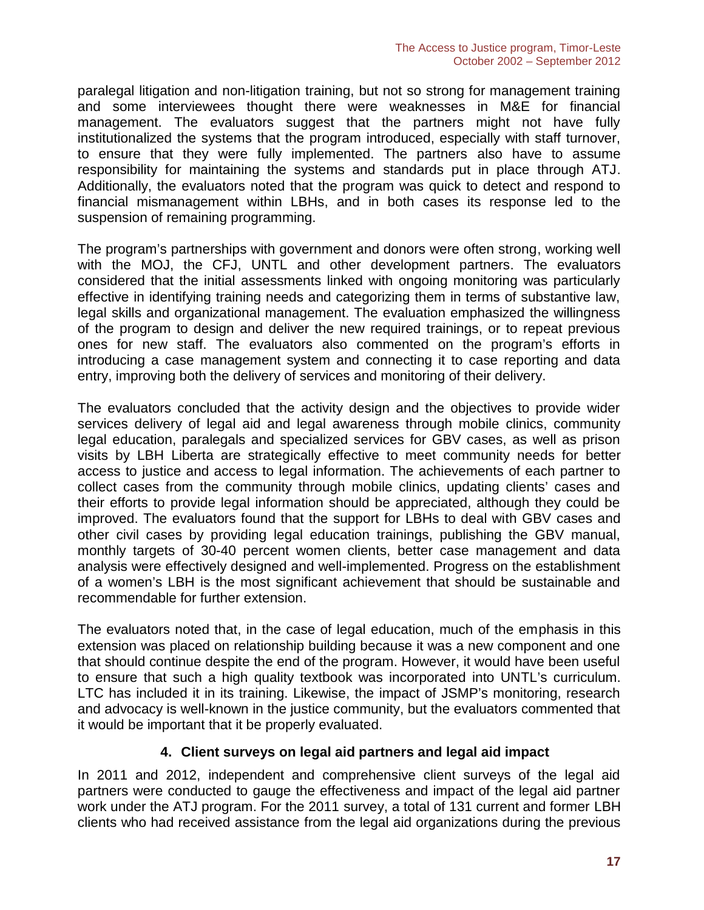paralegal litigation and non-litigation training, but not so strong for management training and some interviewees thought there were weaknesses in M&E for financial management. The evaluators suggest that the partners might not have fully institutionalized the systems that the program introduced, especially with staff turnover, to ensure that they were fully implemented. The partners also have to assume responsibility for maintaining the systems and standards put in place through ATJ. Additionally, the evaluators noted that the program was quick to detect and respond to financial mismanagement within LBHs, and in both cases its response led to the suspension of remaining programming.

The program's partnerships with government and donors were often strong, working well with the MOJ, the CFJ, UNTL and other development partners. The evaluators considered that the initial assessments linked with ongoing monitoring was particularly effective in identifying training needs and categorizing them in terms of substantive law, legal skills and organizational management. The evaluation emphasized the willingness of the program to design and deliver the new required trainings, or to repeat previous ones for new staff. The evaluators also commented on the program's efforts in introducing a case management system and connecting it to case reporting and data entry, improving both the delivery of services and monitoring of their delivery.

The evaluators concluded that the activity design and the objectives to provide wider services delivery of legal aid and legal awareness through mobile clinics, community legal education, paralegals and specialized services for GBV cases, as well as prison visits by LBH Liberta are strategically effective to meet community needs for better access to justice and access to legal information. The achievements of each partner to collect cases from the community through mobile clinics, updating clients' cases and their efforts to provide legal information should be appreciated, although they could be improved. The evaluators found that the support for LBHs to deal with GBV cases and other civil cases by providing legal education trainings, publishing the GBV manual, monthly targets of 30-40 percent women clients, better case management and data analysis were effectively designed and well-implemented. Progress on the establishment of a women's LBH is the most significant achievement that should be sustainable and recommendable for further extension.

The evaluators noted that, in the case of legal education, much of the emphasis in this extension was placed on relationship building because it was a new component and one that should continue despite the end of the program. However, it would have been useful to ensure that such a high quality textbook was incorporated into UNTL's curriculum. LTC has included it in its training. Likewise, the impact of JSMP's monitoring, research and advocacy is well-known in the justice community, but the evaluators commented that it would be important that it be properly evaluated.

### 4. Client surveys on legal aid partners and legal aid impact

In 2011 and 2012, independent and comprehensive client surveys of the legal aid partners were conducted to gauge the effectiveness and impact of the legal aid partner work under the ATJ program. For the 2011 survey, a total of 131 current and former LBH clients who had received assistance from the legal aid organizations during the previous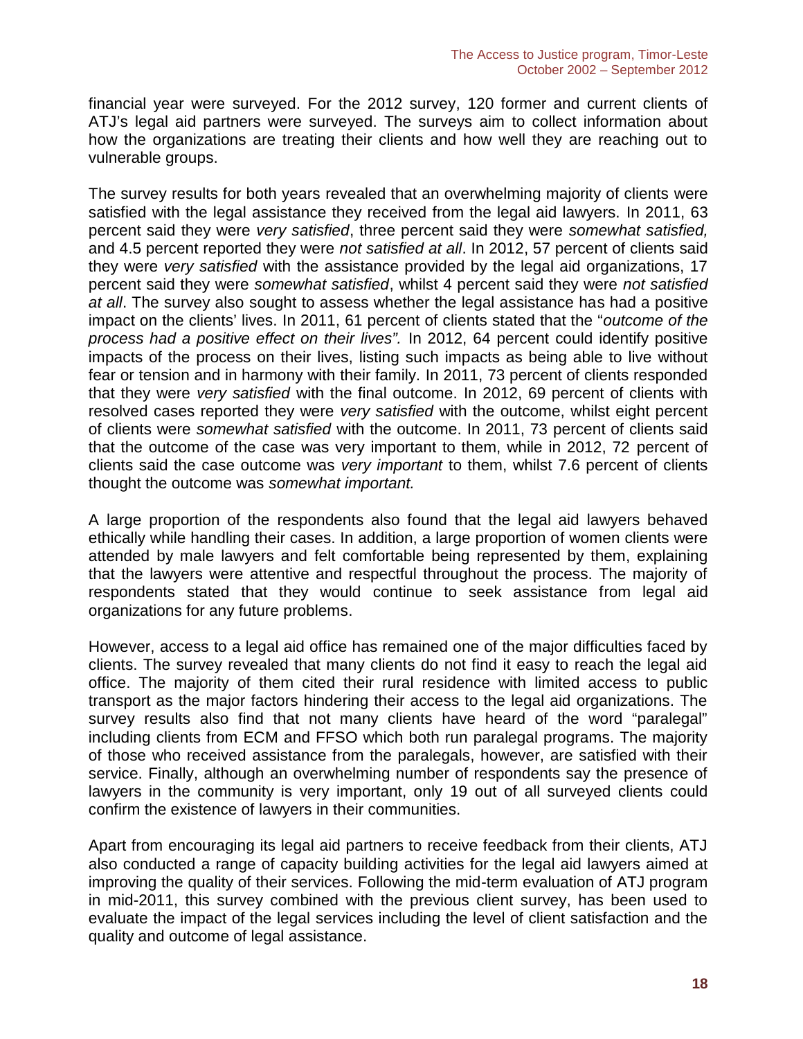financial year were surveyed. For the 2012 survey, 120 former and current clients of ATJ's legal aid partners were surveyed. The surveys aim to collect information about how the organizations are treating their clients and how well they are reaching out to vulnerable groups.

The survey results for both years revealed that an overwhelming majority of clients were satisfied with the legal assistance they received from the legal aid lawyers. In 2011, 63 percent said they were *very satisfied*, three percent said they were *somewhat satisfied,* and 4.5 percent reported they were *not satisfied at all*. In 2012, 57 percent of clients said they were *very satisfied* with the assistance provided by the legal aid organizations, 17 percent said they were *somewhat satisfied*, whilst 4 percent said they were *not satisfied at all*. The survey also sought to assess whether the legal assistance has had a positive impact on the clients' lives. In 2011, 61 percent of clients stated that the "*outcome of the process had a positive effect on their lives".* In 2012, 64 percent could identify positive impacts of the process on their lives, listing such impacts as being able to live without fear or tension and in harmony with their family. In 2011, 73 percent of clients responded that they were *very satisfied* with the final outcome. In 2012, 69 percent of clients with resolved cases reported they were *very satisfied* with the outcome, whilst eight percent of clients were *somewhat satisfied* with the outcome. In 2011, 73 percent of clients said that the outcome of the case was very important to them, while in 2012, 72 percent of clients said the case outcome was *very important* to them, whilst 7.6 percent of clients thought the outcome was *somewhat important.*

A large proportion of the respondents also found that the legal aid lawyers behaved ethically while handling their cases. In addition, a large proportion of women clients were attended by male lawyers and felt comfortable being represented by them, explaining that the lawyers were attentive and respectful throughout the process. The majority of respondents stated that they would continue to seek assistance from legal aid organizations for any future problems.

However, access to a legal aid office has remained one of the major difficulties faced by clients. The survey revealed that many clients do not find it easy to reach the legal aid office. The majority of them cited their rural residence with limited access to public transport as the major factors hindering their access to the legal aid organizations. The survey results also find that not many clients have heard of the word "paralegal" including clients from ECM and FFSO which both run paralegal programs. The majority of those who received assistance from the paralegals, however, are satisfied with their service. Finally, although an overwhelming number of respondents say the presence of lawyers in the community is very important, only 19 out of all surveyed clients could confirm the existence of lawyers in their communities.

Apart from encouraging its legal aid partners to receive feedback from their clients, ATJ also conducted a range of capacity building activities for the legal aid lawyers aimed at improving the quality of their services. Following the mid-term evaluation of ATJ program in mid-2011, this survey combined with the previous client survey, has been used to evaluate the impact of the legal services including the level of client satisfaction and the quality and outcome of legal assistance.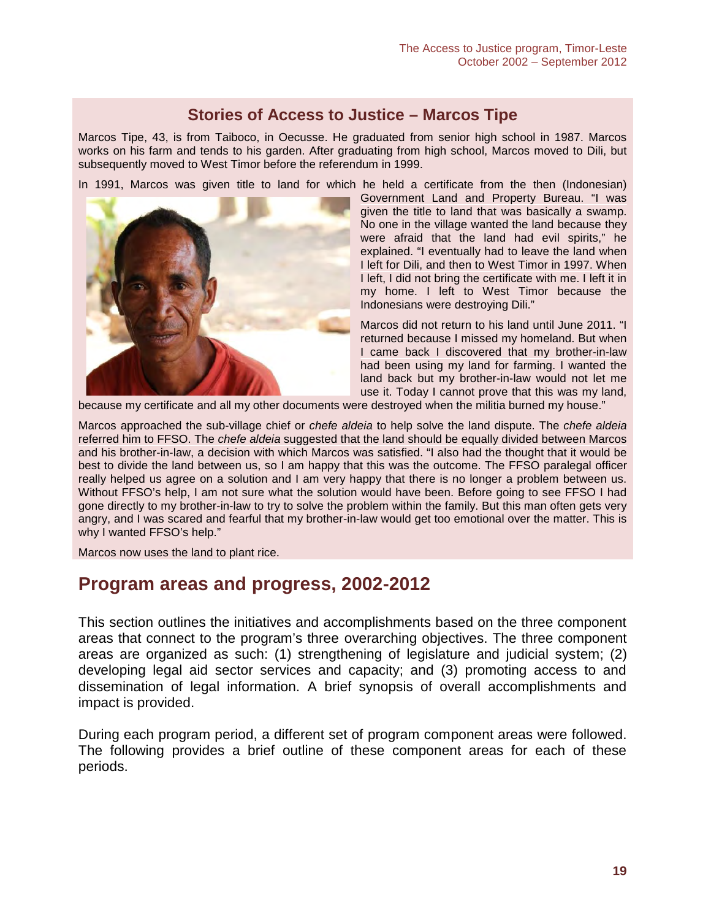## Stories of Access to Justice – Marcos Tipe

Marcos Tipe, 43, is from Taiboco, in Oecusse. He graduated from senior high school in 1987. Marcos works on his farm and tends to his garden. After graduating from high school, Marcos moved to Dili, but subsequently moved to West Timor before the referendum in 1999.

In 1991, Marcos was given title to land for which he held a certificate from the then (Indonesian) Government Land and Property Bureau. "I was given the title to land that was basically a swamp. No one in the village wanted the land because they were afraid that the land had evil spirits," he explained. "I eventually had to leave the land when I left for Dili, and then to West Timor in 1997. When I left, I did not bring the certificate with me. I left it in my home. I left to West Timor because the Indonesians were destroying Dili."

Marcos did not return to his land until June 2011. "I returned because I missed my homeland. But when I came back I discovered that my brother-in-law had been using my land for farming. I wanted the land back but my brother-in-law would not let me use it. Today I cannot prove that this was my land, because my certificate and all my other documents were destroyed when the militia burned my house."

Marcos approached the sub-village chief or *chefe aldeia* to help solve the land dispute. The *chefe aldeia* referred him to FFSO. The *chefe aldeia* suggested that the land should be equally divided between Marcos and his brother-in-law, a decision with which Marcos was satisfied. "I also had the thought that it would be best to divide the land between us, so I am happy that this was the outcome. The FFSO paralegal officer really helped us agree on a solution and I am very happy that there is no longer a problem between us. Without FFSO's help, I am not sure what the solution would have been. Before going to see FFSO I had gone directly to my brother-in-law to try to solve the problem within the family. But this man often gets very angry, and I was scared and fearful that my brother-in-law would get too emotional over the matter. This is why I wanted FFSO's help."

Marcos now uses the land to plant rice.

# Program areas and progress, 2002-2012

This section outlines the initiatives and accomplishments based on the three component areas that connect to the program's three overarching objectives. The three component areas are organized as such: (1) strengthening of legislature and judicial system; (2) developing legal aid sector services and capacity; and (3) promoting access to and dissemination of legal information. A brief synopsis of overall accomplishments and impact is provided.

During each program period, a different set of program component areas were followed. The following provides a brief outline of these component areas for each of these periods.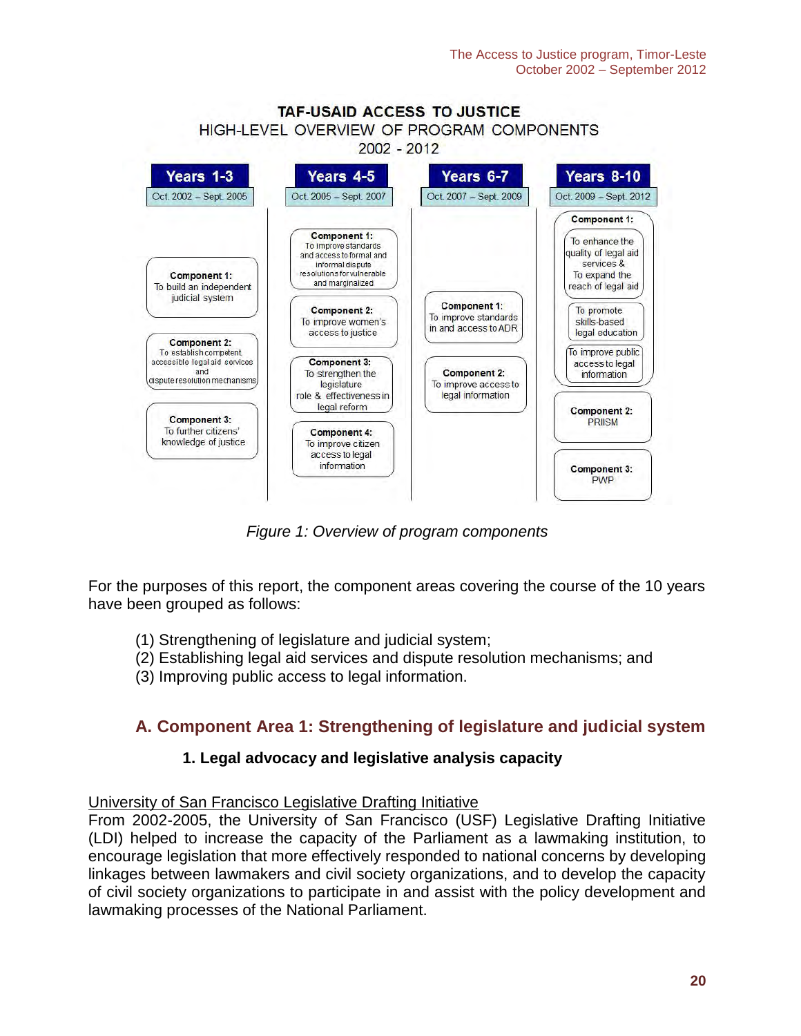**TAF-USAID ACCESS TO JUSTICE**
HIGH-LEVEL OVERVIEW OF PROGRAM COMPONENTS
2002 - 2012

| Years 1-3 (Oct. 2002 – Sept. 2005) | Years 4-5 (Oct. 2005 – Sept. 2007) | Years 6-7 (Oct. 2007 – Sept. 2009) | Years 8-10 (Oct. 2009 – Sept. 2012) |
|---|---|---|---|
| **Component 1:** To build an independent judicial system | **Component 1:** To improve standards and access to formal and informal dispute resolutions for vulnerable and marginalized | **Component 1:** To improve standards in and access to ADR | **Component 1:** To enhance the quality of legal aid services & To expand the reach of legal aid; To promote skills-based legal education; To improve public access to legal information |
| **Component 2:** To establish competent accessible legal aid services and dispute resolution mechanisms | **Component 2:** To improve women's access to justice | **Component 2:** To improve access to legal information | **Component 2:** PRIISM |
| **Component 3:** To further citizens' knowledge of justice | **Component 3:** To strengthen the legislature role & effectiveness in legal reform | | **Component 3:** PWP |
| | **Component 4:** To improve citizen access to legal information | | |

*Figure 1: Overview of program components*

For the purposes of this report, the component areas covering the course of the 10 years have been grouped as follows:

(1) Strengthening of legislature and judicial system;
(2) Establishing legal aid services and dispute resolution mechanisms; and
(3) Improving public access to legal information.

## A. Component Area 1: Strengthening of legislature and judicial system

### 1. Legal advocacy and legislative analysis capacity

University of San Francisco Legislative Drafting Initiative

From 2002-2005, the University of San Francisco (USF) Legislative Drafting Initiative (LDI) helped to increase the capacity of the Parliament as a lawmaking institution, to encourage legislation that more effectively responded to national concerns by developing linkages between lawmakers and civil society organizations, and to develop the capacity of civil society organizations to participate in and assist with the policy development and lawmaking processes of the National Parliament.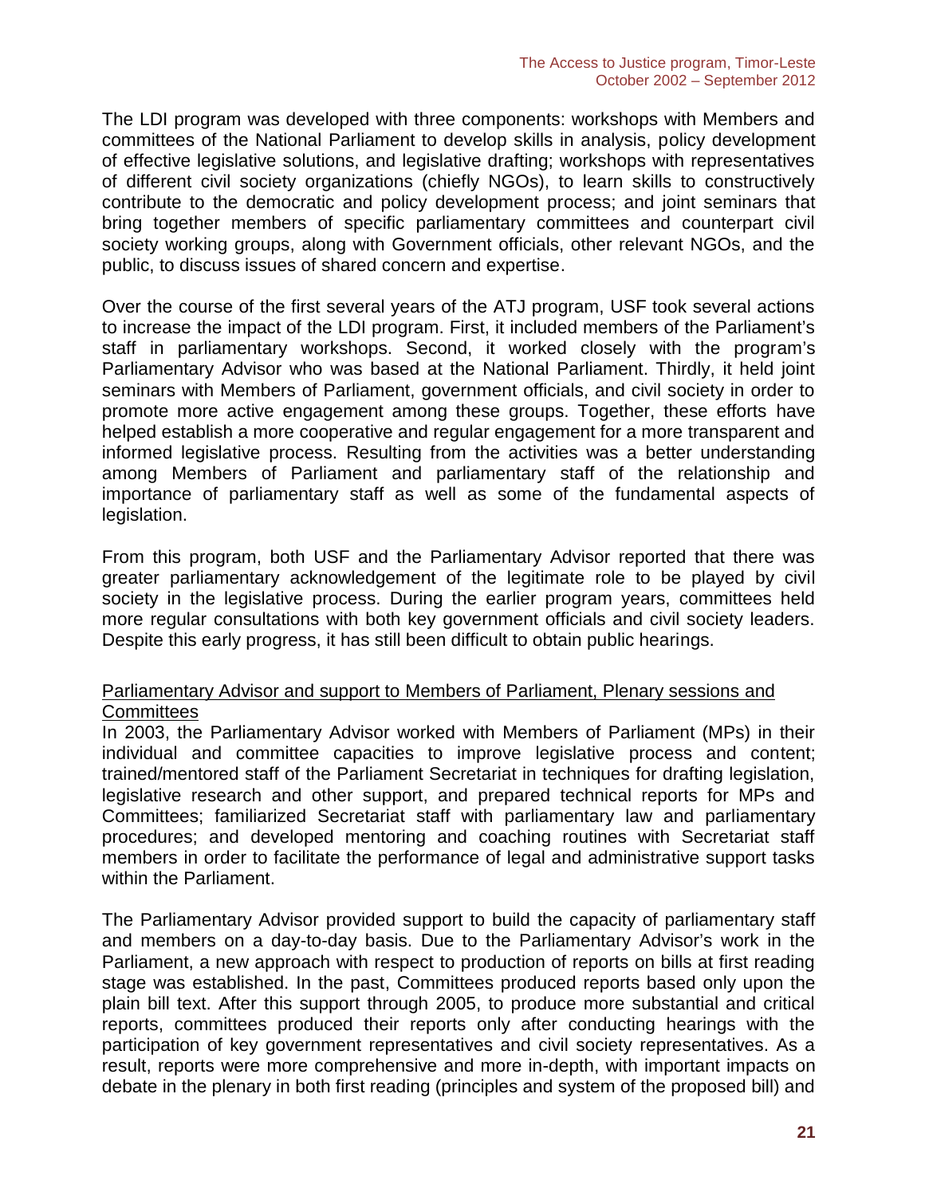The LDI program was developed with three components: workshops with Members and committees of the National Parliament to develop skills in analysis, policy development of effective legislative solutions, and legislative drafting; workshops with representatives of different civil society organizations (chiefly NGOs), to learn skills to constructively contribute to the democratic and policy development process; and joint seminars that bring together members of specific parliamentary committees and counterpart civil society working groups, along with Government officials, other relevant NGOs, and the public, to discuss issues of shared concern and expertise.

Over the course of the first several years of the ATJ program, USF took several actions to increase the impact of the LDI program. First, it included members of the Parliament's staff in parliamentary workshops. Second, it worked closely with the program's Parliamentary Advisor who was based at the National Parliament. Thirdly, it held joint seminars with Members of Parliament, government officials, and civil society in order to promote more active engagement among these groups. Together, these efforts have helped establish a more cooperative and regular engagement for a more transparent and informed legislative process. Resulting from the activities was a better understanding among Members of Parliament and parliamentary staff of the relationship and importance of parliamentary staff as well as some of the fundamental aspects of legislation.

From this program, both USF and the Parliamentary Advisor reported that there was greater parliamentary acknowledgement of the legitimate role to be played by civil society in the legislative process. During the earlier program years, committees held more regular consultations with both key government officials and civil society leaders. Despite this early progress, it has still been difficult to obtain public hearings.

<u>Parliamentary Advisor and support to Members of Parliament, Plenary sessions and Committees</u>

In 2003, the Parliamentary Advisor worked with Members of Parliament (MPs) in their individual and committee capacities to improve legislative process and content; trained/mentored staff of the Parliament Secretariat in techniques for drafting legislation, legislative research and other support, and prepared technical reports for MPs and Committees; familiarized Secretariat staff with parliamentary law and parliamentary procedures; and developed mentoring and coaching routines with Secretariat staff members in order to facilitate the performance of legal and administrative support tasks within the Parliament.

The Parliamentary Advisor provided support to build the capacity of parliamentary staff and members on a day-to-day basis. Due to the Parliamentary Advisor's work in the Parliament, a new approach with respect to production of reports on bills at first reading stage was established. In the past, Committees produced reports based only upon the plain bill text. After this support through 2005, to produce more substantial and critical reports, committees produced their reports only after conducting hearings with the participation of key government representatives and civil society representatives. As a result, reports were more comprehensive and more in-depth, with important impacts on debate in the plenary in both first reading (principles and system of the proposed bill) and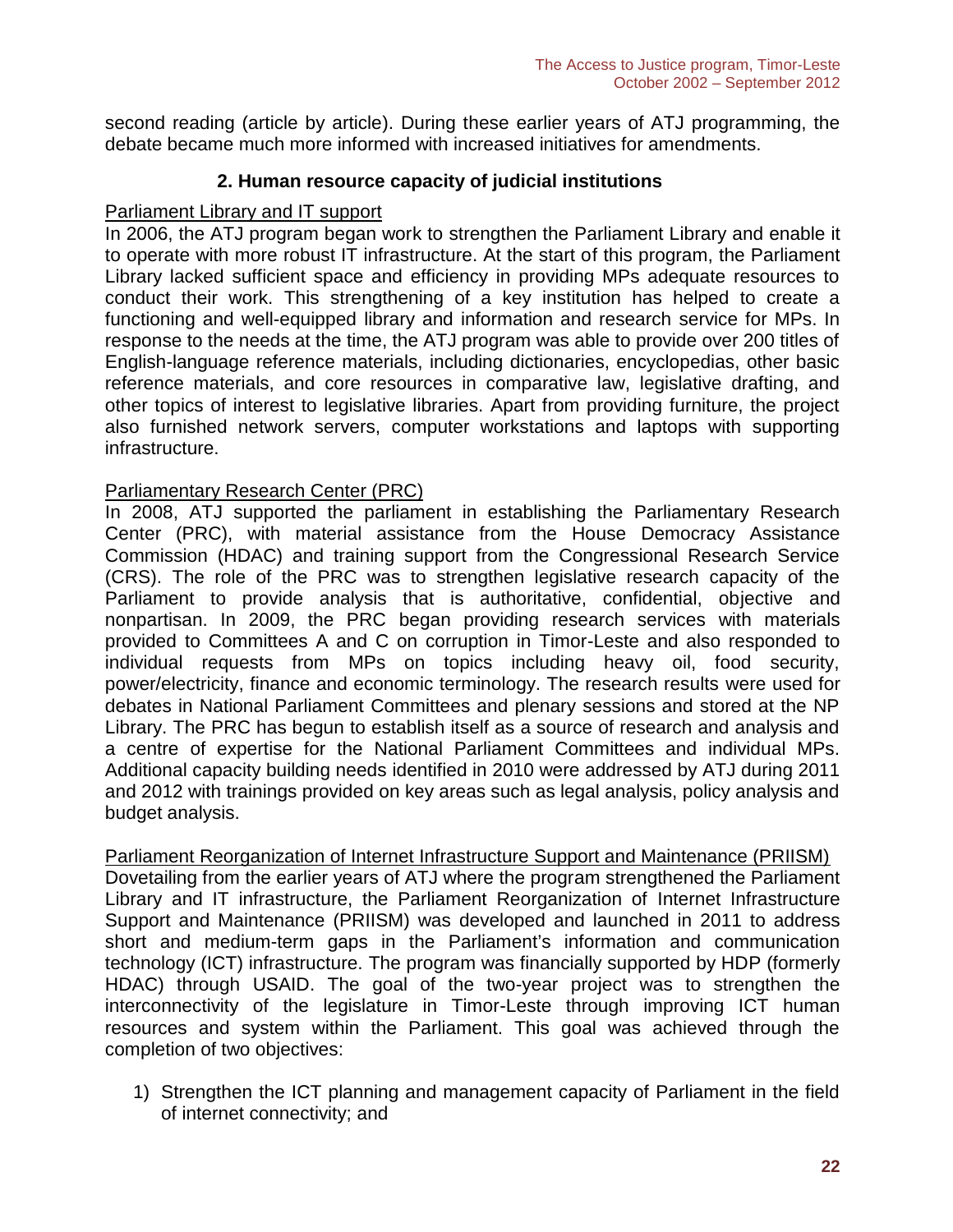second reading (article by article). During these earlier years of ATJ programming, the debate became much more informed with increased initiatives for amendments.

### 2. Human resource capacity of judicial institutions

<u>Parliament Library and IT support</u>

In 2006, the ATJ program began work to strengthen the Parliament Library and enable it to operate with more robust IT infrastructure. At the start of this program, the Parliament Library lacked sufficient space and efficiency in providing MPs adequate resources to conduct their work. This strengthening of a key institution has helped to create a functioning and well-equipped library and information and research service for MPs. In response to the needs at the time, the ATJ program was able to provide over 200 titles of English-language reference materials, including dictionaries, encyclopedias, other basic reference materials, and core resources in comparative law, legislative drafting, and other topics of interest to legislative libraries. Apart from providing furniture, the project also furnished network servers, computer workstations and laptops with supporting infrastructure.

<u>Parliamentary Research Center (PRC)</u>

In 2008, ATJ supported the parliament in establishing the Parliamentary Research Center (PRC), with material assistance from the House Democracy Assistance Commission (HDAC) and training support from the Congressional Research Service (CRS). The role of the PRC was to strengthen legislative research capacity of the Parliament to provide analysis that is authoritative, confidential, objective and nonpartisan. In 2009, the PRC began providing research services with materials provided to Committees A and C on corruption in Timor-Leste and also responded to individual requests from MPs on topics including heavy oil, food security, power/electricity, finance and economic terminology. The research results were used for debates in National Parliament Committees and plenary sessions and stored at the NP Library. The PRC has begun to establish itself as a source of research and analysis and a centre of expertise for the National Parliament Committees and individual MPs. Additional capacity building needs identified in 2010 were addressed by ATJ during 2011 and 2012 with trainings provided on key areas such as legal analysis, policy analysis and budget analysis.

<u>Parliament Reorganization of Internet Infrastructure Support and Maintenance (PRIISM)</u>

Dovetailing from the earlier years of ATJ where the program strengthened the Parliament Library and IT infrastructure, the Parliament Reorganization of Internet Infrastructure Support and Maintenance (PRIISM) was developed and launched in 2011 to address short and medium-term gaps in the Parliament's information and communication technology (ICT) infrastructure. The program was financially supported by HDP (formerly HDAC) through USAID. The goal of the two-year project was to strengthen the interconnectivity of the legislature in Timor-Leste through improving ICT human resources and system within the Parliament. This goal was achieved through the completion of two objectives:

1) Strengthen the ICT planning and management capacity of Parliament in the field of internet connectivity; and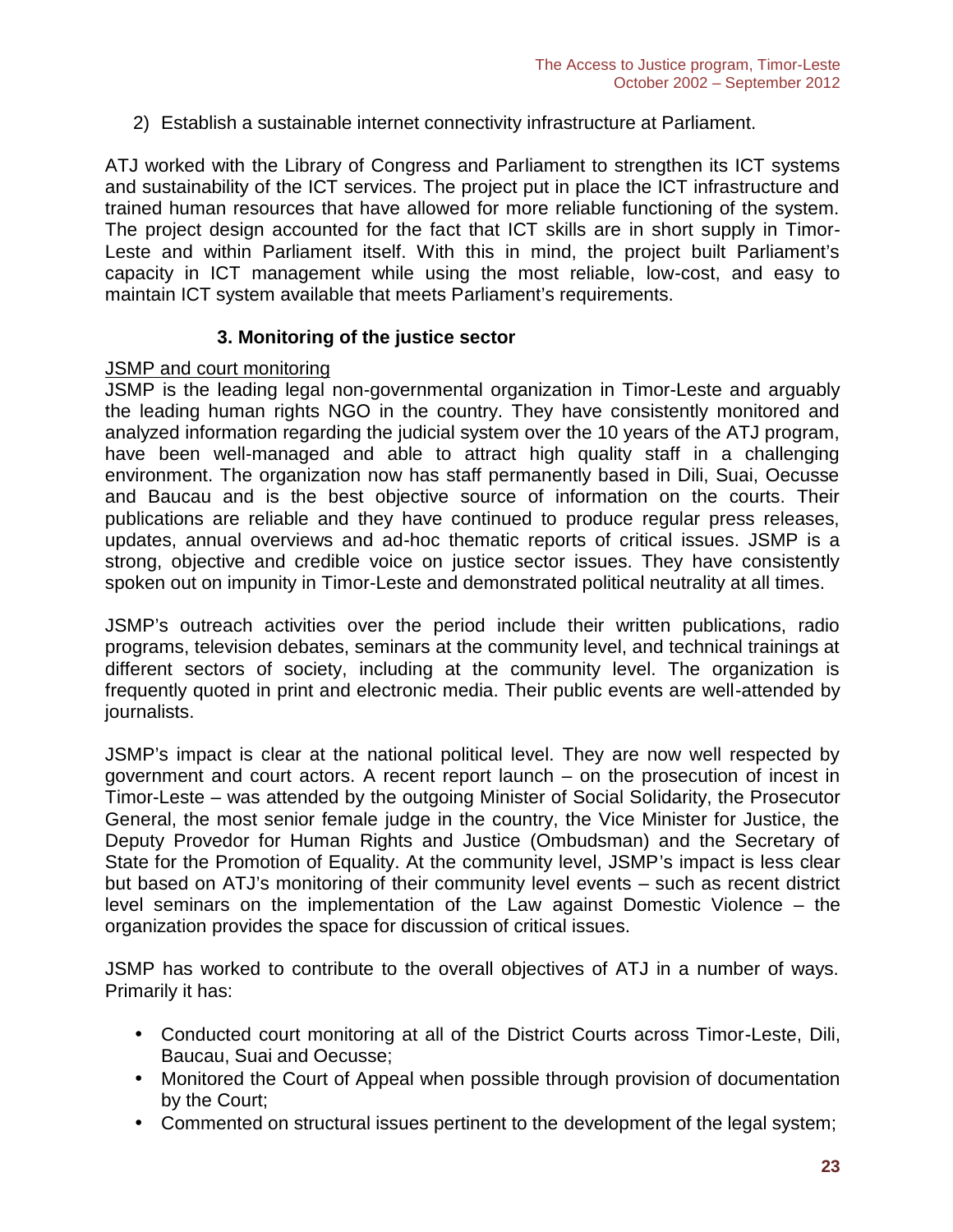2) Establish a sustainable internet connectivity infrastructure at Parliament.

ATJ worked with the Library of Congress and Parliament to strengthen its ICT systems and sustainability of the ICT services. The project put in place the ICT infrastructure and trained human resources that have allowed for more reliable functioning of the system. The project design accounted for the fact that ICT skills are in short supply in Timor-Leste and within Parliament itself. With this in mind, the project built Parliament's capacity in ICT management while using the most reliable, low-cost, and easy to maintain ICT system available that meets Parliament's requirements.

### 3. Monitoring of the justice sector

<u>JSMP and court monitoring</u>

JSMP is the leading legal non-governmental organization in Timor-Leste and arguably the leading human rights NGO in the country. They have consistently monitored and analyzed information regarding the judicial system over the 10 years of the ATJ program, have been well-managed and able to attract high quality staff in a challenging environment. The organization now has staff permanently based in Dili, Suai, Oecusse and Baucau and is the best objective source of information on the courts. Their publications are reliable and they have continued to produce regular press releases, updates, annual overviews and ad-hoc thematic reports of critical issues. JSMP is a strong, objective and credible voice on justice sector issues. They have consistently spoken out on impunity in Timor-Leste and demonstrated political neutrality at all times.

JSMP's outreach activities over the period include their written publications, radio programs, television debates, seminars at the community level, and technical trainings at different sectors of society, including at the community level. The organization is frequently quoted in print and electronic media. Their public events are well-attended by journalists.

JSMP's impact is clear at the national political level. They are now well respected by government and court actors. A recent report launch – on the prosecution of incest in Timor-Leste – was attended by the outgoing Minister of Social Solidarity, the Prosecutor General, the most senior female judge in the country, the Vice Minister for Justice, the Deputy Provedor for Human Rights and Justice (Ombudsman) and the Secretary of State for the Promotion of Equality. At the community level, JSMP's impact is less clear but based on ATJ's monitoring of their community level events – such as recent district level seminars on the implementation of the Law against Domestic Violence – the organization provides the space for discussion of critical issues.

JSMP has worked to contribute to the overall objectives of ATJ in a number of ways. Primarily it has:

- Conducted court monitoring at all of the District Courts across Timor-Leste, Dili, Baucau, Suai and Oecusse;
- Monitored the Court of Appeal when possible through provision of documentation by the Court;
- Commented on structural issues pertinent to the development of the legal system;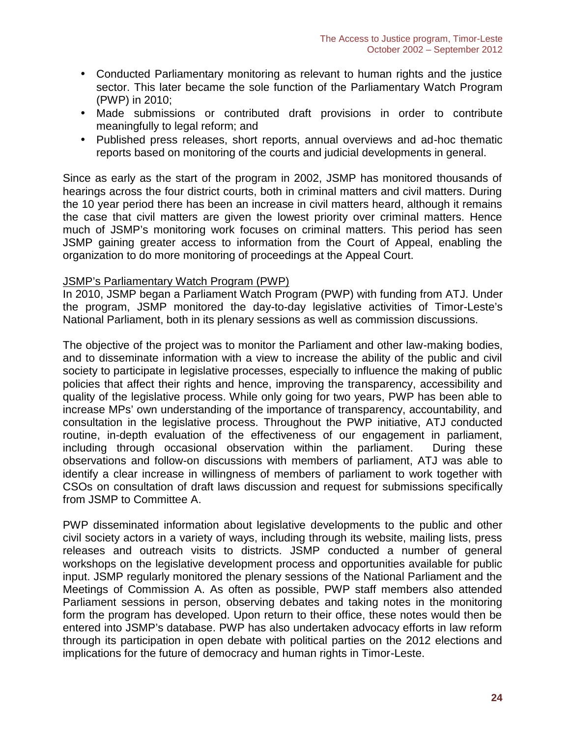- Conducted Parliamentary monitoring as relevant to human rights and the justice sector. This later became the sole function of the Parliamentary Watch Program (PWP) in 2010;
- Made submissions or contributed draft provisions in order to contribute meaningfully to legal reform; and
- Published press releases, short reports, annual overviews and ad-hoc thematic reports based on monitoring of the courts and judicial developments in general.

Since as early as the start of the program in 2002, JSMP has monitored thousands of hearings across the four district courts, both in criminal matters and civil matters. During the 10 year period there has been an increase in civil matters heard, although it remains the case that civil matters are given the lowest priority over criminal matters. Hence much of JSMP's monitoring work focuses on criminal matters. This period has seen JSMP gaining greater access to information from the Court of Appeal, enabling the organization to do more monitoring of proceedings at the Appeal Court.

<u>JSMP's Parliamentary Watch Program (PWP)</u>

In 2010, JSMP began a Parliament Watch Program (PWP) with funding from ATJ. Under the program, JSMP monitored the day-to-day legislative activities of Timor-Leste's National Parliament, both in its plenary sessions as well as commission discussions.

The objective of the project was to monitor the Parliament and other law-making bodies, and to disseminate information with a view to increase the ability of the public and civil society to participate in legislative processes, especially to influence the making of public policies that affect their rights and hence, improving the transparency, accessibility and quality of the legislative process. While only going for two years, PWP has been able to increase MPs' own understanding of the importance of transparency, accountability, and consultation in the legislative process. Throughout the PWP initiative, ATJ conducted routine, in-depth evaluation of the effectiveness of our engagement in parliament, including through occasional observation within the parliament. During these observations and follow-on discussions with members of parliament, ATJ was able to identify a clear increase in willingness of members of parliament to work together with CSOs on consultation of draft laws discussion and request for submissions specifically from JSMP to Committee A.

PWP disseminated information about legislative developments to the public and other civil society actors in a variety of ways, including through its website, mailing lists, press releases and outreach visits to districts. JSMP conducted a number of general workshops on the legislative development process and opportunities available for public input. JSMP regularly monitored the plenary sessions of the National Parliament and the Meetings of Commission A. As often as possible, PWP staff members also attended Parliament sessions in person, observing debates and taking notes in the monitoring form the program has developed. Upon return to their office, these notes would then be entered into JSMP's database. PWP has also undertaken advocacy efforts in law reform through its participation in open debate with political parties on the 2012 elections and implications for the future of democracy and human rights in Timor-Leste.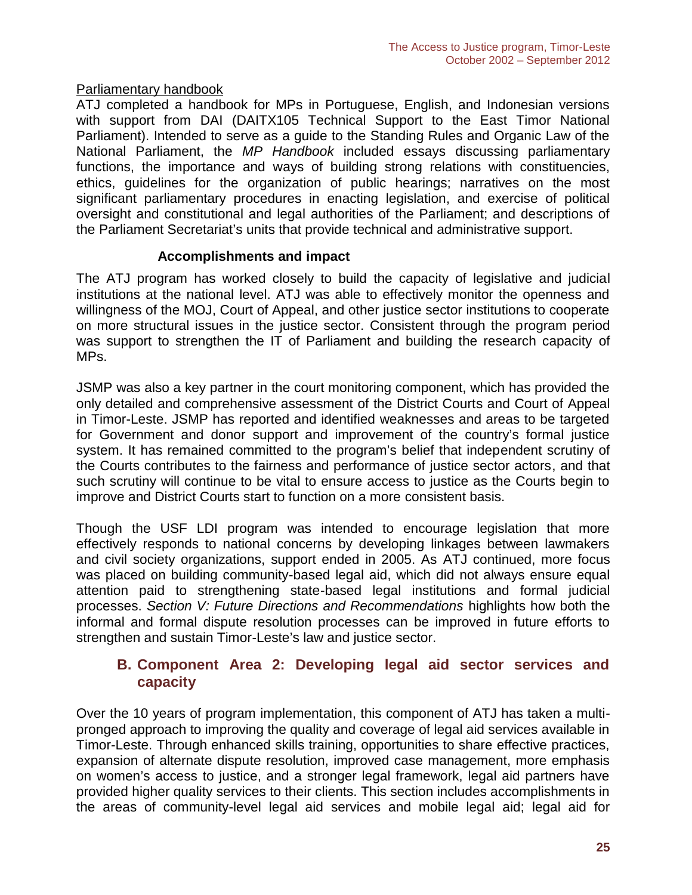Parliamentary handbook

ATJ completed a handbook for MPs in Portuguese, English, and Indonesian versions with support from DAI (DAITX105 Technical Support to the East Timor National Parliament). Intended to serve as a guide to the Standing Rules and Organic Law of the National Parliament, the *MP Handbook* included essays discussing parliamentary functions, the importance and ways of building strong relations with constituencies, ethics, guidelines for the organization of public hearings; narratives on the most significant parliamentary procedures in enacting legislation, and exercise of political oversight and constitutional and legal authorities of the Parliament; and descriptions of the Parliament Secretariat's units that provide technical and administrative support.

**Accomplishments and impact**

The ATJ program has worked closely to build the capacity of legislative and judicial institutions at the national level. ATJ was able to effectively monitor the openness and willingness of the MOJ, Court of Appeal, and other justice sector institutions to cooperate on more structural issues in the justice sector. Consistent through the program period was support to strengthen the IT of Parliament and building the research capacity of MPs.

JSMP was also a key partner in the court monitoring component, which has provided the only detailed and comprehensive assessment of the District Courts and Court of Appeal in Timor-Leste. JSMP has reported and identified weaknesses and areas to be targeted for Government and donor support and improvement of the country's formal justice system. It has remained committed to the program's belief that independent scrutiny of the Courts contributes to the fairness and performance of justice sector actors, and that such scrutiny will continue to be vital to ensure access to justice as the Courts begin to improve and District Courts start to function on a more consistent basis.

Though the USF LDI program was intended to encourage legislation that more effectively responds to national concerns by developing linkages between lawmakers and civil society organizations, support ended in 2005. As ATJ continued, more focus was placed on building community-based legal aid, which did not always ensure equal attention paid to strengthening state-based legal institutions and formal judicial processes. *Section V: Future Directions and Recommendations* highlights how both the informal and formal dispute resolution processes can be improved in future efforts to strengthen and sustain Timor-Leste's law and justice sector.

## B. Component Area 2: Developing legal aid sector services and capacity

Over the 10 years of program implementation, this component of ATJ has taken a multi-pronged approach to improving the quality and coverage of legal aid services available in Timor-Leste. Through enhanced skills training, opportunities to share effective practices, expansion of alternate dispute resolution, improved case management, more emphasis on women's access to justice, and a stronger legal framework, legal aid partners have provided higher quality services to their clients. This section includes accomplishments in the areas of community-level legal aid services and mobile legal aid; legal aid for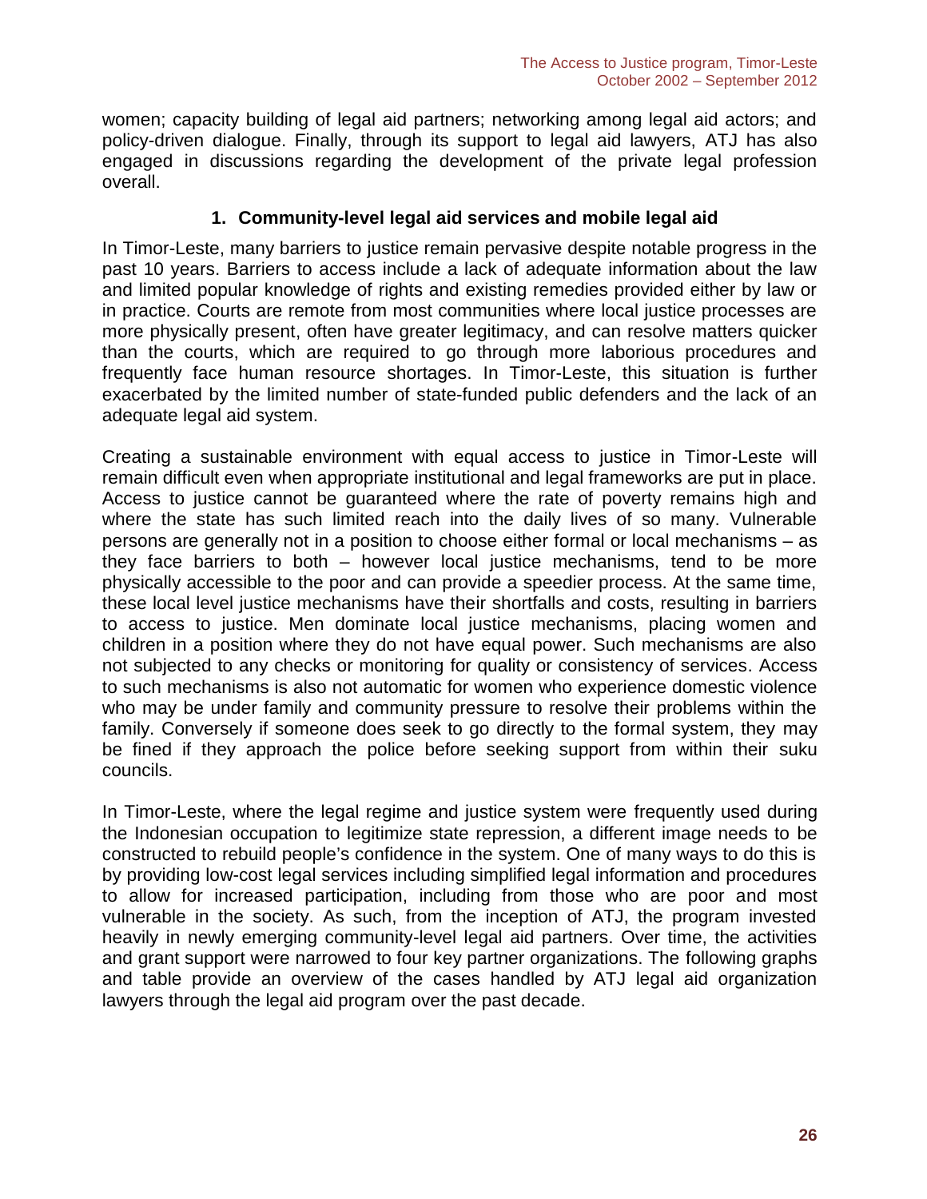women; capacity building of legal aid partners; networking among legal aid actors; and policy-driven dialogue. Finally, through its support to legal aid lawyers, ATJ has also engaged in discussions regarding the development of the private legal profession overall.

### 1. Community-level legal aid services and mobile legal aid

In Timor-Leste, many barriers to justice remain pervasive despite notable progress in the past 10 years. Barriers to access include a lack of adequate information about the law and limited popular knowledge of rights and existing remedies provided either by law or in practice. Courts are remote from most communities where local justice processes are more physically present, often have greater legitimacy, and can resolve matters quicker than the courts, which are required to go through more laborious procedures and frequently face human resource shortages. In Timor-Leste, this situation is further exacerbated by the limited number of state-funded public defenders and the lack of an adequate legal aid system.

Creating a sustainable environment with equal access to justice in Timor-Leste will remain difficult even when appropriate institutional and legal frameworks are put in place. Access to justice cannot be guaranteed where the rate of poverty remains high and where the state has such limited reach into the daily lives of so many. Vulnerable persons are generally not in a position to choose either formal or local mechanisms – as they face barriers to both – however local justice mechanisms, tend to be more physically accessible to the poor and can provide a speedier process. At the same time, these local level justice mechanisms have their shortfalls and costs, resulting in barriers to access to justice. Men dominate local justice mechanisms, placing women and children in a position where they do not have equal power. Such mechanisms are also not subjected to any checks or monitoring for quality or consistency of services. Access to such mechanisms is also not automatic for women who experience domestic violence who may be under family and community pressure to resolve their problems within the family. Conversely if someone does seek to go directly to the formal system, they may be fined if they approach the police before seeking support from within their suku councils.

In Timor-Leste, where the legal regime and justice system were frequently used during the Indonesian occupation to legitimize state repression, a different image needs to be constructed to rebuild people's confidence in the system. One of many ways to do this is by providing low-cost legal services including simplified legal information and procedures to allow for increased participation, including from those who are poor and most vulnerable in the society. As such, from the inception of ATJ, the program invested heavily in newly emerging community-level legal aid partners. Over time, the activities and grant support were narrowed to four key partner organizations. The following graphs and table provide an overview of the cases handled by ATJ legal aid organization lawyers through the legal aid program over the past decade.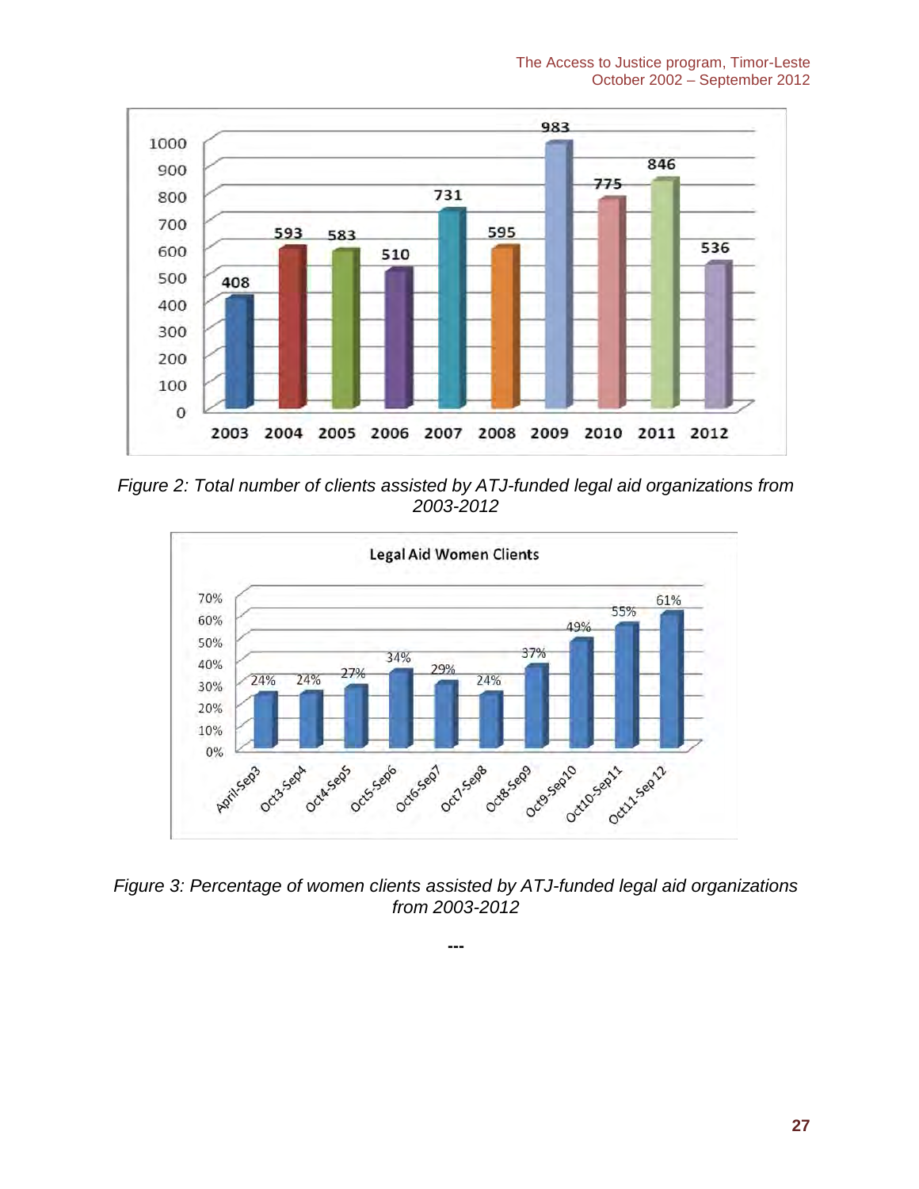Figure 2: *Total number of clients assisted by ATJ-funded legal aid organizations from 2003-2012*

Figure 3: *Percentage of women clients assisted by ATJ-funded legal aid organizations from 2003-2012*

---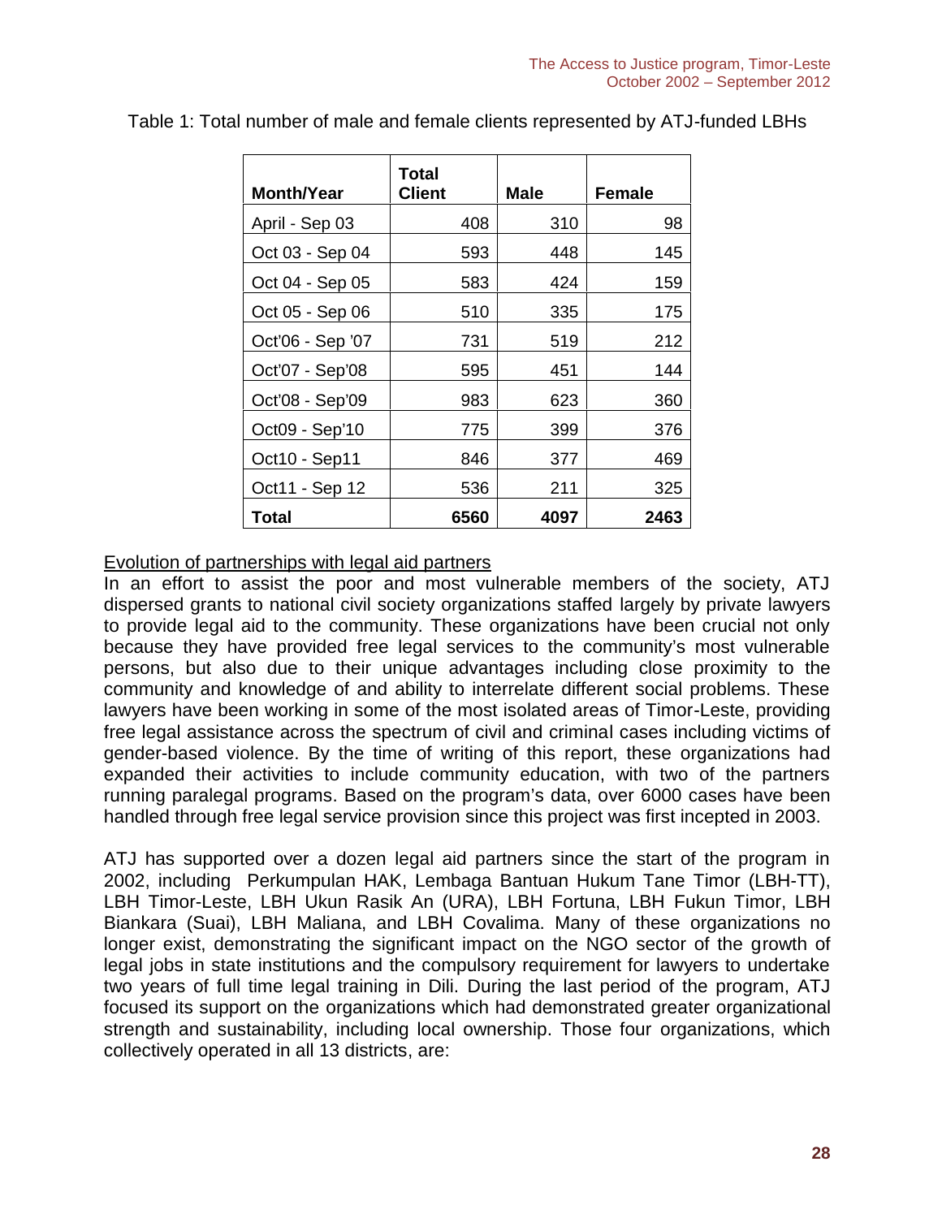Table 1: Total number of male and female clients represented by ATJ-funded LBHs

| Month/Year | Total Client | Male | Female |
|---|---|---|---|
| April - Sep 03 | 408 | 310 | 98 |
| Oct 03 - Sep 04 | 593 | 448 | 145 |
| Oct 04 - Sep 05 | 583 | 424 | 159 |
| Oct 05 - Sep 06 | 510 | 335 | 175 |
| Oct'06 - Sep '07 | 731 | 519 | 212 |
| Oct'07 - Sep'08 | 595 | 451 | 144 |
| Oct'08 - Sep'09 | 983 | 623 | 360 |
| Oct09 - Sep'10 | 775 | 399 | 376 |
| Oct10 - Sep11 | 846 | 377 | 469 |
| Oct11 - Sep 12 | 536 | 211 | 325 |
| **Total** | **6560** | **4097** | **2463** |

Evolution of partnerships with legal aid partners

In an effort to assist the poor and most vulnerable members of the society, ATJ dispersed grants to national civil society organizations staffed largely by private lawyers to provide legal aid to the community. These organizations have been crucial not only because they have provided free legal services to the community's most vulnerable persons, but also due to their unique advantages including close proximity to the community and knowledge of and ability to interrelate different social problems. These lawyers have been working in some of the most isolated areas of Timor-Leste, providing free legal assistance across the spectrum of civil and criminal cases including victims of gender-based violence. By the time of writing of this report, these organizations had expanded their activities to include community education, with two of the partners running paralegal programs. Based on the program's data, over 6000 cases have been handled through free legal service provision since this project was first incepted in 2003.

ATJ has supported over a dozen legal aid partners since the start of the program in 2002, including Perkumpulan HAK, Lembaga Bantuan Hukum Tane Timor (LBH-TT), LBH Timor-Leste, LBH Ukun Rasik An (URA), LBH Fortuna, LBH Fukun Timor, LBH Biankara (Suai), LBH Maliana, and LBH Covalima. Many of these organizations no longer exist, demonstrating the significant impact on the NGO sector of the growth of legal jobs in state institutions and the compulsory requirement for lawyers to undertake two years of full time legal training in Dili. During the last period of the program, ATJ focused its support on the organizations which had demonstrated greater organizational strength and sustainability, including local ownership. Those four organizations, which collectively operated in all 13 districts, are: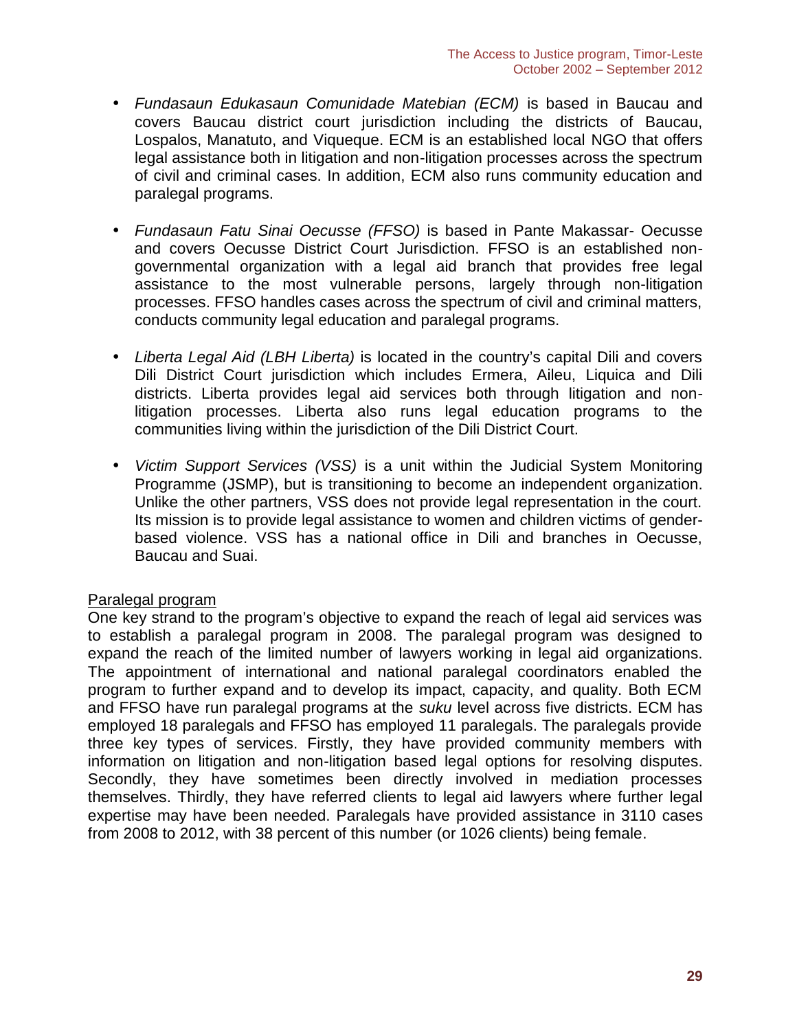- *Fundasaun Edukasaun Comunidade Matebian (ECM)* is based in Baucau and covers Baucau district court jurisdiction including the districts of Baucau, Lospalos, Manatuto, and Viqueque. ECM is an established local NGO that offers legal assistance both in litigation and non-litigation processes across the spectrum of civil and criminal cases. In addition, ECM also runs community education and paralegal programs.

- *Fundasaun Fatu Sinai Oecusse (FFSO)* is based in Pante Makassar- Oecusse and covers Oecusse District Court Jurisdiction. FFSO is an established non-governmental organization with a legal aid branch that provides free legal assistance to the most vulnerable persons, largely through non-litigation processes. FFSO handles cases across the spectrum of civil and criminal matters, conducts community legal education and paralegal programs.

- *Liberta Legal Aid (LBH Liberta)* is located in the country's capital Dili and covers Dili District Court jurisdiction which includes Ermera, Aileu, Liquica and Dili districts. Liberta provides legal aid services both through litigation and non-litigation processes. Liberta also runs legal education programs to the communities living within the jurisdiction of the Dili District Court.

- *Victim Support Services (VSS)* is a unit within the Judicial System Monitoring Programme (JSMP), but is transitioning to become an independent organization. Unlike the other partners, VSS does not provide legal representation in the court. Its mission is to provide legal assistance to women and children victims of gender-based violence. VSS has a national office in Dili and branches in Oecusse, Baucau and Suai.

<u>Paralegal program</u>

One key strand to the program's objective to expand the reach of legal aid services was to establish a paralegal program in 2008. The paralegal program was designed to expand the reach of the limited number of lawyers working in legal aid organizations. The appointment of international and national paralegal coordinators enabled the program to further expand and to develop its impact, capacity, and quality. Both ECM and FFSO have run paralegal programs at the *suku* level across five districts. ECM has employed 18 paralegals and FFSO has employed 11 paralegals. The paralegals provide three key types of services. Firstly, they have provided community members with information on litigation and non-litigation based legal options for resolving disputes. Secondly, they have sometimes been directly involved in mediation processes themselves. Thirdly, they have referred clients to legal aid lawyers where further legal expertise may have been needed. Paralegals have provided assistance in 3110 cases from 2008 to 2012, with 38 percent of this number (or 1026 clients) being female.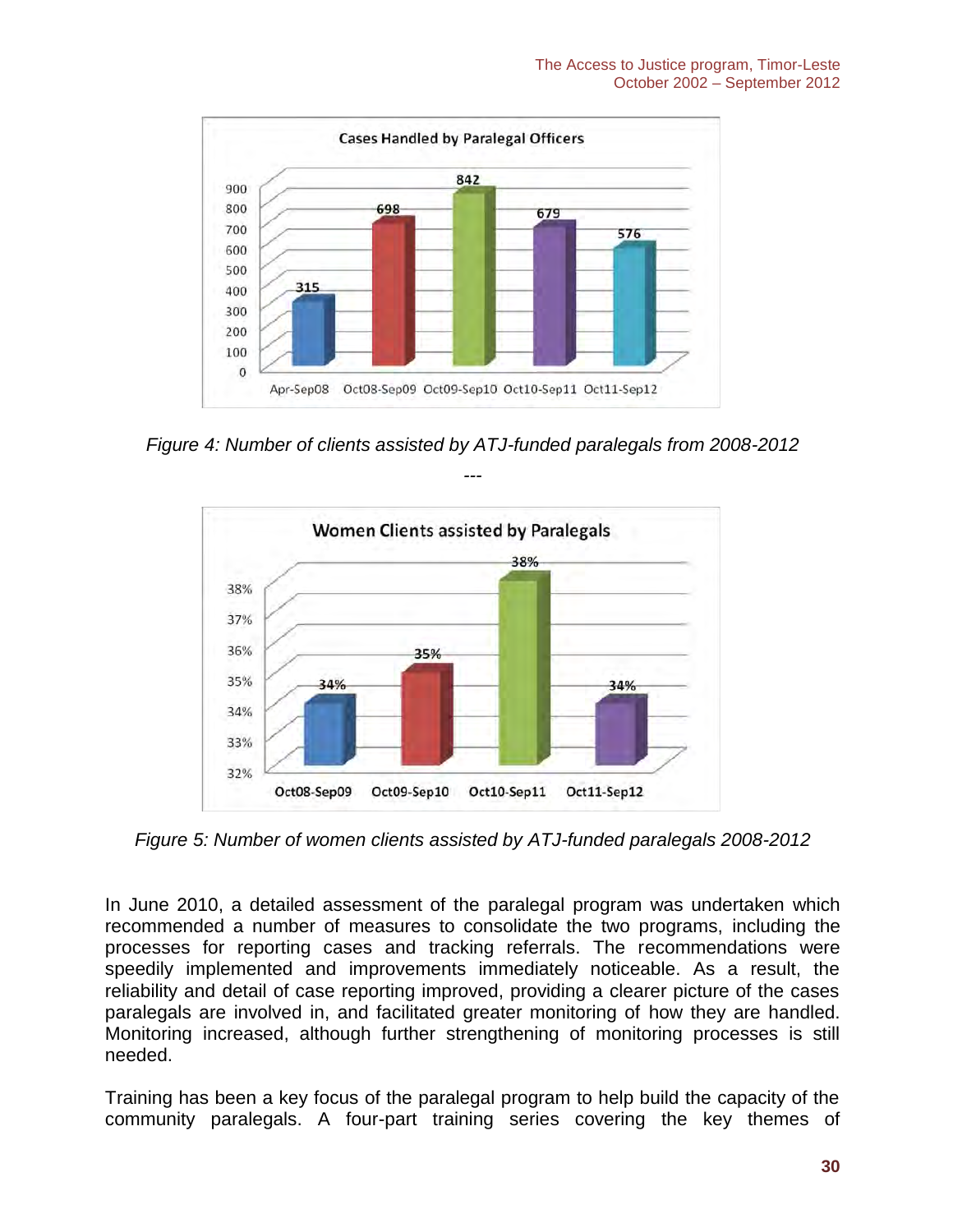**Cases Handled by Paralegal Officers**

| Period | Cases |
|---|---|
| Apr-Sep08 | 315 |
| Oct08-Sep09 | 698 |
| Oct09-Sep10 | 842 |
| Oct10-Sep11 | 679 |
| Oct11-Sep12 | 576 |

*Figure 4: Number of clients assisted by ATJ-funded paralegals from 2008-2012*

---

**Women Clients assisted by Paralegals**

| Period | Women Clients |
|---|---|
| Oct08-Sep09 | 34% |
| Oct09-Sep10 | 35% |
| Oct10-Sep11 | 38% |
| Oct11-Sep12 | 34% |

*Figure 5: Number of women clients assisted by ATJ-funded paralegals 2008-2012*

In June 2010, a detailed assessment of the paralegal program was undertaken which recommended a number of measures to consolidate the two programs, including the processes for reporting cases and tracking referrals. The recommendations were speedily implemented and improvements immediately noticeable. As a result, the reliability and detail of case reporting improved, providing a clearer picture of the cases paralegals are involved in, and facilitated greater monitoring of how they are handled. Monitoring increased, although further strengthening of monitoring processes is still needed.

Training has been a key focus of the paralegal program to help build the capacity of the community paralegals. A four-part training series covering the key themes of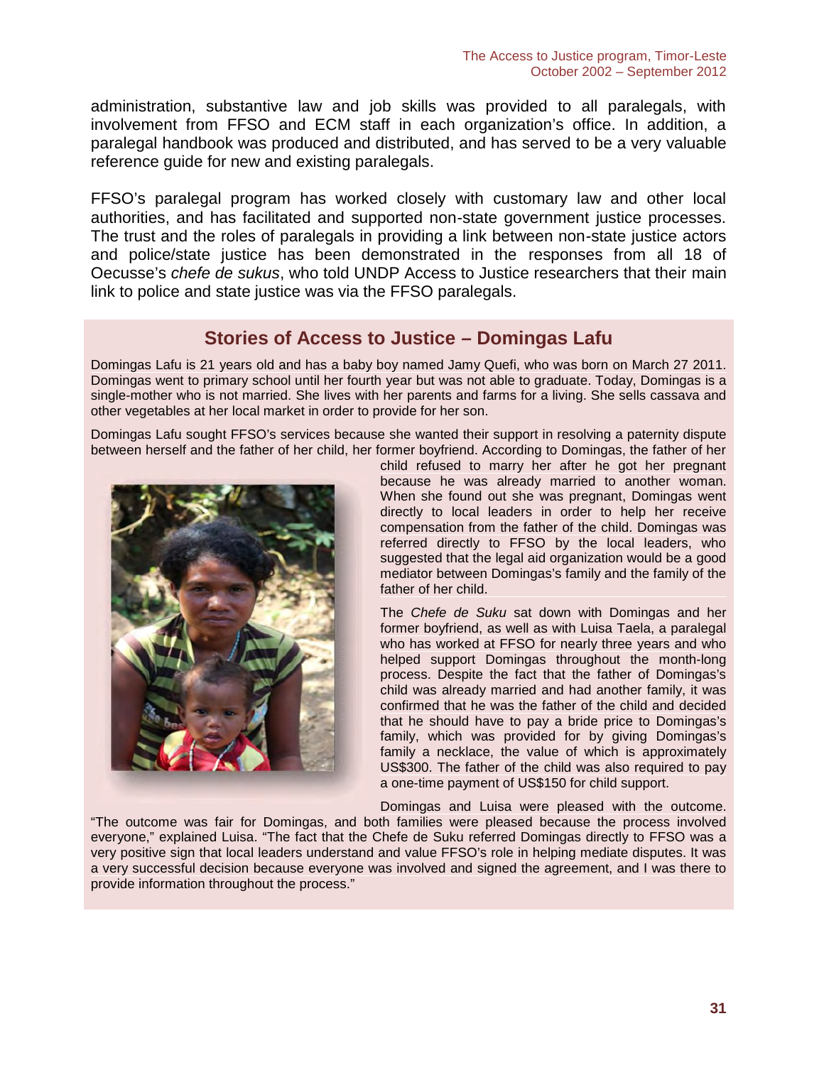administration, substantive law and job skills was provided to all paralegals, with involvement from FFSO and ECM staff in each organization's office. In addition, a paralegal handbook was produced and distributed, and has served to be a very valuable reference guide for new and existing paralegals.

FFSO's paralegal program has worked closely with customary law and other local authorities, and has facilitated and supported non-state government justice processes. The trust and the roles of paralegals in providing a link between non-state justice actors and police/state justice has been demonstrated in the responses from all 18 of Oecusse's *chefe de sukus*, who told UNDP Access to Justice researchers that their main link to police and state justice was via the FFSO paralegals.

## Stories of Access to Justice – Domingas Lafu

Domingas Lafu is 21 years old and has a baby boy named Jamy Quefi, who was born on March 27 2011. Domingas went to primary school until her fourth year but was not able to graduate. Today, Domingas is a single-mother who is not married. She lives with her parents and farms for a living. She sells cassava and other vegetables at her local market in order to provide for her son.

Domingas Lafu sought FFSO's services because she wanted their support in resolving a paternity dispute between herself and the father of her child, her former boyfriend. According to Domingas, the father of her child refused to marry her after he got her pregnant because he was already married to another woman. When she found out she was pregnant, Domingas went directly to local leaders in order to help her receive compensation from the father of the child. Domingas was referred directly to FFSO by the local leaders, who suggested that the legal aid organization would be a good mediator between Domingas's family and the family of the father of her child.

The *Chefe de Suku* sat down with Domingas and her former boyfriend, as well as with Luisa Taela, a paralegal who has worked at FFSO for nearly three years and who helped support Domingas throughout the month-long process. Despite the fact that the father of Domingas's child was already married and had another family, it was confirmed that he was the father of the child and decided that he should have to pay a bride price to Domingas's family, which was provided for by giving Domingas's family a necklace, the value of which is approximately US$300. The father of the child was also required to pay a one-time payment of US$150 for child support.

Domingas and Luisa were pleased with the outcome. "The outcome was fair for Domingas, and both families were pleased because the process involved everyone," explained Luisa. "The fact that the Chefe de Suku referred Domingas directly to FFSO was a very positive sign that local leaders understand and value FFSO's role in helping mediate disputes. It was a very successful decision because everyone was involved and signed the agreement, and I was there to provide information throughout the process."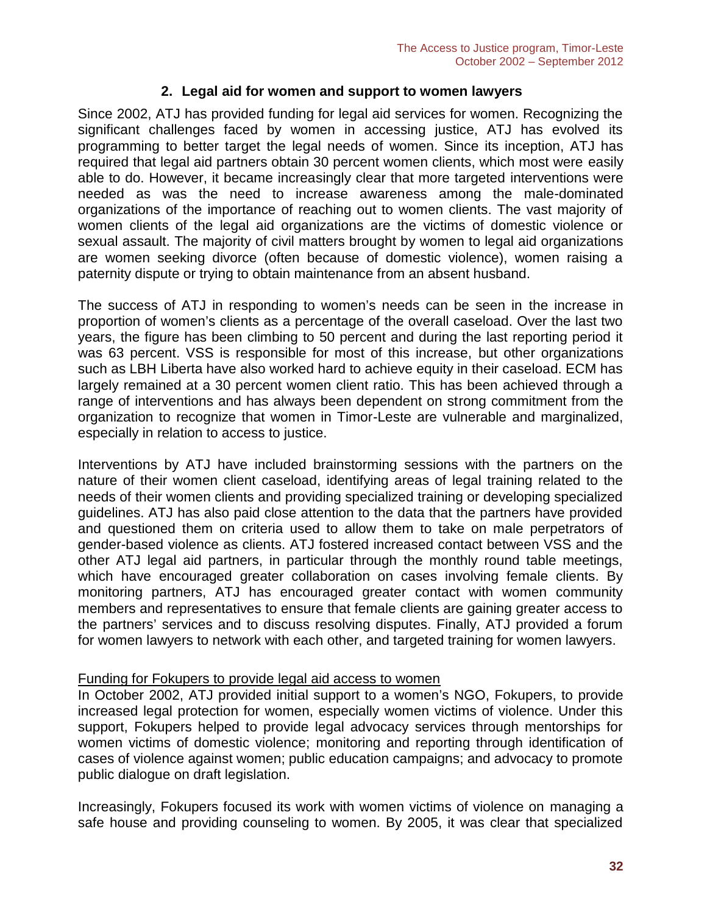## 2. Legal aid for women and support to women lawyers

Since 2002, ATJ has provided funding for legal aid services for women. Recognizing the significant challenges faced by women in accessing justice, ATJ has evolved its programming to better target the legal needs of women. Since its inception, ATJ has required that legal aid partners obtain 30 percent women clients, which most were easily able to do. However, it became increasingly clear that more targeted interventions were needed as was the need to increase awareness among the male-dominated organizations of the importance of reaching out to women clients. The vast majority of women clients of the legal aid organizations are the victims of domestic violence or sexual assault. The majority of civil matters brought by women to legal aid organizations are women seeking divorce (often because of domestic violence), women raising a paternity dispute or trying to obtain maintenance from an absent husband.

The success of ATJ in responding to women's needs can be seen in the increase in proportion of women's clients as a percentage of the overall caseload. Over the last two years, the figure has been climbing to 50 percent and during the last reporting period it was 63 percent. VSS is responsible for most of this increase, but other organizations such as LBH Liberta have also worked hard to achieve equity in their caseload. ECM has largely remained at a 30 percent women client ratio. This has been achieved through a range of interventions and has always been dependent on strong commitment from the organization to recognize that women in Timor-Leste are vulnerable and marginalized, especially in relation to access to justice.

Interventions by ATJ have included brainstorming sessions with the partners on the nature of their women client caseload, identifying areas of legal training related to the needs of their women clients and providing specialized training or developing specialized guidelines. ATJ has also paid close attention to the data that the partners have provided and questioned them on criteria used to allow them to take on male perpetrators of gender-based violence as clients. ATJ fostered increased contact between VSS and the other ATJ legal aid partners, in particular through the monthly round table meetings, which have encouraged greater collaboration on cases involving female clients. By monitoring partners, ATJ has encouraged greater contact with women community members and representatives to ensure that female clients are gaining greater access to the partners' services and to discuss resolving disputes. Finally, ATJ provided a forum for women lawyers to network with each other, and targeted training for women lawyers.

<u>Funding for Fokupers to provide legal aid access to women</u>

In October 2002, ATJ provided initial support to a women's NGO, Fokupers, to provide increased legal protection for women, especially women victims of violence. Under this support, Fokupers helped to provide legal advocacy services through mentorships for women victims of domestic violence; monitoring and reporting through identification of cases of violence against women; public education campaigns; and advocacy to promote public dialogue on draft legislation.

Increasingly, Fokupers focused its work with women victims of violence on managing a safe house and providing counseling to women. By 2005, it was clear that specialized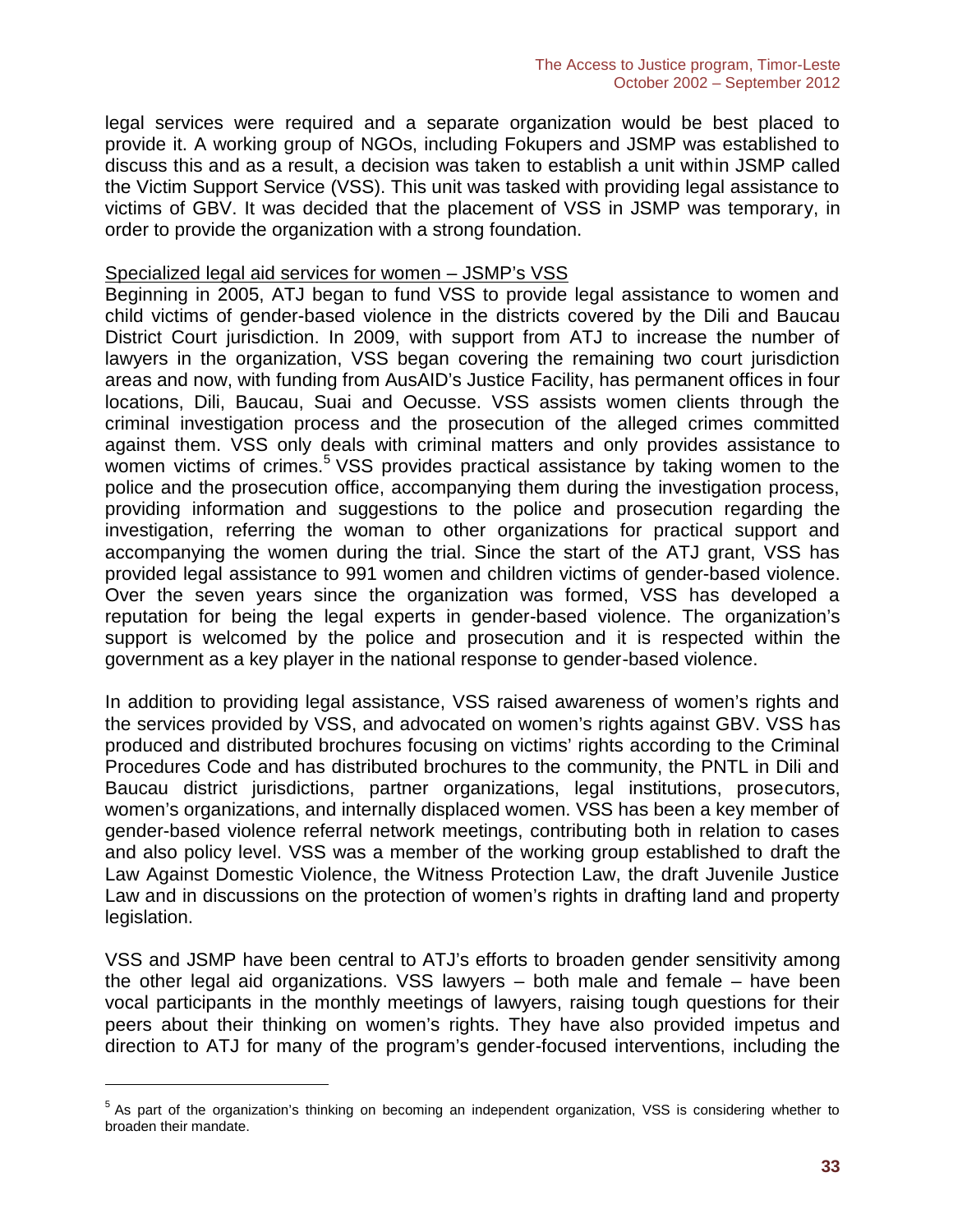legal services were required and a separate organization would be best placed to provide it. A working group of NGOs, including Fokupers and JSMP was established to discuss this and as a result, a decision was taken to establish a unit within JSMP called the Victim Support Service (VSS). This unit was tasked with providing legal assistance to victims of GBV. It was decided that the placement of VSS in JSMP was temporary, in order to provide the organization with a strong foundation.

Specialized legal aid services for women – JSMP's VSS

Beginning in 2005, ATJ began to fund VSS to provide legal assistance to women and child victims of gender-based violence in the districts covered by the Dili and Baucau District Court jurisdiction. In 2009, with support from ATJ to increase the number of lawyers in the organization, VSS began covering the remaining two court jurisdiction areas and now, with funding from AusAID's Justice Facility, has permanent offices in four locations, Dili, Baucau, Suai and Oecusse. VSS assists women clients through the criminal investigation process and the prosecution of the alleged crimes committed against them. VSS only deals with criminal matters and only provides assistance to women victims of crimes.[5] VSS provides practical assistance by taking women to the police and the prosecution office, accompanying them during the investigation process, providing information and suggestions to the police and prosecution regarding the investigation, referring the woman to other organizations for practical support and accompanying the women during the trial. Since the start of the ATJ grant, VSS has provided legal assistance to 991 women and children victims of gender-based violence. Over the seven years since the organization was formed, VSS has developed a reputation for being the legal experts in gender-based violence. The organization's support is welcomed by the police and prosecution and it is respected within the government as a key player in the national response to gender-based violence.

In addition to providing legal assistance, VSS raised awareness of women's rights and the services provided by VSS, and advocated on women's rights against GBV. VSS has produced and distributed brochures focusing on victims' rights according to the Criminal Procedures Code and has distributed brochures to the community, the PNTL in Dili and Baucau district jurisdictions, partner organizations, legal institutions, prosecutors, women's organizations, and internally displaced women. VSS has been a key member of gender-based violence referral network meetings, contributing both in relation to cases and also policy level. VSS was a member of the working group established to draft the Law Against Domestic Violence, the Witness Protection Law, the draft Juvenile Justice Law and in discussions on the protection of women's rights in drafting land and property legislation.

VSS and JSMP have been central to ATJ's efforts to broaden gender sensitivity among the other legal aid organizations. VSS lawyers – both male and female – have been vocal participants in the monthly meetings of lawyers, raising tough questions for their peers about their thinking on women's rights. They have also provided impetus and direction to ATJ for many of the program's gender-focused interventions, including the

[5] As part of the organization's thinking on becoming an independent organization, VSS is considering whether to broaden their mandate.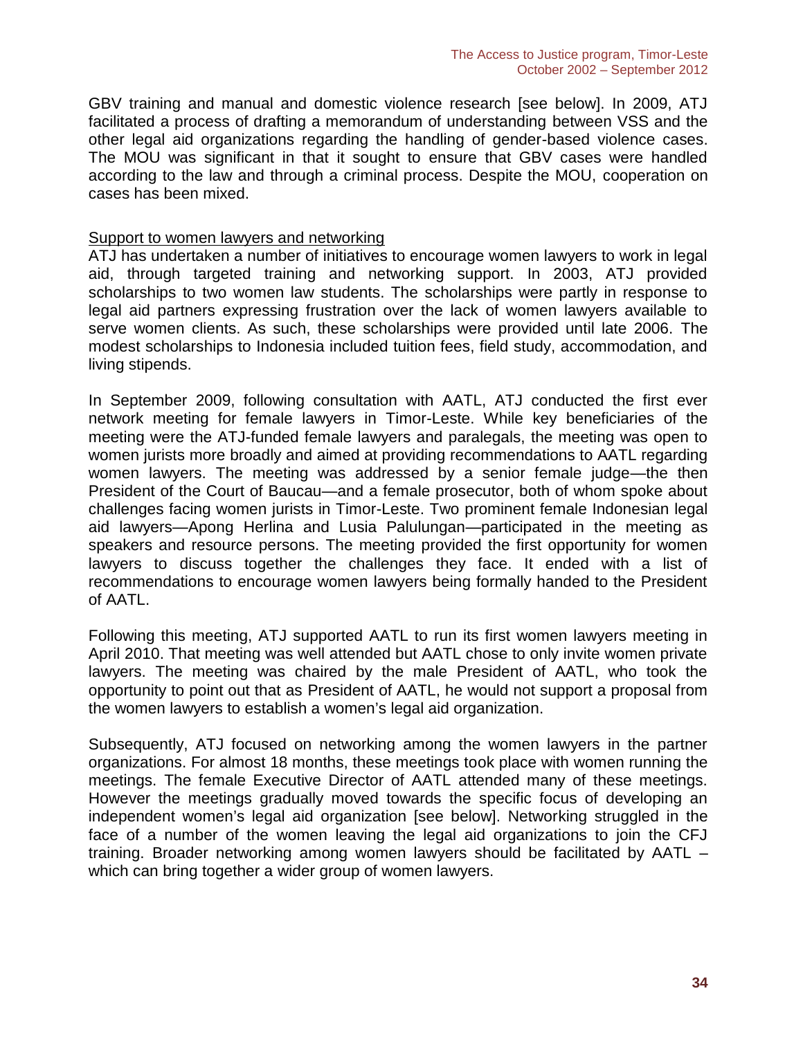GBV training and manual and domestic violence research [see below]. In 2009, ATJ facilitated a process of drafting a memorandum of understanding between VSS and the other legal aid organizations regarding the handling of gender-based violence cases. The MOU was significant in that it sought to ensure that GBV cases were handled according to the law and through a criminal process. Despite the MOU, cooperation on cases has been mixed.

<u>Support to women lawyers and networking</u>

ATJ has undertaken a number of initiatives to encourage women lawyers to work in legal aid, through targeted training and networking support. In 2003, ATJ provided scholarships to two women law students. The scholarships were partly in response to legal aid partners expressing frustration over the lack of women lawyers available to serve women clients. As such, these scholarships were provided until late 2006. The modest scholarships to Indonesia included tuition fees, field study, accommodation, and living stipends.

In September 2009, following consultation with AATL, ATJ conducted the first ever network meeting for female lawyers in Timor-Leste. While key beneficiaries of the meeting were the ATJ-funded female lawyers and paralegals, the meeting was open to women jurists more broadly and aimed at providing recommendations to AATL regarding women lawyers. The meeting was addressed by a senior female judge—the then President of the Court of Baucau—and a female prosecutor, both of whom spoke about challenges facing women jurists in Timor-Leste. Two prominent female Indonesian legal aid lawyers—Apong Herlina and Lusia Palulungan—participated in the meeting as speakers and resource persons. The meeting provided the first opportunity for women lawyers to discuss together the challenges they face. It ended with a list of recommendations to encourage women lawyers being formally handed to the President of AATL.

Following this meeting, ATJ supported AATL to run its first women lawyers meeting in April 2010. That meeting was well attended but AATL chose to only invite women private lawyers. The meeting was chaired by the male President of AATL, who took the opportunity to point out that as President of AATL, he would not support a proposal from the women lawyers to establish a women's legal aid organization.

Subsequently, ATJ focused on networking among the women lawyers in the partner organizations. For almost 18 months, these meetings took place with women running the meetings. The female Executive Director of AATL attended many of these meetings. However the meetings gradually moved towards the specific focus of developing an independent women's legal aid organization [see below]. Networking struggled in the face of a number of the women leaving the legal aid organizations to join the CFJ training. Broader networking among women lawyers should be facilitated by AATL – which can bring together a wider group of women lawyers.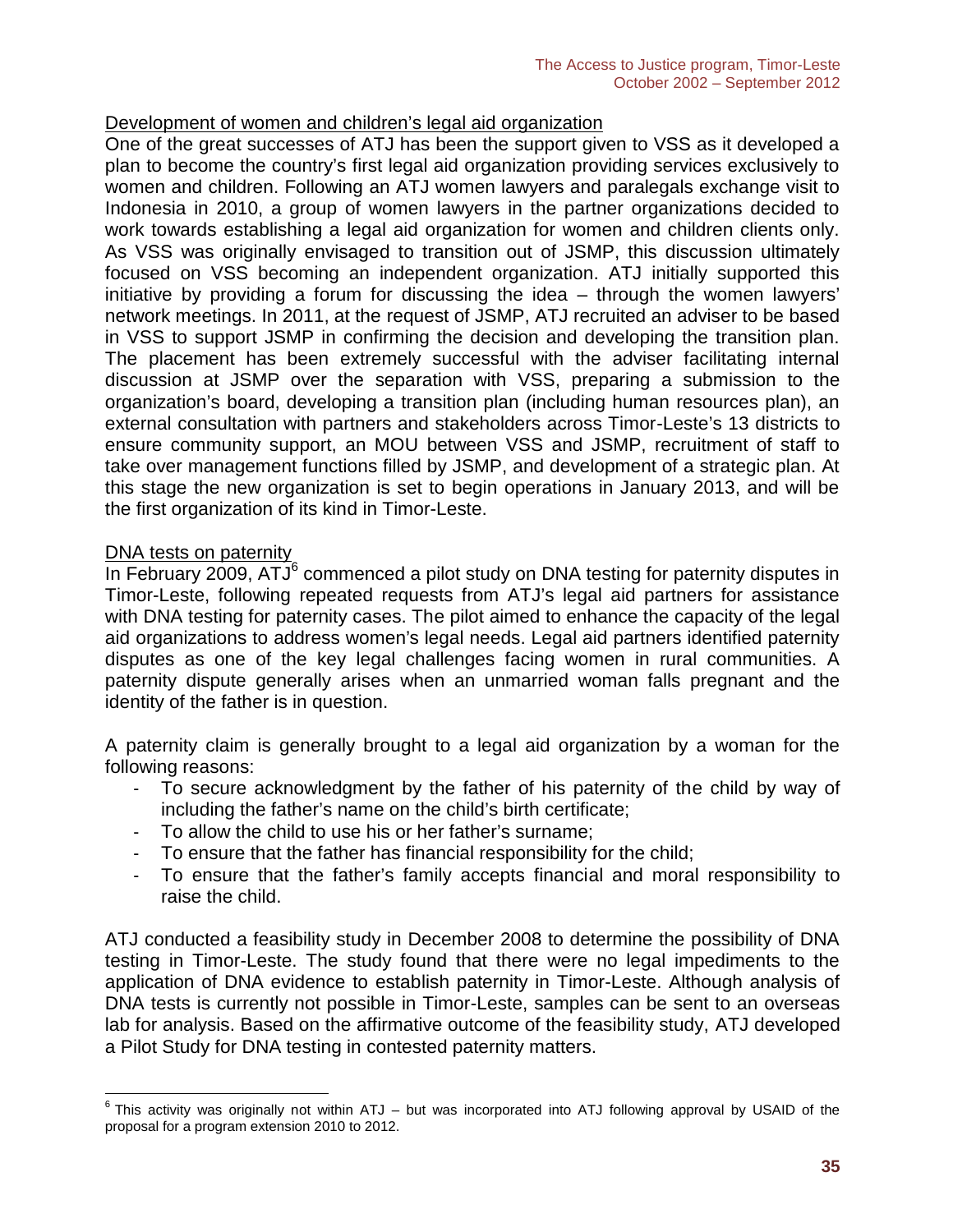<u>Development of women and children's legal aid organization</u>

One of the great successes of ATJ has been the support given to VSS as it developed a plan to become the country's first legal aid organization providing services exclusively to women and children. Following an ATJ women lawyers and paralegals exchange visit to Indonesia in 2010, a group of women lawyers in the partner organizations decided to work towards establishing a legal aid organization for women and children clients only. As VSS was originally envisaged to transition out of JSMP, this discussion ultimately focused on VSS becoming an independent organization. ATJ initially supported this initiative by providing a forum for discussing the idea – through the women lawyers' network meetings. In 2011, at the request of JSMP, ATJ recruited an adviser to be based in VSS to support JSMP in confirming the decision and developing the transition plan. The placement has been extremely successful with the adviser facilitating internal discussion at JSMP over the separation with VSS, preparing a submission to the organization's board, developing a transition plan (including human resources plan), an external consultation with partners and stakeholders across Timor-Leste's 13 districts to ensure community support, an MOU between VSS and JSMP, recruitment of staff to take over management functions filled by JSMP, and development of a strategic plan. At this stage the new organization is set to begin operations in January 2013, and will be the first organization of its kind in Timor-Leste.

<u>DNA tests on paternity</u>

In February 2009, ATJ[6] commenced a pilot study on DNA testing for paternity disputes in Timor-Leste, following repeated requests from ATJ's legal aid partners for assistance with DNA testing for paternity cases. The pilot aimed to enhance the capacity of the legal aid organizations to address women's legal needs. Legal aid partners identified paternity disputes as one of the key legal challenges facing women in rural communities. A paternity dispute generally arises when an unmarried woman falls pregnant and the identity of the father is in question.

A paternity claim is generally brought to a legal aid organization by a woman for the following reasons:

- To secure acknowledgment by the father of his paternity of the child by way of including the father's name on the child's birth certificate;
- To allow the child to use his or her father's surname;
- To ensure that the father has financial responsibility for the child;
- To ensure that the father's family accepts financial and moral responsibility to raise the child.

ATJ conducted a feasibility study in December 2008 to determine the possibility of DNA testing in Timor-Leste. The study found that there were no legal impediments to the application of DNA evidence to establish paternity in Timor-Leste. Although analysis of DNA tests is currently not possible in Timor-Leste, samples can be sent to an overseas lab for analysis. Based on the affirmative outcome of the feasibility study, ATJ developed a Pilot Study for DNA testing in contested paternity matters.

[6] This activity was originally not within ATJ – but was incorporated into ATJ following approval by USAID of the proposal for a program extension 2010 to 2012.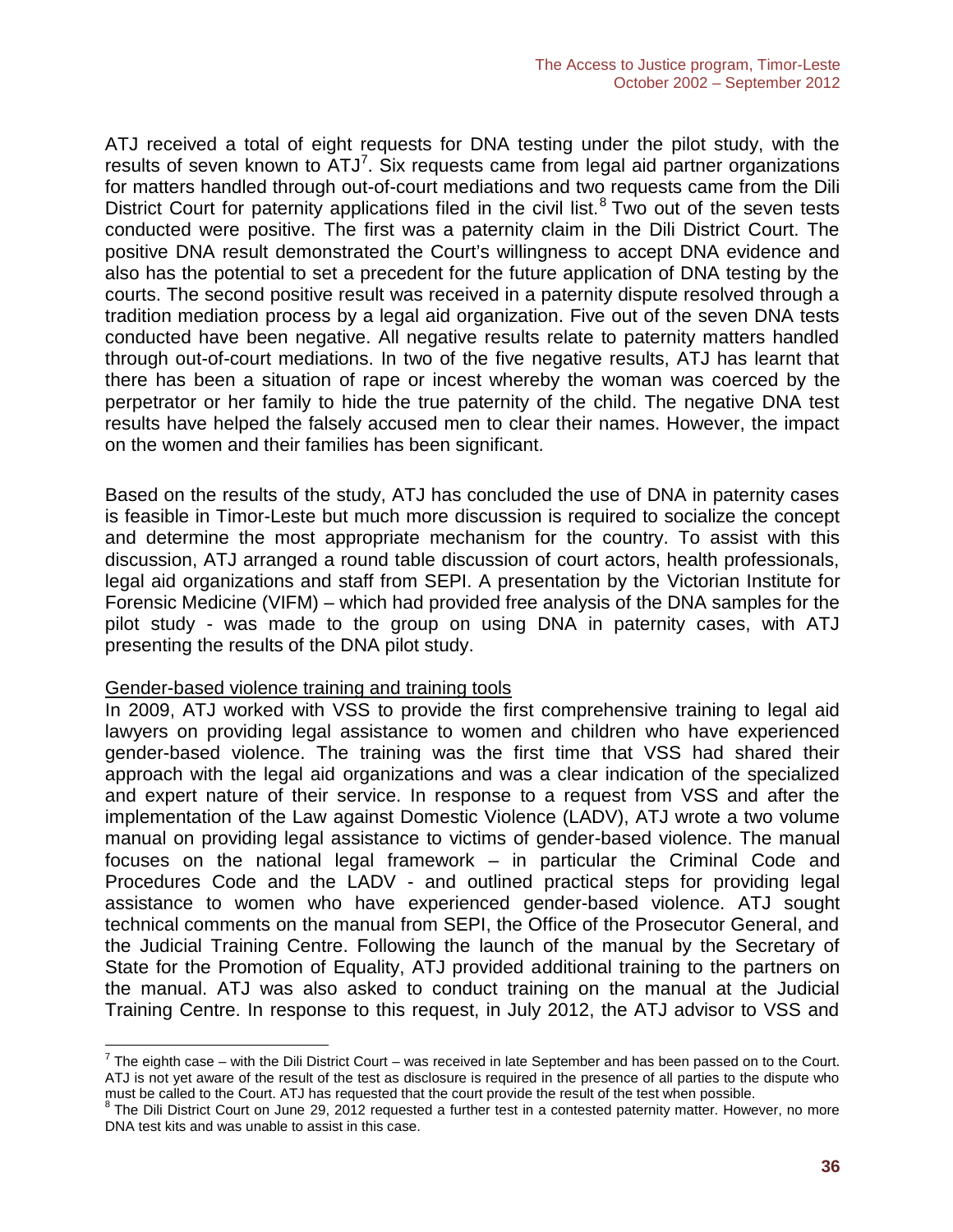ATJ received a total of eight requests for DNA testing under the pilot study, with the results of seven known to ATJ[7]. Six requests came from legal aid partner organizations for matters handled through out-of-court mediations and two requests came from the Dili District Court for paternity applications filed in the civil list.[8] Two out of the seven tests conducted were positive. The first was a paternity claim in the Dili District Court. The positive DNA result demonstrated the Court's willingness to accept DNA evidence and also has the potential to set a precedent for the future application of DNA testing by the courts. The second positive result was received in a paternity dispute resolved through a tradition mediation process by a legal aid organization. Five out of the seven DNA tests conducted have been negative. All negative results relate to paternity matters handled through out-of-court mediations. In two of the five negative results, ATJ has learnt that there has been a situation of rape or incest whereby the woman was coerced by the perpetrator or her family to hide the true paternity of the child. The negative DNA test results have helped the falsely accused men to clear their names. However, the impact on the women and their families has been significant.

Based on the results of the study, ATJ has concluded the use of DNA in paternity cases is feasible in Timor-Leste but much more discussion is required to socialize the concept and determine the most appropriate mechanism for the country. To assist with this discussion, ATJ arranged a round table discussion of court actors, health professionals, legal aid organizations and staff from SEPI. A presentation by the Victorian Institute for Forensic Medicine (VIFM) – which had provided free analysis of the DNA samples for the pilot study - was made to the group on using DNA in paternity cases, with ATJ presenting the results of the DNA pilot study.

<u>Gender-based violence training and training tools</u>

In 2009, ATJ worked with VSS to provide the first comprehensive training to legal aid lawyers on providing legal assistance to women and children who have experienced gender-based violence. The training was the first time that VSS had shared their approach with the legal aid organizations and was a clear indication of the specialized and expert nature of their service. In response to a request from VSS and after the implementation of the Law against Domestic Violence (LADV), ATJ wrote a two volume manual on providing legal assistance to victims of gender-based violence. The manual focuses on the national legal framework – in particular the Criminal Code and Procedures Code and the LADV - and outlined practical steps for providing legal assistance to women who have experienced gender-based violence. ATJ sought technical comments on the manual from SEPI, the Office of the Prosecutor General, and the Judicial Training Centre. Following the launch of the manual by the Secretary of State for the Promotion of Equality, ATJ provided additional training to the partners on the manual. ATJ was also asked to conduct training on the manual at the Judicial Training Centre. In response to this request, in July 2012, the ATJ advisor to VSS and

---

[7] The eighth case – with the Dili District Court – was received in late September and has been passed on to the Court. ATJ is not yet aware of the result of the test as disclosure is required in the presence of all parties to the dispute who must be called to the Court. ATJ has requested that the court provide the result of the test when possible.

[8] The Dili District Court on June 29, 2012 requested a further test in a contested paternity matter. However, no more DNA test kits and was unable to assist in this case.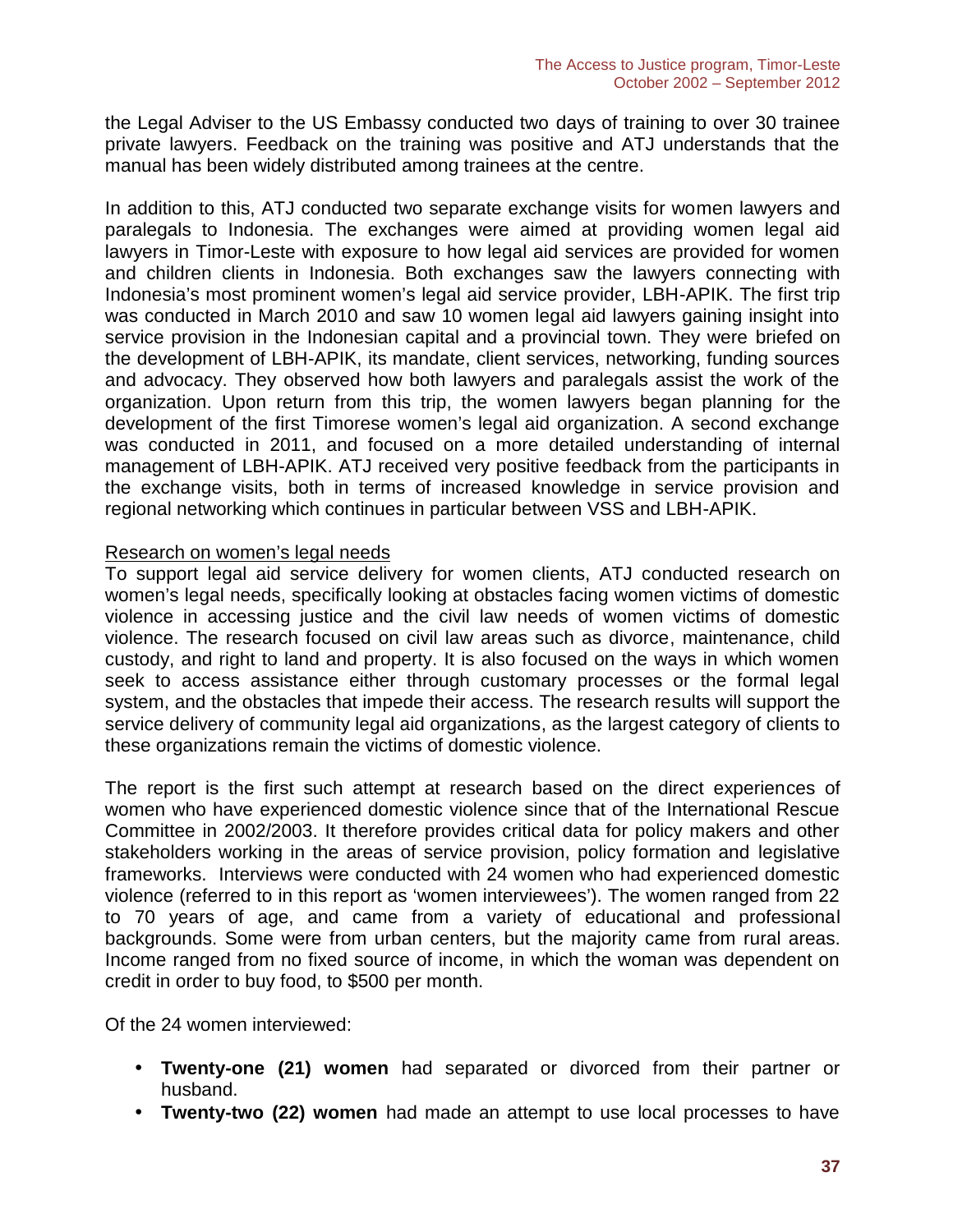the Legal Adviser to the US Embassy conducted two days of training to over 30 trainee private lawyers. Feedback on the training was positive and ATJ understands that the manual has been widely distributed among trainees at the centre.

In addition to this, ATJ conducted two separate exchange visits for women lawyers and paralegals to Indonesia. The exchanges were aimed at providing women legal aid lawyers in Timor-Leste with exposure to how legal aid services are provided for women and children clients in Indonesia. Both exchanges saw the lawyers connecting with Indonesia's most prominent women's legal aid service provider, LBH-APIK. The first trip was conducted in March 2010 and saw 10 women legal aid lawyers gaining insight into service provision in the Indonesian capital and a provincial town. They were briefed on the development of LBH-APIK, its mandate, client services, networking, funding sources and advocacy. They observed how both lawyers and paralegals assist the work of the organization. Upon return from this trip, the women lawyers began planning for the development of the first Timorese women's legal aid organization. A second exchange was conducted in 2011, and focused on a more detailed understanding of internal management of LBH-APIK. ATJ received very positive feedback from the participants in the exchange visits, both in terms of increased knowledge in service provision and regional networking which continues in particular between VSS and LBH-APIK.

<u>Research on women's legal needs</u>

To support legal aid service delivery for women clients, ATJ conducted research on women's legal needs, specifically looking at obstacles facing women victims of domestic violence in accessing justice and the civil law needs of women victims of domestic violence. The research focused on civil law areas such as divorce, maintenance, child custody, and right to land and property. It is also focused on the ways in which women seek to access assistance either through customary processes or the formal legal system, and the obstacles that impede their access. The research results will support the service delivery of community legal aid organizations, as the largest category of clients to these organizations remain the victims of domestic violence.

The report is the first such attempt at research based on the direct experiences of women who have experienced domestic violence since that of the International Rescue Committee in 2002/2003. It therefore provides critical data for policy makers and other stakeholders working in the areas of service provision, policy formation and legislative frameworks. Interviews were conducted with 24 women who had experienced domestic violence (referred to in this report as 'women interviewees'). The women ranged from 22 to 70 years of age, and came from a variety of educational and professional backgrounds. Some were from urban centers, but the majority came from rural areas. Income ranged from no fixed source of income, in which the woman was dependent on credit in order to buy food, to $500 per month.

Of the 24 women interviewed:

- **Twenty-one (21) women** had separated or divorced from their partner or husband.
- **Twenty-two (22) women** had made an attempt to use local processes to have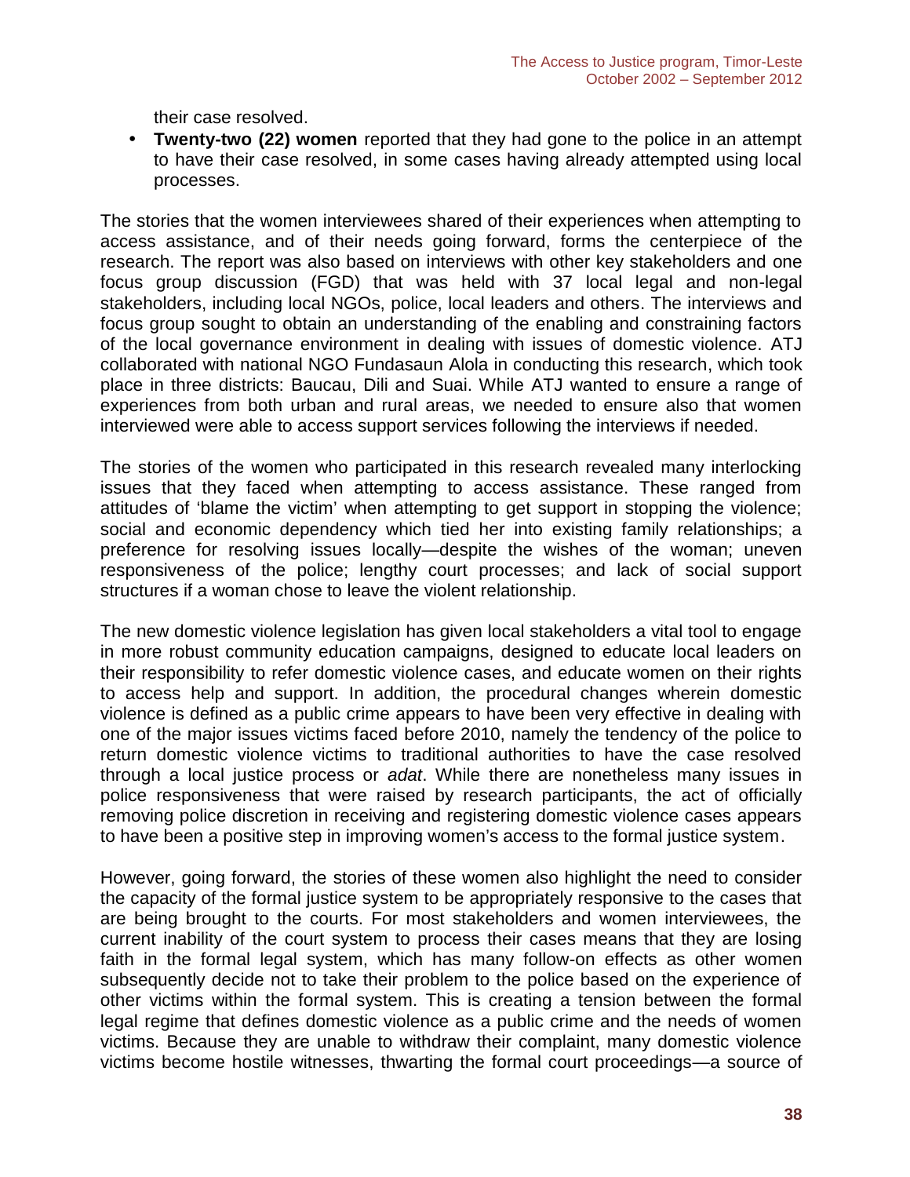their case resolved.

- **Twenty-two (22) women** reported that they had gone to the police in an attempt to have their case resolved, in some cases having already attempted using local processes.

The stories that the women interviewees shared of their experiences when attempting to access assistance, and of their needs going forward, forms the centerpiece of the research. The report was also based on interviews with other key stakeholders and one focus group discussion (FGD) that was held with 37 local legal and non-legal stakeholders, including local NGOs, police, local leaders and others. The interviews and focus group sought to obtain an understanding of the enabling and constraining factors of the local governance environment in dealing with issues of domestic violence. ATJ collaborated with national NGO Fundasaun Alola in conducting this research, which took place in three districts: Baucau, Dili and Suai. While ATJ wanted to ensure a range of experiences from both urban and rural areas, we needed to ensure also that women interviewed were able to access support services following the interviews if needed.

The stories of the women who participated in this research revealed many interlocking issues that they faced when attempting to access assistance. These ranged from attitudes of 'blame the victim' when attempting to get support in stopping the violence; social and economic dependency which tied her into existing family relationships; a preference for resolving issues locally—despite the wishes of the woman; uneven responsiveness of the police; lengthy court processes; and lack of social support structures if a woman chose to leave the violent relationship.

The new domestic violence legislation has given local stakeholders a vital tool to engage in more robust community education campaigns, designed to educate local leaders on their responsibility to refer domestic violence cases, and educate women on their rights to access help and support. In addition, the procedural changes wherein domestic violence is defined as a public crime appears to have been very effective in dealing with one of the major issues victims faced before 2010, namely the tendency of the police to return domestic violence victims to traditional authorities to have the case resolved through a local justice process or *adat*. While there are nonetheless many issues in police responsiveness that were raised by research participants, the act of officially removing police discretion in receiving and registering domestic violence cases appears to have been a positive step in improving women's access to the formal justice system.

However, going forward, the stories of these women also highlight the need to consider the capacity of the formal justice system to be appropriately responsive to the cases that are being brought to the courts. For most stakeholders and women interviewees, the current inability of the court system to process their cases means that they are losing faith in the formal legal system, which has many follow-on effects as other women subsequently decide not to take their problem to the police based on the experience of other victims within the formal system. This is creating a tension between the formal legal regime that defines domestic violence as a public crime and the needs of women victims. Because they are unable to withdraw their complaint, many domestic violence victims become hostile witnesses, thwarting the formal court proceedings—a source of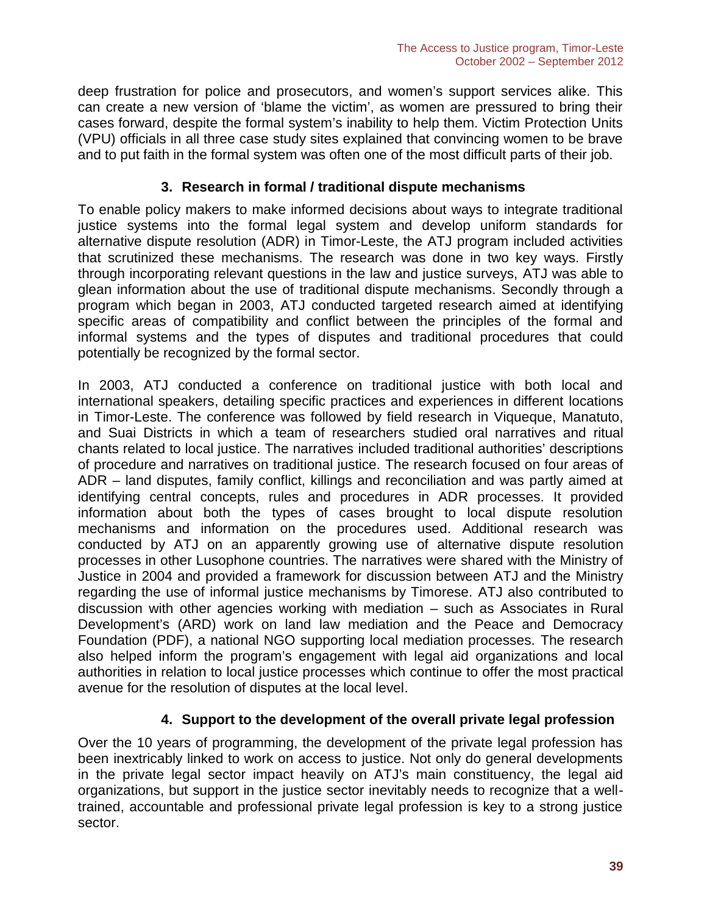deep frustration for police and prosecutors, and women's support services alike. This can create a new version of 'blame the victim', as women are pressured to bring their cases forward, despite the formal system's inability to help them. Victim Protection Units (VPU) officials in all three case study sites explained that convincing women to be brave and to put faith in the formal system was often one of the most difficult parts of their job.

### 3. Research in formal / traditional dispute mechanisms

To enable policy makers to make informed decisions about ways to integrate traditional justice systems into the formal legal system and develop uniform standards for alternative dispute resolution (ADR) in Timor-Leste, the ATJ program included activities that scrutinized these mechanisms. The research was done in two key ways. Firstly through incorporating relevant questions in the law and justice surveys, ATJ was able to glean information about the use of traditional dispute mechanisms. Secondly through a program which began in 2003, ATJ conducted targeted research aimed at identifying specific areas of compatibility and conflict between the principles of the formal and informal systems and the types of disputes and traditional procedures that could potentially be recognized by the formal sector.

In 2003, ATJ conducted a conference on traditional justice with both local and international speakers, detailing specific practices and experiences in different locations in Timor-Leste. The conference was followed by field research in Viqueque, Manatuto, and Suai Districts in which a team of researchers studied oral narratives and ritual chants related to local justice. The narratives included traditional authorities' descriptions of procedure and narratives on traditional justice. The research focused on four areas of ADR – land disputes, family conflict, killings and reconciliation and was partly aimed at identifying central concepts, rules and procedures in ADR processes. It provided information about both the types of cases brought to local dispute resolution mechanisms and information on the procedures used. Additional research was conducted by ATJ on an apparently growing use of alternative dispute resolution processes in other Lusophone countries. The narratives were shared with the Ministry of Justice in 2004 and provided a framework for discussion between ATJ and the Ministry regarding the use of informal justice mechanisms by Timorese. ATJ also contributed to discussion with other agencies working with mediation – such as Associates in Rural Development's (ARD) work on land law mediation and the Peace and Democracy Foundation (PDF), a national NGO supporting local mediation processes. The research also helped inform the program's engagement with legal aid organizations and local authorities in relation to local justice processes which continue to offer the most practical avenue for the resolution of disputes at the local level.

### 4. Support to the development of the overall private legal profession

Over the 10 years of programming, the development of the private legal profession has been inextricably linked to work on access to justice. Not only do general developments in the private legal sector impact heavily on ATJ's main constituency, the legal aid organizations, but support in the justice sector inevitably needs to recognize that a well-trained, accountable and professional private legal profession is key to a strong justice sector.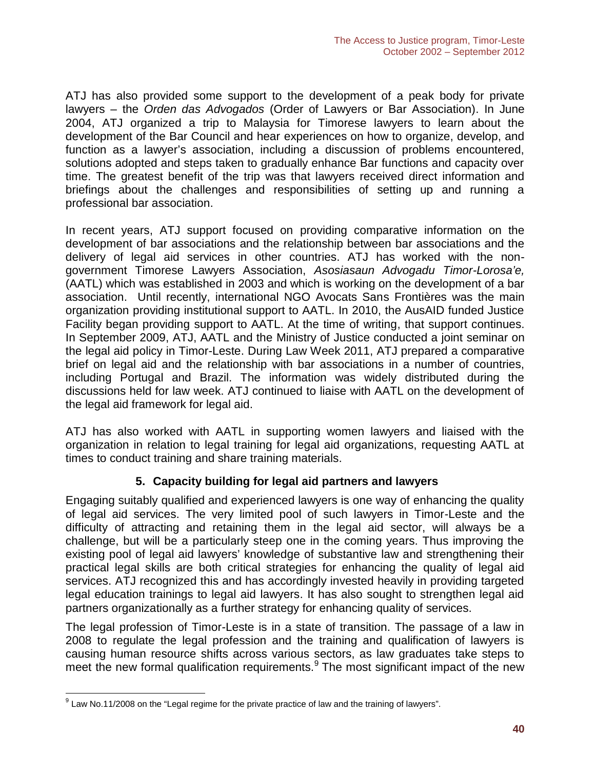ATJ has also provided some support to the development of a peak body for private lawyers – the *Orden das Advogados* (Order of Lawyers or Bar Association). In June 2004, ATJ organized a trip to Malaysia for Timorese lawyers to learn about the development of the Bar Council and hear experiences on how to organize, develop, and function as a lawyer's association, including a discussion of problems encountered, solutions adopted and steps taken to gradually enhance Bar functions and capacity over time. The greatest benefit of the trip was that lawyers received direct information and briefings about the challenges and responsibilities of setting up and running a professional bar association.

In recent years, ATJ support focused on providing comparative information on the development of bar associations and the relationship between bar associations and the delivery of legal aid services in other countries. ATJ has worked with the non-government Timorese Lawyers Association, *Asosiasaun Advogadu Timor-Lorosa'e,* (AATL) which was established in 2003 and which is working on the development of a bar association. Until recently, international NGO Avocats Sans Frontières was the main organization providing institutional support to AATL. In 2010, the AusAID funded Justice Facility began providing support to AATL. At the time of writing, that support continues. In September 2009, ATJ, AATL and the Ministry of Justice conducted a joint seminar on the legal aid policy in Timor-Leste. During Law Week 2011, ATJ prepared a comparative brief on legal aid and the relationship with bar associations in a number of countries, including Portugal and Brazil. The information was widely distributed during the discussions held for law week. ATJ continued to liaise with AATL on the development of the legal aid framework for legal aid.

ATJ has also worked with AATL in supporting women lawyers and liaised with the organization in relation to legal training for legal aid organizations, requesting AATL at times to conduct training and share training materials.

## 5. Capacity building for legal aid partners and lawyers

Engaging suitably qualified and experienced lawyers is one way of enhancing the quality of legal aid services. The very limited pool of such lawyers in Timor-Leste and the difficulty of attracting and retaining them in the legal aid sector, will always be a challenge, but will be a particularly steep one in the coming years. Thus improving the existing pool of legal aid lawyers' knowledge of substantive law and strengthening their practical legal skills are both critical strategies for enhancing the quality of legal aid services. ATJ recognized this and has accordingly invested heavily in providing targeted legal education trainings to legal aid lawyers. It has also sought to strengthen legal aid partners organizationally as a further strategy for enhancing quality of services.

The legal profession of Timor-Leste is in a state of transition. The passage of a law in 2008 to regulate the legal profession and the training and qualification of lawyers is causing human resource shifts across various sectors, as law graduates take steps to meet the new formal qualification requirements.[9] The most significant impact of the new

[9] Law No.11/2008 on the "Legal regime for the private practice of law and the training of lawyers".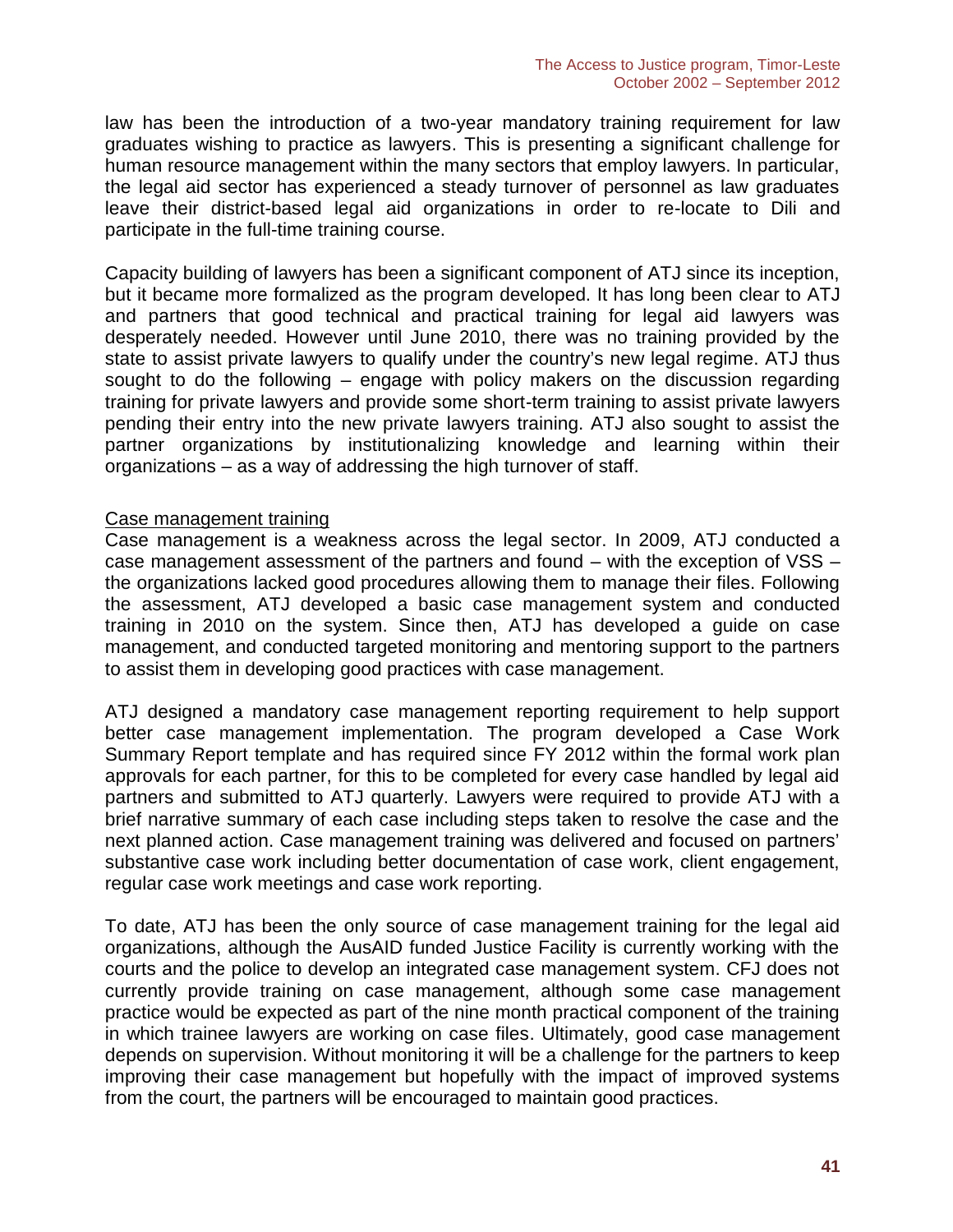law has been the introduction of a two-year mandatory training requirement for law graduates wishing to practice as lawyers. This is presenting a significant challenge for human resource management within the many sectors that employ lawyers. In particular, the legal aid sector has experienced a steady turnover of personnel as law graduates leave their district-based legal aid organizations in order to re-locate to Dili and participate in the full-time training course.

Capacity building of lawyers has been a significant component of ATJ since its inception, but it became more formalized as the program developed. It has long been clear to ATJ and partners that good technical and practical training for legal aid lawyers was desperately needed. However until June 2010, there was no training provided by the state to assist private lawyers to qualify under the country's new legal regime. ATJ thus sought to do the following – engage with policy makers on the discussion regarding training for private lawyers and provide some short-term training to assist private lawyers pending their entry into the new private lawyers training. ATJ also sought to assist the partner organizations by institutionalizing knowledge and learning within their organizations – as a way of addressing the high turnover of staff.

<u>Case management training</u>

Case management is a weakness across the legal sector. In 2009, ATJ conducted a case management assessment of the partners and found – with the exception of VSS – the organizations lacked good procedures allowing them to manage their files. Following the assessment, ATJ developed a basic case management system and conducted training in 2010 on the system. Since then, ATJ has developed a guide on case management, and conducted targeted monitoring and mentoring support to the partners to assist them in developing good practices with case management.

ATJ designed a mandatory case management reporting requirement to help support better case management implementation. The program developed a Case Work Summary Report template and has required since FY 2012 within the formal work plan approvals for each partner, for this to be completed for every case handled by legal aid partners and submitted to ATJ quarterly. Lawyers were required to provide ATJ with a brief narrative summary of each case including steps taken to resolve the case and the next planned action. Case management training was delivered and focused on partners' substantive case work including better documentation of case work, client engagement, regular case work meetings and case work reporting.

To date, ATJ has been the only source of case management training for the legal aid organizations, although the AusAID funded Justice Facility is currently working with the courts and the police to develop an integrated case management system. CFJ does not currently provide training on case management, although some case management practice would be expected as part of the nine month practical component of the training in which trainee lawyers are working on case files. Ultimately, good case management depends on supervision. Without monitoring it will be a challenge for the partners to keep improving their case management but hopefully with the impact of improved systems from the court, the partners will be encouraged to maintain good practices.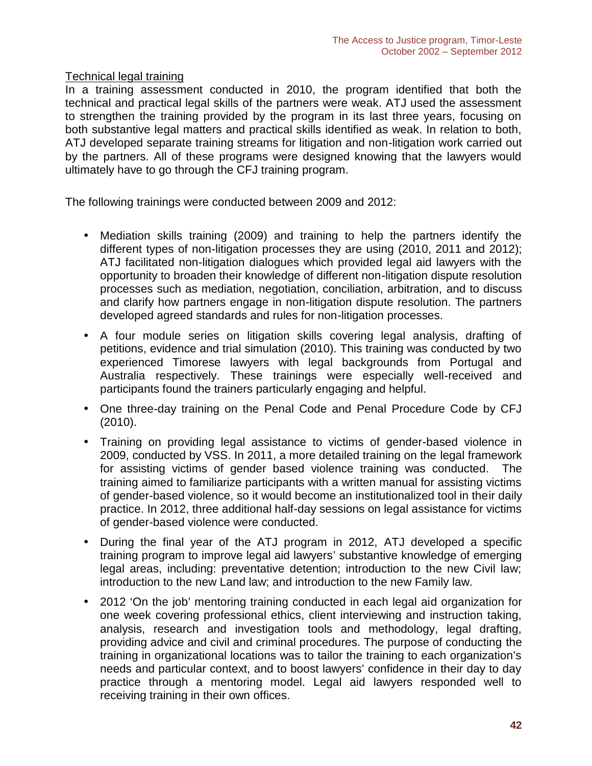Technical legal training

In a training assessment conducted in 2010, the program identified that both the technical and practical legal skills of the partners were weak. ATJ used the assessment to strengthen the training provided by the program in its last three years, focusing on both substantive legal matters and practical skills identified as weak. In relation to both, ATJ developed separate training streams for litigation and non-litigation work carried out by the partners. All of these programs were designed knowing that the lawyers would ultimately have to go through the CFJ training program.

The following trainings were conducted between 2009 and 2012:

- Mediation skills training (2009) and training to help the partners identify the different types of non-litigation processes they are using (2010, 2011 and 2012); ATJ facilitated non-litigation dialogues which provided legal aid lawyers with the opportunity to broaden their knowledge of different non-litigation dispute resolution processes such as mediation, negotiation, conciliation, arbitration, and to discuss and clarify how partners engage in non-litigation dispute resolution. The partners developed agreed standards and rules for non-litigation processes.
- A four module series on litigation skills covering legal analysis, drafting of petitions, evidence and trial simulation (2010). This training was conducted by two experienced Timorese lawyers with legal backgrounds from Portugal and Australia respectively. These trainings were especially well-received and participants found the trainers particularly engaging and helpful.
- One three-day training on the Penal Code and Penal Procedure Code by CFJ (2010).
- Training on providing legal assistance to victims of gender-based violence in 2009, conducted by VSS. In 2011, a more detailed training on the legal framework for assisting victims of gender based violence training was conducted. The training aimed to familiarize participants with a written manual for assisting victims of gender-based violence, so it would become an institutionalized tool in their daily practice. In 2012, three additional half-day sessions on legal assistance for victims of gender-based violence were conducted.
- During the final year of the ATJ program in 2012, ATJ developed a specific training program to improve legal aid lawyers' substantive knowledge of emerging legal areas, including: preventative detention; introduction to the new Civil law; introduction to the new Land law; and introduction to the new Family law.
- 2012 'On the job' mentoring training conducted in each legal aid organization for one week covering professional ethics, client interviewing and instruction taking, analysis, research and investigation tools and methodology, legal drafting, providing advice and civil and criminal procedures. The purpose of conducting the training in organizational locations was to tailor the training to each organization's needs and particular context, and to boost lawyers' confidence in their day to day practice through a mentoring model. Legal aid lawyers responded well to receiving training in their own offices.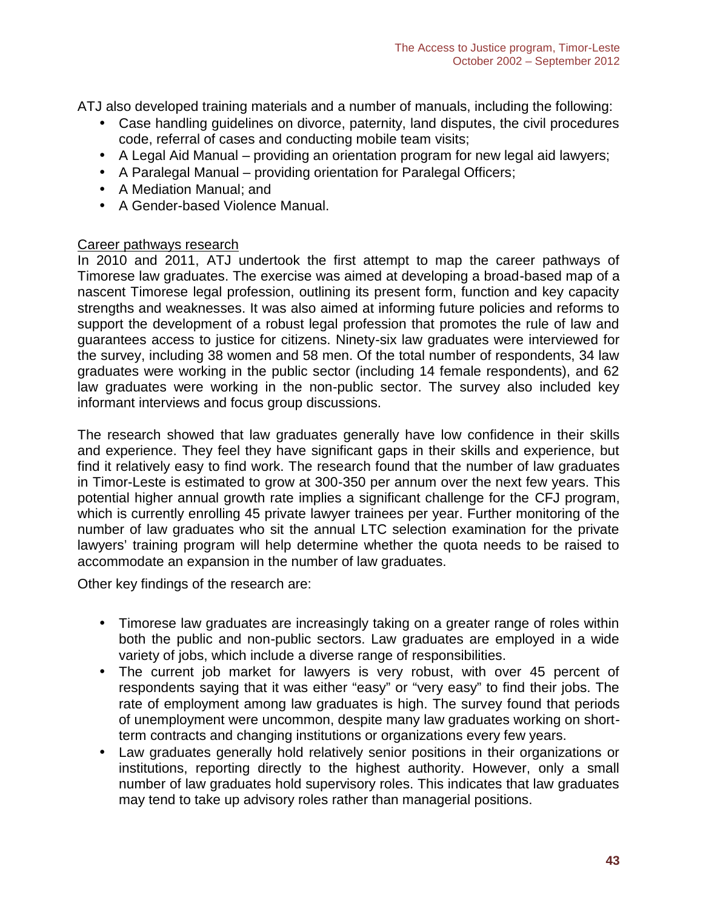ATJ also developed training materials and a number of manuals, including the following:

- Case handling guidelines on divorce, paternity, land disputes, the civil procedures code, referral of cases and conducting mobile team visits;
- A Legal Aid Manual – providing an orientation program for new legal aid lawyers;
- A Paralegal Manual – providing orientation for Paralegal Officers;
- A Mediation Manual; and
- A Gender-based Violence Manual.

<u>Career pathways research</u>

In 2010 and 2011, ATJ undertook the first attempt to map the career pathways of Timorese law graduates. The exercise was aimed at developing a broad-based map of a nascent Timorese legal profession, outlining its present form, function and key capacity strengths and weaknesses. It was also aimed at informing future policies and reforms to support the development of a robust legal profession that promotes the rule of law and guarantees access to justice for citizens. Ninety-six law graduates were interviewed for the survey, including 38 women and 58 men. Of the total number of respondents, 34 law graduates were working in the public sector (including 14 female respondents), and 62 law graduates were working in the non-public sector. The survey also included key informant interviews and focus group discussions.

The research showed that law graduates generally have low confidence in their skills and experience. They feel they have significant gaps in their skills and experience, but find it relatively easy to find work. The research found that the number of law graduates in Timor-Leste is estimated to grow at 300-350 per annum over the next few years. This potential higher annual growth rate implies a significant challenge for the CFJ program, which is currently enrolling 45 private lawyer trainees per year. Further monitoring of the number of law graduates who sit the annual LTC selection examination for the private lawyers' training program will help determine whether the quota needs to be raised to accommodate an expansion in the number of law graduates.

Other key findings of the research are:

- Timorese law graduates are increasingly taking on a greater range of roles within both the public and non-public sectors. Law graduates are employed in a wide variety of jobs, which include a diverse range of responsibilities.
- The current job market for lawyers is very robust, with over 45 percent of respondents saying that it was either "easy" or "very easy" to find their jobs. The rate of employment among law graduates is high. The survey found that periods of unemployment were uncommon, despite many law graduates working on short-term contracts and changing institutions or organizations every few years.
- Law graduates generally hold relatively senior positions in their organizations or institutions, reporting directly to the highest authority. However, only a small number of law graduates hold supervisory roles. This indicates that law graduates may tend to take up advisory roles rather than managerial positions.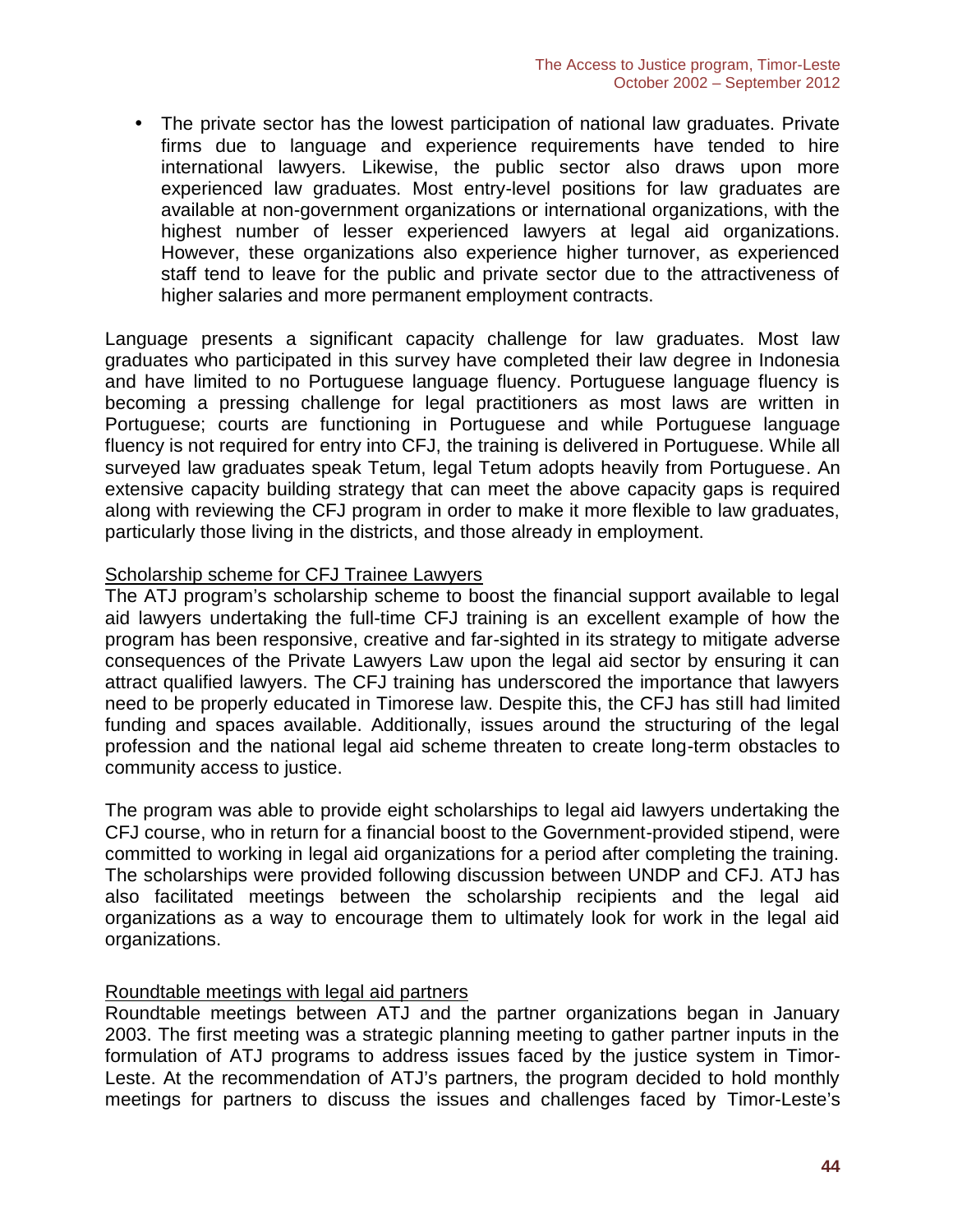- The private sector has the lowest participation of national law graduates. Private firms due to language and experience requirements have tended to hire international lawyers. Likewise, the public sector also draws upon more experienced law graduates. Most entry-level positions for law graduates are available at non-government organizations or international organizations, with the highest number of lesser experienced lawyers at legal aid organizations. However, these organizations also experience higher turnover, as experienced staff tend to leave for the public and private sector due to the attractiveness of higher salaries and more permanent employment contracts.

Language presents a significant capacity challenge for law graduates. Most law graduates who participated in this survey have completed their law degree in Indonesia and have limited to no Portuguese language fluency. Portuguese language fluency is becoming a pressing challenge for legal practitioners as most laws are written in Portuguese; courts are functioning in Portuguese and while Portuguese language fluency is not required for entry into CFJ, the training is delivered in Portuguese. While all surveyed law graduates speak Tetum, legal Tetum adopts heavily from Portuguese. An extensive capacity building strategy that can meet the above capacity gaps is required along with reviewing the CFJ program in order to make it more flexible to law graduates, particularly those living in the districts, and those already in employment.

<u>Scholarship scheme for CFJ Trainee Lawyers</u>

The ATJ program's scholarship scheme to boost the financial support available to legal aid lawyers undertaking the full-time CFJ training is an excellent example of how the program has been responsive, creative and far-sighted in its strategy to mitigate adverse consequences of the Private Lawyers Law upon the legal aid sector by ensuring it can attract qualified lawyers. The CFJ training has underscored the importance that lawyers need to be properly educated in Timorese law. Despite this, the CFJ has still had limited funding and spaces available. Additionally, issues around the structuring of the legal profession and the national legal aid scheme threaten to create long-term obstacles to community access to justice.

The program was able to provide eight scholarships to legal aid lawyers undertaking the CFJ course, who in return for a financial boost to the Government-provided stipend, were committed to working in legal aid organizations for a period after completing the training. The scholarships were provided following discussion between UNDP and CFJ. ATJ has also facilitated meetings between the scholarship recipients and the legal aid organizations as a way to encourage them to ultimately look for work in the legal aid organizations.

<u>Roundtable meetings with legal aid partners</u>

Roundtable meetings between ATJ and the partner organizations began in January 2003. The first meeting was a strategic planning meeting to gather partner inputs in the formulation of ATJ programs to address issues faced by the justice system in Timor-Leste. At the recommendation of ATJ's partners, the program decided to hold monthly meetings for partners to discuss the issues and challenges faced by Timor-Leste's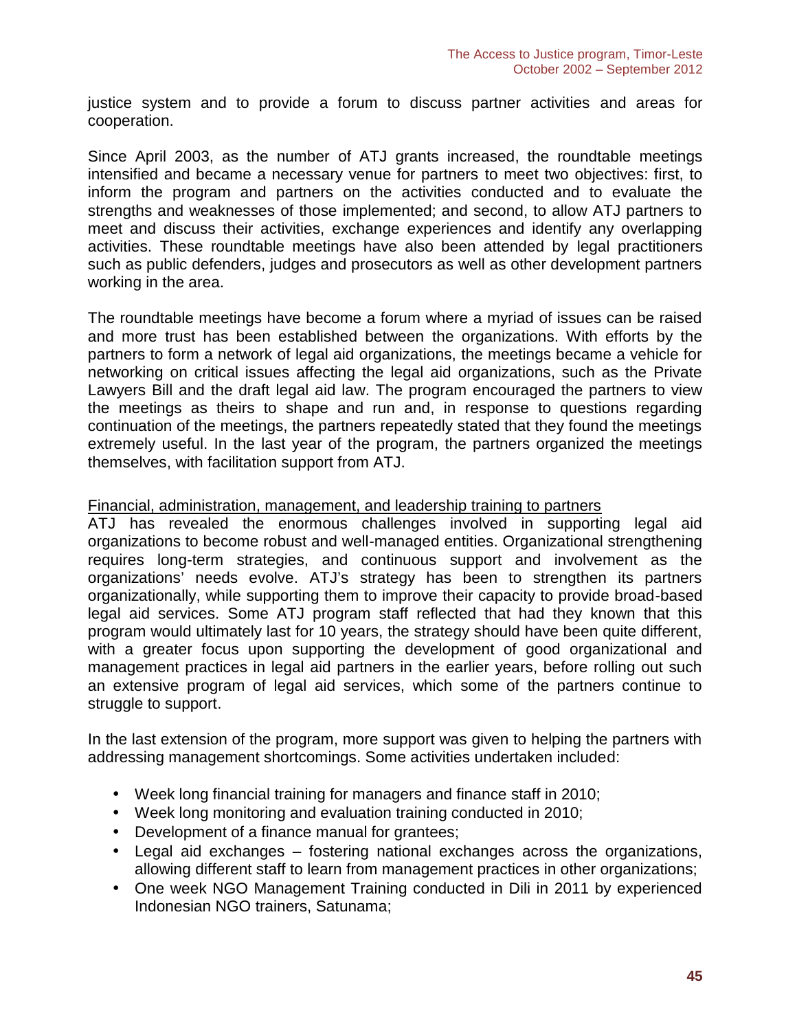justice system and to provide a forum to discuss partner activities and areas for cooperation.

Since April 2003, as the number of ATJ grants increased, the roundtable meetings intensified and became a necessary venue for partners to meet two objectives: first, to inform the program and partners on the activities conducted and to evaluate the strengths and weaknesses of those implemented; and second, to allow ATJ partners to meet and discuss their activities, exchange experiences and identify any overlapping activities. These roundtable meetings have also been attended by legal practitioners such as public defenders, judges and prosecutors as well as other development partners working in the area.

The roundtable meetings have become a forum where a myriad of issues can be raised and more trust has been established between the organizations. With efforts by the partners to form a network of legal aid organizations, the meetings became a vehicle for networking on critical issues affecting the legal aid organizations, such as the Private Lawyers Bill and the draft legal aid law. The program encouraged the partners to view the meetings as theirs to shape and run and, in response to questions regarding continuation of the meetings, the partners repeatedly stated that they found the meetings extremely useful. In the last year of the program, the partners organized the meetings themselves, with facilitation support from ATJ.

Financial, administration, management, and leadership training to partners

ATJ has revealed the enormous challenges involved in supporting legal aid organizations to become robust and well-managed entities. Organizational strengthening requires long-term strategies, and continuous support and involvement as the organizations' needs evolve. ATJ's strategy has been to strengthen its partners organizationally, while supporting them to improve their capacity to provide broad-based legal aid services. Some ATJ program staff reflected that had they known that this program would ultimately last for 10 years, the strategy should have been quite different, with a greater focus upon supporting the development of good organizational and management practices in legal aid partners in the earlier years, before rolling out such an extensive program of legal aid services, which some of the partners continue to struggle to support.

In the last extension of the program, more support was given to helping the partners with addressing management shortcomings. Some activities undertaken included:

- Week long financial training for managers and finance staff in 2010;
- Week long monitoring and evaluation training conducted in 2010;
- Development of a finance manual for grantees;
- Legal aid exchanges – fostering national exchanges across the organizations, allowing different staff to learn from management practices in other organizations;
- One week NGO Management Training conducted in Dili in 2011 by experienced Indonesian NGO trainers, Satunama;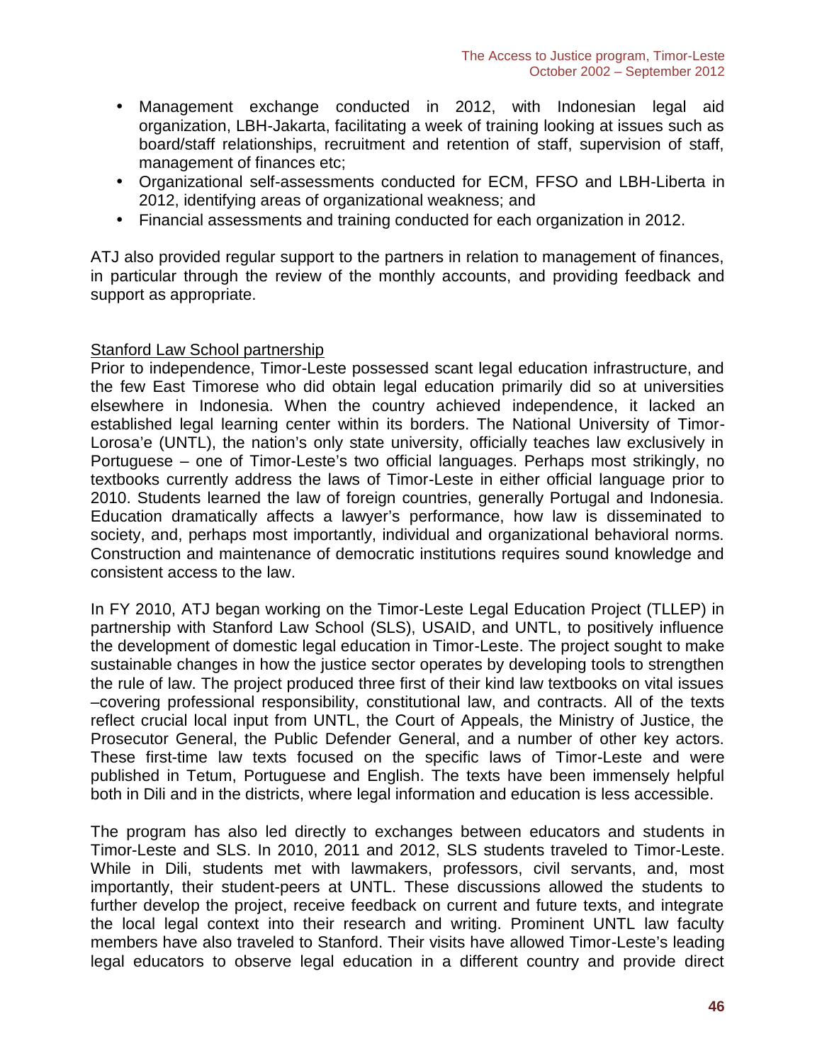- Management exchange conducted in 2012, with Indonesian legal aid organization, LBH-Jakarta, facilitating a week of training looking at issues such as board/staff relationships, recruitment and retention of staff, supervision of staff, management of finances etc;
- Organizational self-assessments conducted for ECM, FFSO and LBH-Liberta in 2012, identifying areas of organizational weakness; and
- Financial assessments and training conducted for each organization in 2012.

ATJ also provided regular support to the partners in relation to management of finances, in particular through the review of the monthly accounts, and providing feedback and support as appropriate.

<u>Stanford Law School partnership</u>

Prior to independence, Timor-Leste possessed scant legal education infrastructure, and the few East Timorese who did obtain legal education primarily did so at universities elsewhere in Indonesia. When the country achieved independence, it lacked an established legal learning center within its borders. The National University of Timor-Lorosa'e (UNTL), the nation's only state university, officially teaches law exclusively in Portuguese – one of Timor-Leste's two official languages. Perhaps most strikingly, no textbooks currently address the laws of Timor-Leste in either official language prior to 2010. Students learned the law of foreign countries, generally Portugal and Indonesia. Education dramatically affects a lawyer's performance, how law is disseminated to society, and, perhaps most importantly, individual and organizational behavioral norms. Construction and maintenance of democratic institutions requires sound knowledge and consistent access to the law.

In FY 2010, ATJ began working on the Timor-Leste Legal Education Project (TLLEP) in partnership with Stanford Law School (SLS), USAID, and UNTL, to positively influence the development of domestic legal education in Timor-Leste. The project sought to make sustainable changes in how the justice sector operates by developing tools to strengthen the rule of law. The project produced three first of their kind law textbooks on vital issues –covering professional responsibility, constitutional law, and contracts. All of the texts reflect crucial local input from UNTL, the Court of Appeals, the Ministry of Justice, the Prosecutor General, the Public Defender General, and a number of other key actors. These first-time law texts focused on the specific laws of Timor-Leste and were published in Tetum, Portuguese and English. The texts have been immensely helpful both in Dili and in the districts, where legal information and education is less accessible.

The program has also led directly to exchanges between educators and students in Timor-Leste and SLS. In 2010, 2011 and 2012, SLS students traveled to Timor-Leste. While in Dili, students met with lawmakers, professors, civil servants, and, most importantly, their student-peers at UNTL. These discussions allowed the students to further develop the project, receive feedback on current and future texts, and integrate the local legal context into their research and writing. Prominent UNTL law faculty members have also traveled to Stanford. Their visits have allowed Timor-Leste's leading legal educators to observe legal education in a different country and provide direct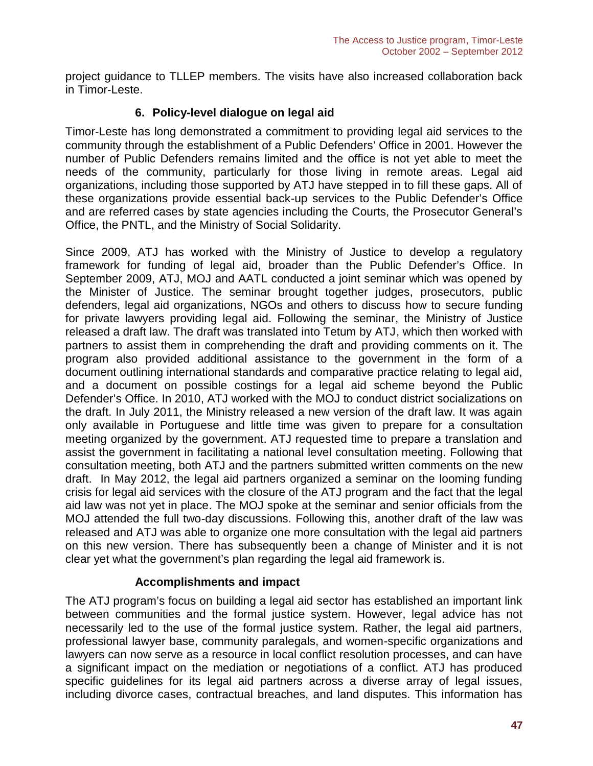project guidance to TLLEP members. The visits have also increased collaboration back in Timor-Leste.

### 6. Policy-level dialogue on legal aid

Timor-Leste has long demonstrated a commitment to providing legal aid services to the community through the establishment of a Public Defenders' Office in 2001. However the number of Public Defenders remains limited and the office is not yet able to meet the needs of the community, particularly for those living in remote areas. Legal aid organizations, including those supported by ATJ have stepped in to fill these gaps. All of these organizations provide essential back-up services to the Public Defender's Office and are referred cases by state agencies including the Courts, the Prosecutor General's Office, the PNTL, and the Ministry of Social Solidarity.

Since 2009, ATJ has worked with the Ministry of Justice to develop a regulatory framework for funding of legal aid, broader than the Public Defender's Office. In September 2009, ATJ, MOJ and AATL conducted a joint seminar which was opened by the Minister of Justice. The seminar brought together judges, prosecutors, public defenders, legal aid organizations, NGOs and others to discuss how to secure funding for private lawyers providing legal aid. Following the seminar, the Ministry of Justice released a draft law. The draft was translated into Tetum by ATJ, which then worked with partners to assist them in comprehending the draft and providing comments on it. The program also provided additional assistance to the government in the form of a document outlining international standards and comparative practice relating to legal aid, and a document on possible costings for a legal aid scheme beyond the Public Defender's Office. In 2010, ATJ worked with the MOJ to conduct district socializations on the draft. In July 2011, the Ministry released a new version of the draft law. It was again only available in Portuguese and little time was given to prepare for a consultation meeting organized by the government. ATJ requested time to prepare a translation and assist the government in facilitating a national level consultation meeting. Following that consultation meeting, both ATJ and the partners submitted written comments on the new draft. In May 2012, the legal aid partners organized a seminar on the looming funding crisis for legal aid services with the closure of the ATJ program and the fact that the legal aid law was not yet in place. The MOJ spoke at the seminar and senior officials from the MOJ attended the full two-day discussions. Following this, another draft of the law was released and ATJ was able to organize one more consultation with the legal aid partners on this new version. There has subsequently been a change of Minister and it is not clear yet what the government's plan regarding the legal aid framework is.

### Accomplishments and impact

The ATJ program's focus on building a legal aid sector has established an important link between communities and the formal justice system. However, legal advice has not necessarily led to the use of the formal justice system. Rather, the legal aid partners, professional lawyer base, community paralegals, and women-specific organizations and lawyers can now serve as a resource in local conflict resolution processes, and can have a significant impact on the mediation or negotiations of a conflict. ATJ has produced specific guidelines for its legal aid partners across a diverse array of legal issues, including divorce cases, contractual breaches, and land disputes. This information has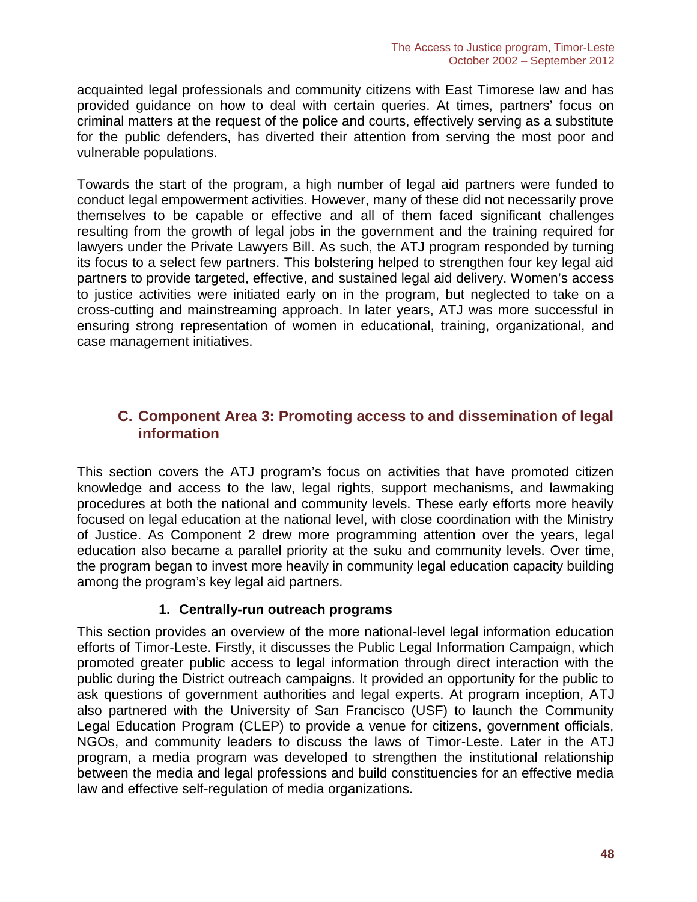acquainted legal professionals and community citizens with East Timorese law and has provided guidance on how to deal with certain queries. At times, partners' focus on criminal matters at the request of the police and courts, effectively serving as a substitute for the public defenders, has diverted their attention from serving the most poor and vulnerable populations.

Towards the start of the program, a high number of legal aid partners were funded to conduct legal empowerment activities. However, many of these did not necessarily prove themselves to be capable or effective and all of them faced significant challenges resulting from the growth of legal jobs in the government and the training required for lawyers under the Private Lawyers Bill. As such, the ATJ program responded by turning its focus to a select few partners. This bolstering helped to strengthen four key legal aid partners to provide targeted, effective, and sustained legal aid delivery. Women's access to justice activities were initiated early on in the program, but neglected to take on a cross-cutting and mainstreaming approach. In later years, ATJ was more successful in ensuring strong representation of women in educational, training, organizational, and case management initiatives.

## C. Component Area 3: Promoting access to and dissemination of legal information

This section covers the ATJ program's focus on activities that have promoted citizen knowledge and access to the law, legal rights, support mechanisms, and lawmaking procedures at both the national and community levels. These early efforts more heavily focused on legal education at the national level, with close coordination with the Ministry of Justice. As Component 2 drew more programming attention over the years, legal education also became a parallel priority at the suku and community levels. Over time, the program began to invest more heavily in community legal education capacity building among the program's key legal aid partners.

### 1. Centrally-run outreach programs

This section provides an overview of the more national-level legal information education efforts of Timor-Leste. Firstly, it discusses the Public Legal Information Campaign, which promoted greater public access to legal information through direct interaction with the public during the District outreach campaigns. It provided an opportunity for the public to ask questions of government authorities and legal experts. At program inception, ATJ also partnered with the University of San Francisco (USF) to launch the Community Legal Education Program (CLEP) to provide a venue for citizens, government officials, NGOs, and community leaders to discuss the laws of Timor-Leste. Later in the ATJ program, a media program was developed to strengthen the institutional relationship between the media and legal professions and build constituencies for an effective media law and effective self-regulation of media organizations.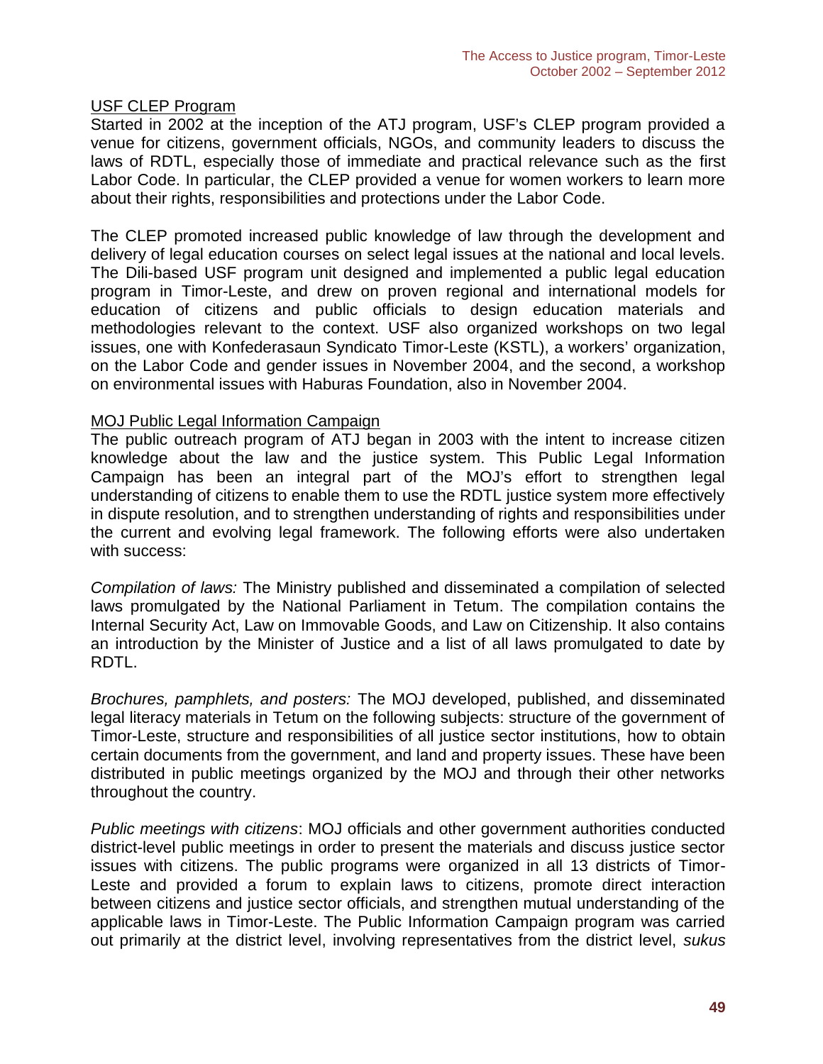USF CLEP Program

Started in 2002 at the inception of the ATJ program, USF's CLEP program provided a venue for citizens, government officials, NGOs, and community leaders to discuss the laws of RDTL, especially those of immediate and practical relevance such as the first Labor Code. In particular, the CLEP provided a venue for women workers to learn more about their rights, responsibilities and protections under the Labor Code.

The CLEP promoted increased public knowledge of law through the development and delivery of legal education courses on select legal issues at the national and local levels. The Dili-based USF program unit designed and implemented a public legal education program in Timor-Leste, and drew on proven regional and international models for education of citizens and public officials to design education materials and methodologies relevant to the context. USF also organized workshops on two legal issues, one with Konfederasaun Syndicato Timor-Leste (KSTL), a workers' organization, on the Labor Code and gender issues in November 2004, and the second, a workshop on environmental issues with Haburas Foundation, also in November 2004.

MOJ Public Legal Information Campaign

The public outreach program of ATJ began in 2003 with the intent to increase citizen knowledge about the law and the justice system. This Public Legal Information Campaign has been an integral part of the MOJ's effort to strengthen legal understanding of citizens to enable them to use the RDTL justice system more effectively in dispute resolution, and to strengthen understanding of rights and responsibilities under the current and evolving legal framework. The following efforts were also undertaken with success:

*Compilation of laws:* The Ministry published and disseminated a compilation of selected laws promulgated by the National Parliament in Tetum. The compilation contains the Internal Security Act, Law on Immovable Goods, and Law on Citizenship. It also contains an introduction by the Minister of Justice and a list of all laws promulgated to date by RDTL.

*Brochures, pamphlets, and posters:* The MOJ developed, published, and disseminated legal literacy materials in Tetum on the following subjects: structure of the government of Timor-Leste, structure and responsibilities of all justice sector institutions, how to obtain certain documents from the government, and land and property issues. These have been distributed in public meetings organized by the MOJ and through their other networks throughout the country.

*Public meetings with citizens*: MOJ officials and other government authorities conducted district-level public meetings in order to present the materials and discuss justice sector issues with citizens. The public programs were organized in all 13 districts of Timor-Leste and provided a forum to explain laws to citizens, promote direct interaction between citizens and justice sector officials, and strengthen mutual understanding of the applicable laws in Timor-Leste. The Public Information Campaign program was carried out primarily at the district level, involving representatives from the district level, *sukus*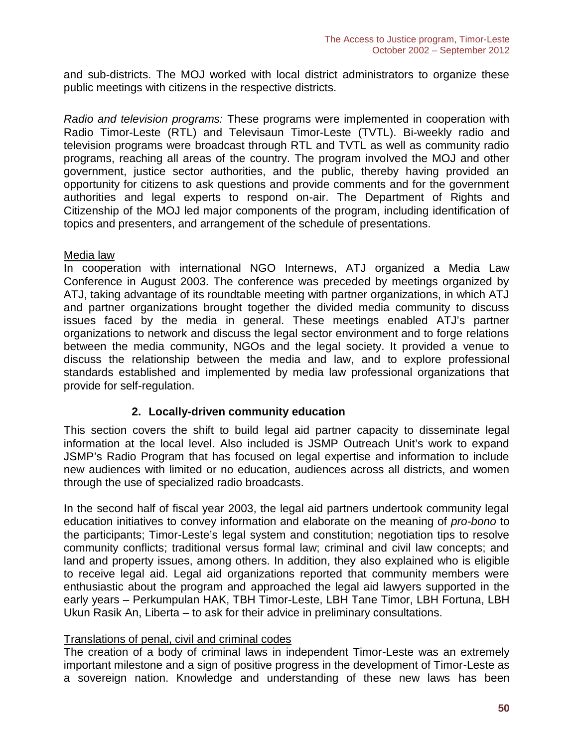and sub-districts. The MOJ worked with local district administrators to organize these public meetings with citizens in the respective districts.

*Radio and television programs:* These programs were implemented in cooperation with Radio Timor-Leste (RTL) and Televisaun Timor-Leste (TVTL). Bi-weekly radio and television programs were broadcast through RTL and TVTL as well as community radio programs, reaching all areas of the country. The program involved the MOJ and other government, justice sector authorities, and the public, thereby having provided an opportunity for citizens to ask questions and provide comments and for the government authorities and legal experts to respond on-air. The Department of Rights and Citizenship of the MOJ led major components of the program, including identification of topics and presenters, and arrangement of the schedule of presentations.

<u>Media law</u>

In cooperation with international NGO Internews, ATJ organized a Media Law Conference in August 2003. The conference was preceded by meetings organized by ATJ, taking advantage of its roundtable meeting with partner organizations, in which ATJ and partner organizations brought together the divided media community to discuss issues faced by the media in general. These meetings enabled ATJ's partner organizations to network and discuss the legal sector environment and to forge relations between the media community, NGOs and the legal society. It provided a venue to discuss the relationship between the media and law, and to explore professional standards established and implemented by media law professional organizations that provide for self-regulation.

### 2. Locally-driven community education

This section covers the shift to build legal aid partner capacity to disseminate legal information at the local level. Also included is JSMP Outreach Unit's work to expand JSMP's Radio Program that has focused on legal expertise and information to include new audiences with limited or no education, audiences across all districts, and women through the use of specialized radio broadcasts.

In the second half of fiscal year 2003, the legal aid partners undertook community legal education initiatives to convey information and elaborate on the meaning of *pro-bono* to the participants; Timor-Leste's legal system and constitution; negotiation tips to resolve community conflicts; traditional versus formal law; criminal and civil law concepts; and land and property issues, among others. In addition, they also explained who is eligible to receive legal aid. Legal aid organizations reported that community members were enthusiastic about the program and approached the legal aid lawyers supported in the early years – Perkumpulan HAK, TBH Timor-Leste, LBH Tane Timor, LBH Fortuna, LBH Ukun Rasik An, Liberta – to ask for their advice in preliminary consultations.

<u>Translations of penal, civil and criminal codes</u>

The creation of a body of criminal laws in independent Timor-Leste was an extremely important milestone and a sign of positive progress in the development of Timor-Leste as a sovereign nation. Knowledge and understanding of these new laws has been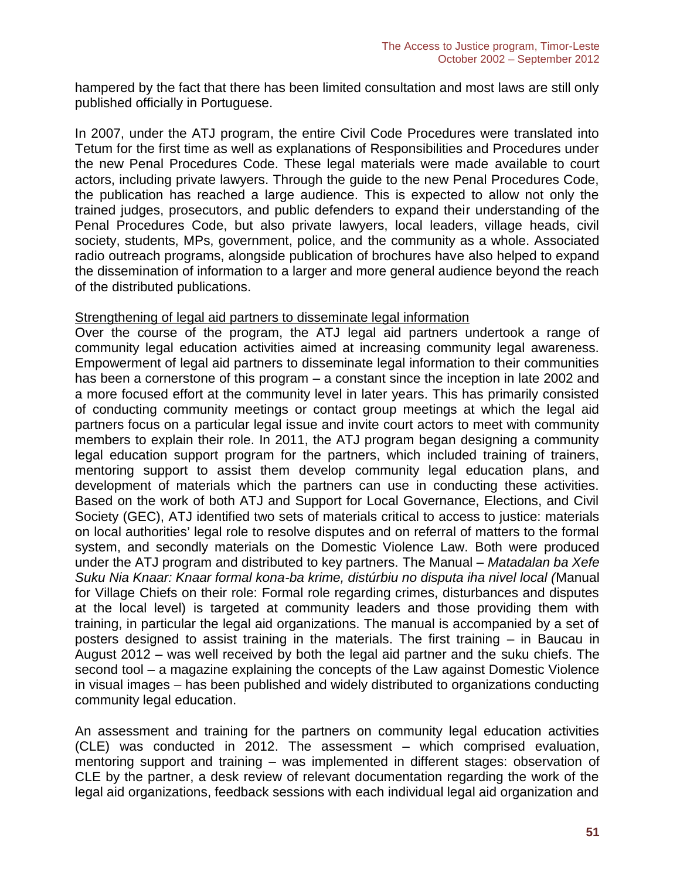hampered by the fact that there has been limited consultation and most laws are still only published officially in Portuguese.

In 2007, under the ATJ program, the entire Civil Code Procedures were translated into Tetum for the first time as well as explanations of Responsibilities and Procedures under the new Penal Procedures Code. These legal materials were made available to court actors, including private lawyers. Through the guide to the new Penal Procedures Code, the publication has reached a large audience. This is expected to allow not only the trained judges, prosecutors, and public defenders to expand their understanding of the Penal Procedures Code, but also private lawyers, local leaders, village heads, civil society, students, MPs, government, police, and the community as a whole. Associated radio outreach programs, alongside publication of brochures have also helped to expand the dissemination of information to a larger and more general audience beyond the reach of the distributed publications.

<u>Strengthening of legal aid partners to disseminate legal information</u>

Over the course of the program, the ATJ legal aid partners undertook a range of community legal education activities aimed at increasing community legal awareness. Empowerment of legal aid partners to disseminate legal information to their communities has been a cornerstone of this program – a constant since the inception in late 2002 and a more focused effort at the community level in later years. This has primarily consisted of conducting community meetings or contact group meetings at which the legal aid partners focus on a particular legal issue and invite court actors to meet with community members to explain their role. In 2011, the ATJ program began designing a community legal education support program for the partners, which included training of trainers, mentoring support to assist them develop community legal education plans, and development of materials which the partners can use in conducting these activities. Based on the work of both ATJ and Support for Local Governance, Elections, and Civil Society (GEC), ATJ identified two sets of materials critical to access to justice: materials on local authorities' legal role to resolve disputes and on referral of matters to the formal system, and secondly materials on the Domestic Violence Law. Both were produced under the ATJ program and distributed to key partners. The Manual – *Matadalan ba Xefe Suku Nia Knaar: Knaar formal kona-ba krime, distúrbiu no disputa iha nivel local (*Manual for Village Chiefs on their role: Formal role regarding crimes, disturbances and disputes at the local level) is targeted at community leaders and those providing them with training, in particular the legal aid organizations. The manual is accompanied by a set of posters designed to assist training in the materials. The first training – in Baucau in August 2012 – was well received by both the legal aid partner and the suku chiefs. The second tool – a magazine explaining the concepts of the Law against Domestic Violence in visual images – has been published and widely distributed to organizations conducting community legal education.

An assessment and training for the partners on community legal education activities (CLE) was conducted in 2012. The assessment – which comprised evaluation, mentoring support and training – was implemented in different stages: observation of CLE by the partner, a desk review of relevant documentation regarding the work of the legal aid organizations, feedback sessions with each individual legal aid organization and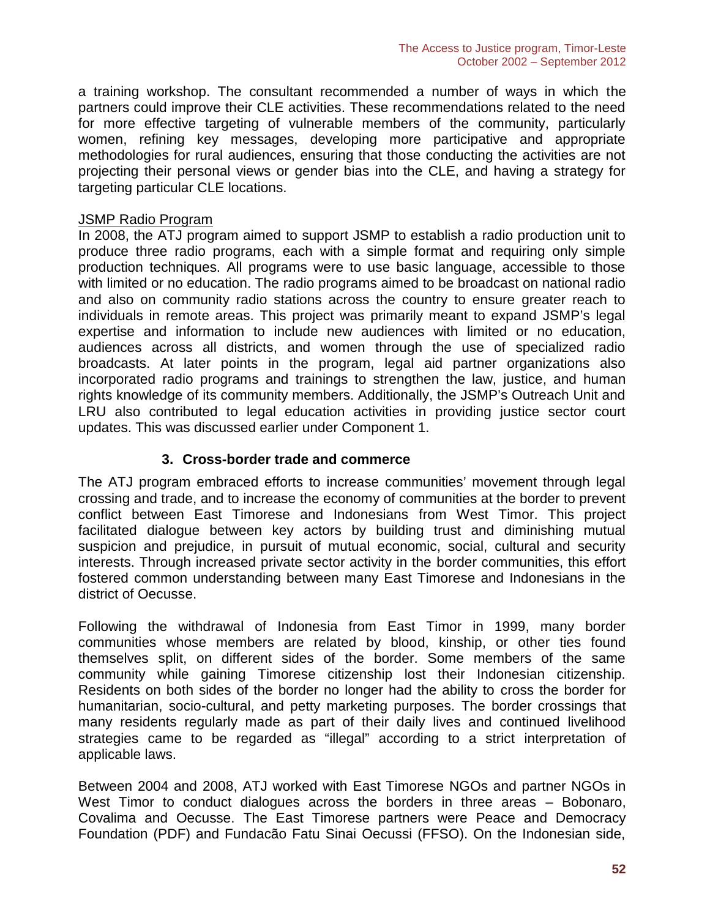a training workshop. The consultant recommended a number of ways in which the partners could improve their CLE activities. These recommendations related to the need for more effective targeting of vulnerable members of the community, particularly women, refining key messages, developing more participative and appropriate methodologies for rural audiences, ensuring that those conducting the activities are not projecting their personal views or gender bias into the CLE, and having a strategy for targeting particular CLE locations.

<u>JSMP Radio Program</u>

In 2008, the ATJ program aimed to support JSMP to establish a radio production unit to produce three radio programs, each with a simple format and requiring only simple production techniques. All programs were to use basic language, accessible to those with limited or no education. The radio programs aimed to be broadcast on national radio and also on community radio stations across the country to ensure greater reach to individuals in remote areas. This project was primarily meant to expand JSMP's legal expertise and information to include new audiences with limited or no education, audiences across all districts, and women through the use of specialized radio broadcasts. At later points in the program, legal aid partner organizations also incorporated radio programs and trainings to strengthen the law, justice, and human rights knowledge of its community members. Additionally, the JSMP's Outreach Unit and LRU also contributed to legal education activities in providing justice sector court updates. This was discussed earlier under Component 1.

### 3. Cross-border trade and commerce

The ATJ program embraced efforts to increase communities' movement through legal crossing and trade, and to increase the economy of communities at the border to prevent conflict between East Timorese and Indonesians from West Timor. This project facilitated dialogue between key actors by building trust and diminishing mutual suspicion and prejudice, in pursuit of mutual economic, social, cultural and security interests. Through increased private sector activity in the border communities, this effort fostered common understanding between many East Timorese and Indonesians in the district of Oecusse.

Following the withdrawal of Indonesia from East Timor in 1999, many border communities whose members are related by blood, kinship, or other ties found themselves split, on different sides of the border. Some members of the same community while gaining Timorese citizenship lost their Indonesian citizenship. Residents on both sides of the border no longer had the ability to cross the border for humanitarian, socio-cultural, and petty marketing purposes. The border crossings that many residents regularly made as part of their daily lives and continued livelihood strategies came to be regarded as "illegal" according to a strict interpretation of applicable laws.

Between 2004 and 2008, ATJ worked with East Timorese NGOs and partner NGOs in West Timor to conduct dialogues across the borders in three areas – Bobonaro, Covalima and Oecusse. The East Timorese partners were Peace and Democracy Foundation (PDF) and Fundacão Fatu Sinai Oecussi (FFSO). On the Indonesian side,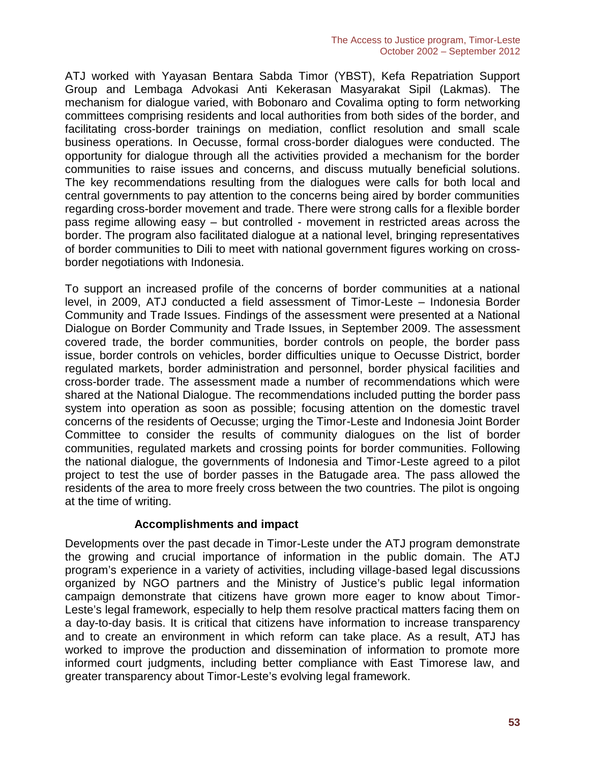ATJ worked with Yayasan Bentara Sabda Timor (YBST), Kefa Repatriation Support Group and Lembaga Advokasi Anti Kekerasan Masyarakat Sipil (Lakmas). The mechanism for dialogue varied, with Bobonaro and Covalima opting to form networking committees comprising residents and local authorities from both sides of the border, and facilitating cross-border trainings on mediation, conflict resolution and small scale business operations. In Oecusse, formal cross-border dialogues were conducted. The opportunity for dialogue through all the activities provided a mechanism for the border communities to raise issues and concerns, and discuss mutually beneficial solutions. The key recommendations resulting from the dialogues were calls for both local and central governments to pay attention to the concerns being aired by border communities regarding cross-border movement and trade. There were strong calls for a flexible border pass regime allowing easy – but controlled - movement in restricted areas across the border. The program also facilitated dialogue at a national level, bringing representatives of border communities to Dili to meet with national government figures working on cross-border negotiations with Indonesia.

To support an increased profile of the concerns of border communities at a national level, in 2009, ATJ conducted a field assessment of Timor-Leste – Indonesia Border Community and Trade Issues. Findings of the assessment were presented at a National Dialogue on Border Community and Trade Issues, in September 2009. The assessment covered trade, the border communities, border controls on people, the border pass issue, border controls on vehicles, border difficulties unique to Oecusse District, border regulated markets, border administration and personnel, border physical facilities and cross-border trade. The assessment made a number of recommendations which were shared at the National Dialogue. The recommendations included putting the border pass system into operation as soon as possible; focusing attention on the domestic travel concerns of the residents of Oecusse; urging the Timor-Leste and Indonesia Joint Border Committee to consider the results of community dialogues on the list of border communities, regulated markets and crossing points for border communities. Following the national dialogue, the governments of Indonesia and Timor-Leste agreed to a pilot project to test the use of border passes in the Batugade area. The pass allowed the residents of the area to more freely cross between the two countries. The pilot is ongoing at the time of writing.

### Accomplishments and impact

Developments over the past decade in Timor-Leste under the ATJ program demonstrate the growing and crucial importance of information in the public domain. The ATJ program's experience in a variety of activities, including village-based legal discussions organized by NGO partners and the Ministry of Justice's public legal information campaign demonstrate that citizens have grown more eager to know about Timor-Leste's legal framework, especially to help them resolve practical matters facing them on a day-to-day basis. It is critical that citizens have information to increase transparency and to create an environment in which reform can take place. As a result, ATJ has worked to improve the production and dissemination of information to promote more informed court judgments, including better compliance with East Timorese law, and greater transparency about Timor-Leste's evolving legal framework.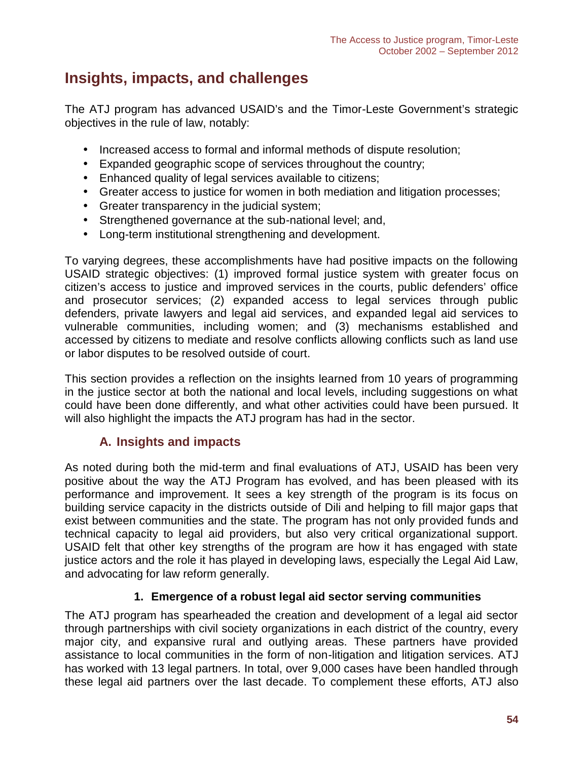# Insights, impacts, and challenges

The ATJ program has advanced USAID's and the Timor-Leste Government's strategic objectives in the rule of law, notably:

- Increased access to formal and informal methods of dispute resolution;
- Expanded geographic scope of services throughout the country;
- Enhanced quality of legal services available to citizens;
- Greater access to justice for women in both mediation and litigation processes;
- Greater transparency in the judicial system;
- Strengthened governance at the sub-national level; and,
- Long-term institutional strengthening and development.

To varying degrees, these accomplishments have had positive impacts on the following USAID strategic objectives: (1) improved formal justice system with greater focus on citizen's access to justice and improved services in the courts, public defenders' office and prosecutor services; (2) expanded access to legal services through public defenders, private lawyers and legal aid services, and expanded legal aid services to vulnerable communities, including women; and (3) mechanisms established and accessed by citizens to mediate and resolve conflicts allowing conflicts such as land use or labor disputes to be resolved outside of court.

This section provides a reflection on the insights learned from 10 years of programming in the justice sector at both the national and local levels, including suggestions on what could have been done differently, and what other activities could have been pursued. It will also highlight the impacts the ATJ program has had in the sector.

## A. Insights and impacts

As noted during both the mid-term and final evaluations of ATJ, USAID has been very positive about the way the ATJ Program has evolved, and has been pleased with its performance and improvement. It sees a key strength of the program is its focus on building service capacity in the districts outside of Dili and helping to fill major gaps that exist between communities and the state. The program has not only provided funds and technical capacity to legal aid providers, but also very critical organizational support. USAID felt that other key strengths of the program are how it has engaged with state justice actors and the role it has played in developing laws, especially the Legal Aid Law, and advocating for law reform generally.

### 1. Emergence of a robust legal aid sector serving communities

The ATJ program has spearheaded the creation and development of a legal aid sector through partnerships with civil society organizations in each district of the country, every major city, and expansive rural and outlying areas. These partners have provided assistance to local communities in the form of non-litigation and litigation services. ATJ has worked with 13 legal partners. In total, over 9,000 cases have been handled through these legal aid partners over the last decade. To complement these efforts, ATJ also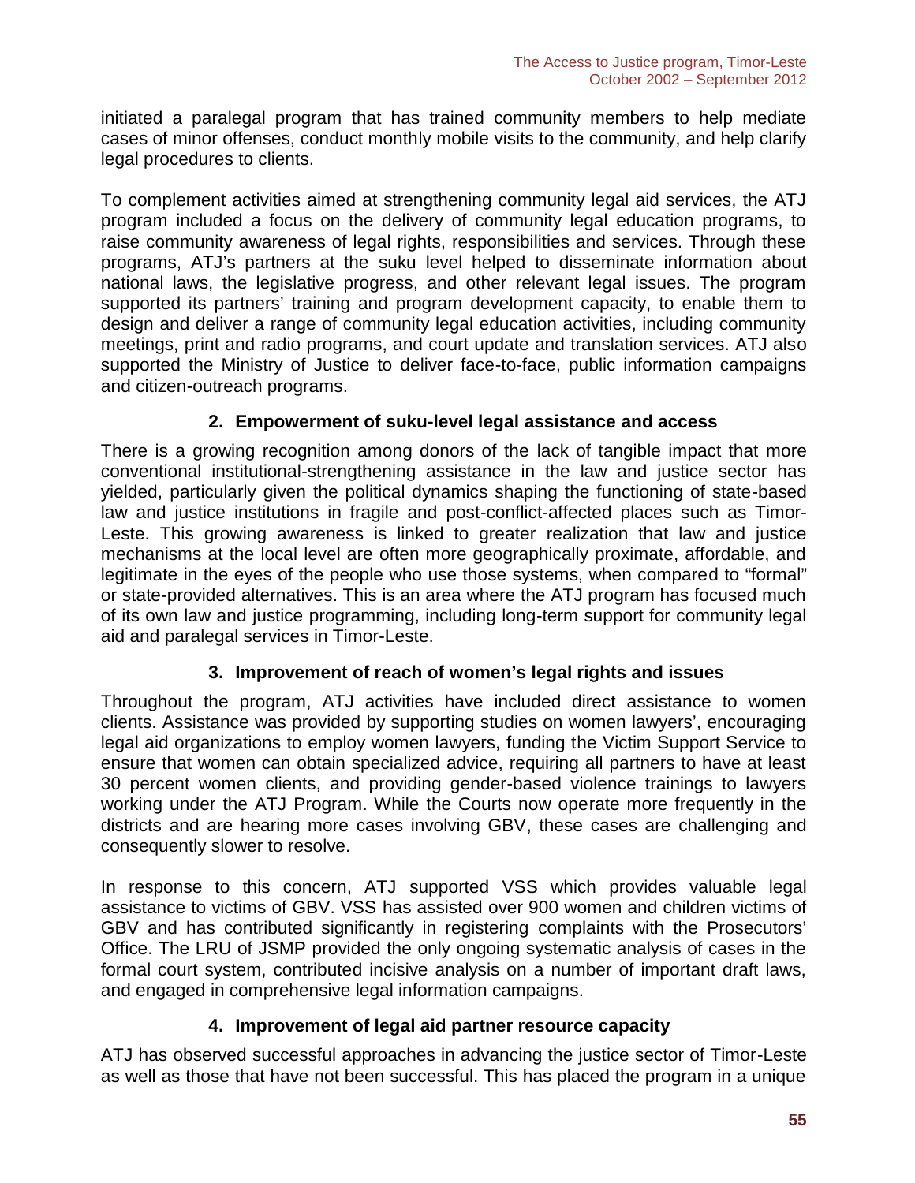initiated a paralegal program that has trained community members to help mediate cases of minor offenses, conduct monthly mobile visits to the community, and help clarify legal procedures to clients.

To complement activities aimed at strengthening community legal aid services, the ATJ program included a focus on the delivery of community legal education programs, to raise community awareness of legal rights, responsibilities and services. Through these programs, ATJ's partners at the suku level helped to disseminate information about national laws, the legislative progress, and other relevant legal issues. The program supported its partners' training and program development capacity, to enable them to design and deliver a range of community legal education activities, including community meetings, print and radio programs, and court update and translation services. ATJ also supported the Ministry of Justice to deliver face-to-face, public information campaigns and citizen-outreach programs.

### 2. Empowerment of suku-level legal assistance and access

There is a growing recognition among donors of the lack of tangible impact that more conventional institutional-strengthening assistance in the law and justice sector has yielded, particularly given the political dynamics shaping the functioning of state-based law and justice institutions in fragile and post-conflict-affected places such as Timor-Leste. This growing awareness is linked to greater realization that law and justice mechanisms at the local level are often more geographically proximate, affordable, and legitimate in the eyes of the people who use those systems, when compared to "formal" or state-provided alternatives. This is an area where the ATJ program has focused much of its own law and justice programming, including long-term support for community legal aid and paralegal services in Timor-Leste.

### 3. Improvement of reach of women's legal rights and issues

Throughout the program, ATJ activities have included direct assistance to women clients. Assistance was provided by supporting studies on women lawyers', encouraging legal aid organizations to employ women lawyers, funding the Victim Support Service to ensure that women can obtain specialized advice, requiring all partners to have at least 30 percent women clients, and providing gender-based violence trainings to lawyers working under the ATJ Program. While the Courts now operate more frequently in the districts and are hearing more cases involving GBV, these cases are challenging and consequently slower to resolve.

In response to this concern, ATJ supported VSS which provides valuable legal assistance to victims of GBV. VSS has assisted over 900 women and children victims of GBV and has contributed significantly in registering complaints with the Prosecutors' Office. The LRU of JSMP provided the only ongoing systematic analysis of cases in the formal court system, contributed incisive analysis on a number of important draft laws, and engaged in comprehensive legal information campaigns.

### 4. Improvement of legal aid partner resource capacity

ATJ has observed successful approaches in advancing the justice sector of Timor-Leste as well as those that have not been successful. This has placed the program in a unique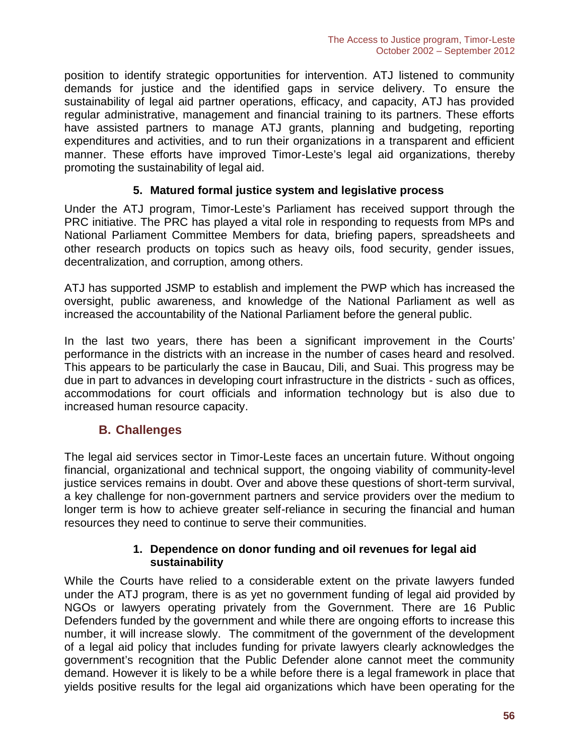position to identify strategic opportunities for intervention. ATJ listened to community demands for justice and the identified gaps in service delivery. To ensure the sustainability of legal aid partner operations, efficacy, and capacity, ATJ has provided regular administrative, management and financial training to its partners. These efforts have assisted partners to manage ATJ grants, planning and budgeting, reporting expenditures and activities, and to run their organizations in a transparent and efficient manner. These efforts have improved Timor-Leste's legal aid organizations, thereby promoting the sustainability of legal aid.

#### 5. Matured formal justice system and legislative process

Under the ATJ program, Timor-Leste's Parliament has received support through the PRC initiative. The PRC has played a vital role in responding to requests from MPs and National Parliament Committee Members for data, briefing papers, spreadsheets and other research products on topics such as heavy oils, food security, gender issues, decentralization, and corruption, among others.

ATJ has supported JSMP to establish and implement the PWP which has increased the oversight, public awareness, and knowledge of the National Parliament as well as increased the accountability of the National Parliament before the general public.

In the last two years, there has been a significant improvement in the Courts' performance in the districts with an increase in the number of cases heard and resolved. This appears to be particularly the case in Baucau, Dili, and Suai. This progress may be due in part to advances in developing court infrastructure in the districts - such as offices, accommodations for court officials and information technology but is also due to increased human resource capacity.

### B. Challenges

The legal aid services sector in Timor-Leste faces an uncertain future. Without ongoing financial, organizational and technical support, the ongoing viability of community-level justice services remains in doubt. Over and above these questions of short-term survival, a key challenge for non-government partners and service providers over the medium to longer term is how to achieve greater self-reliance in securing the financial and human resources they need to continue to serve their communities.

#### 1. Dependence on donor funding and oil revenues for legal aid sustainability

While the Courts have relied to a considerable extent on the private lawyers funded under the ATJ program, there is as yet no government funding of legal aid provided by NGOs or lawyers operating privately from the Government. There are 16 Public Defenders funded by the government and while there are ongoing efforts to increase this number, it will increase slowly. The commitment of the government of the development of a legal aid policy that includes funding for private lawyers clearly acknowledges the government's recognition that the Public Defender alone cannot meet the community demand. However it is likely to be a while before there is a legal framework in place that yields positive results for the legal aid organizations which have been operating for the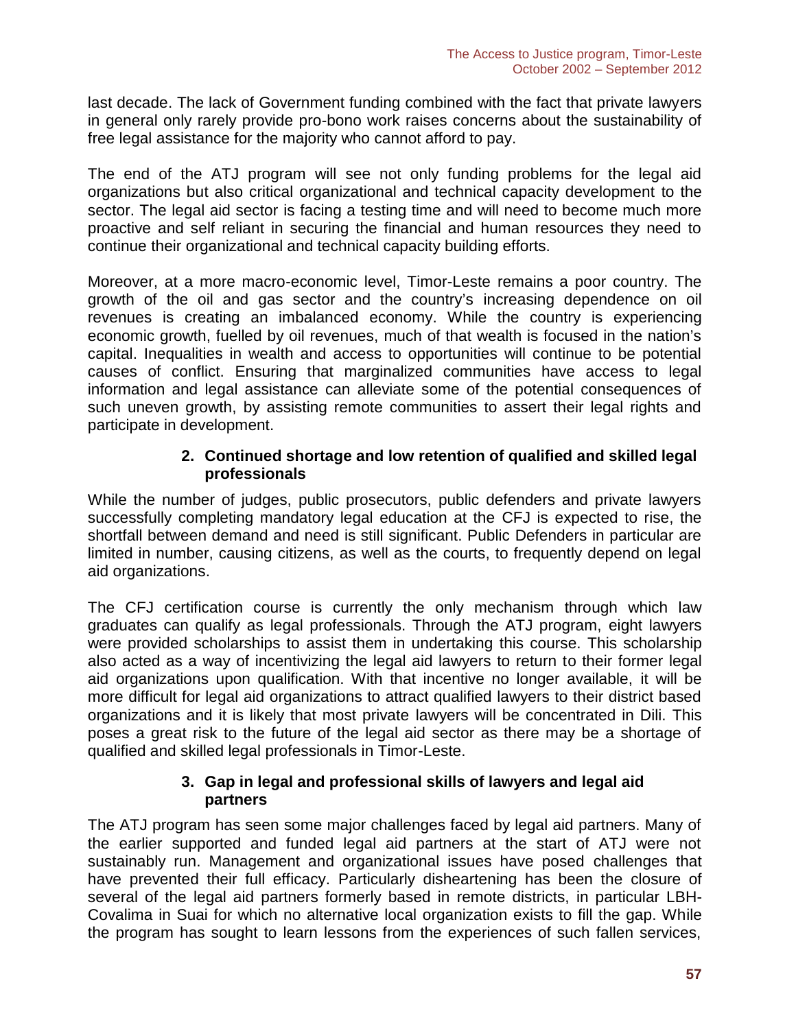last decade. The lack of Government funding combined with the fact that private lawyers in general only rarely provide pro-bono work raises concerns about the sustainability of free legal assistance for the majority who cannot afford to pay.

The end of the ATJ program will see not only funding problems for the legal aid organizations but also critical organizational and technical capacity development to the sector. The legal aid sector is facing a testing time and will need to become much more proactive and self reliant in securing the financial and human resources they need to continue their organizational and technical capacity building efforts.

Moreover, at a more macro-economic level, Timor-Leste remains a poor country. The growth of the oil and gas sector and the country's increasing dependence on oil revenues is creating an imbalanced economy. While the country is experiencing economic growth, fuelled by oil revenues, much of that wealth is focused in the nation's capital. Inequalities in wealth and access to opportunities will continue to be potential causes of conflict. Ensuring that marginalized communities have access to legal information and legal assistance can alleviate some of the potential consequences of such uneven growth, by assisting remote communities to assert their legal rights and participate in development.

**2. Continued shortage and low retention of qualified and skilled legal professionals**

While the number of judges, public prosecutors, public defenders and private lawyers successfully completing mandatory legal education at the CFJ is expected to rise, the shortfall between demand and need is still significant. Public Defenders in particular are limited in number, causing citizens, as well as the courts, to frequently depend on legal aid organizations.

The CFJ certification course is currently the only mechanism through which law graduates can qualify as legal professionals. Through the ATJ program, eight lawyers were provided scholarships to assist them in undertaking this course. This scholarship also acted as a way of incentivizing the legal aid lawyers to return to their former legal aid organizations upon qualification. With that incentive no longer available, it will be more difficult for legal aid organizations to attract qualified lawyers to their district based organizations and it is likely that most private lawyers will be concentrated in Dili. This poses a great risk to the future of the legal aid sector as there may be a shortage of qualified and skilled legal professionals in Timor-Leste.

**3. Gap in legal and professional skills of lawyers and legal aid partners**

The ATJ program has seen some major challenges faced by legal aid partners. Many of the earlier supported and funded legal aid partners at the start of ATJ were not sustainably run. Management and organizational issues have posed challenges that have prevented their full efficacy. Particularly disheartening has been the closure of several of the legal aid partners formerly based in remote districts, in particular LBH-Covalima in Suai for which no alternative local organization exists to fill the gap. While the program has sought to learn lessons from the experiences of such fallen services,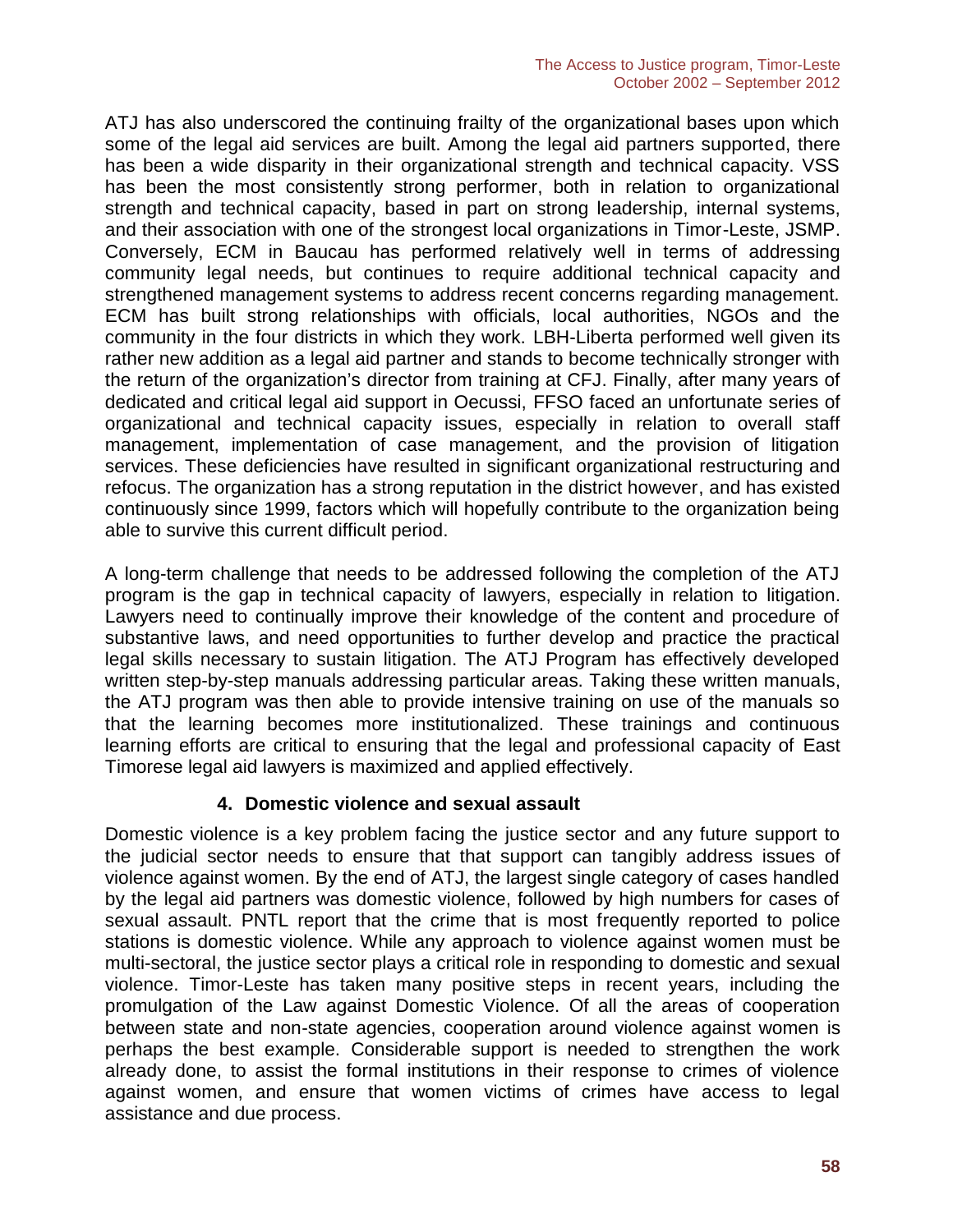ATJ has also underscored the continuing frailty of the organizational bases upon which some of the legal aid services are built. Among the legal aid partners supported, there has been a wide disparity in their organizational strength and technical capacity. VSS has been the most consistently strong performer, both in relation to organizational strength and technical capacity, based in part on strong leadership, internal systems, and their association with one of the strongest local organizations in Timor-Leste, JSMP. Conversely, ECM in Baucau has performed relatively well in terms of addressing community legal needs, but continues to require additional technical capacity and strengthened management systems to address recent concerns regarding management. ECM has built strong relationships with officials, local authorities, NGOs and the community in the four districts in which they work. LBH-Liberta performed well given its rather new addition as a legal aid partner and stands to become technically stronger with the return of the organization's director from training at CFJ. Finally, after many years of dedicated and critical legal aid support in Oecussi, FFSO faced an unfortunate series of organizational and technical capacity issues, especially in relation to overall staff management, implementation of case management, and the provision of litigation services. These deficiencies have resulted in significant organizational restructuring and refocus. The organization has a strong reputation in the district however, and has existed continuously since 1999, factors which will hopefully contribute to the organization being able to survive this current difficult period.

A long-term challenge that needs to be addressed following the completion of the ATJ program is the gap in technical capacity of lawyers, especially in relation to litigation. Lawyers need to continually improve their knowledge of the content and procedure of substantive laws, and need opportunities to further develop and practice the practical legal skills necessary to sustain litigation. The ATJ Program has effectively developed written step-by-step manuals addressing particular areas. Taking these written manuals, the ATJ program was then able to provide intensive training on use of the manuals so that the learning becomes more institutionalized. These trainings and continuous learning efforts are critical to ensuring that the legal and professional capacity of East Timorese legal aid lawyers is maximized and applied effectively.

### 4. Domestic violence and sexual assault

Domestic violence is a key problem facing the justice sector and any future support to the judicial sector needs to ensure that that support can tangibly address issues of violence against women. By the end of ATJ, the largest single category of cases handled by the legal aid partners was domestic violence, followed by high numbers for cases of sexual assault. PNTL report that the crime that is most frequently reported to police stations is domestic violence. While any approach to violence against women must be multi-sectoral, the justice sector plays a critical role in responding to domestic and sexual violence. Timor-Leste has taken many positive steps in recent years, including the promulgation of the Law against Domestic Violence. Of all the areas of cooperation between state and non-state agencies, cooperation around violence against women is perhaps the best example. Considerable support is needed to strengthen the work already done, to assist the formal institutions in their response to crimes of violence against women, and ensure that women victims of crimes have access to legal assistance and due process.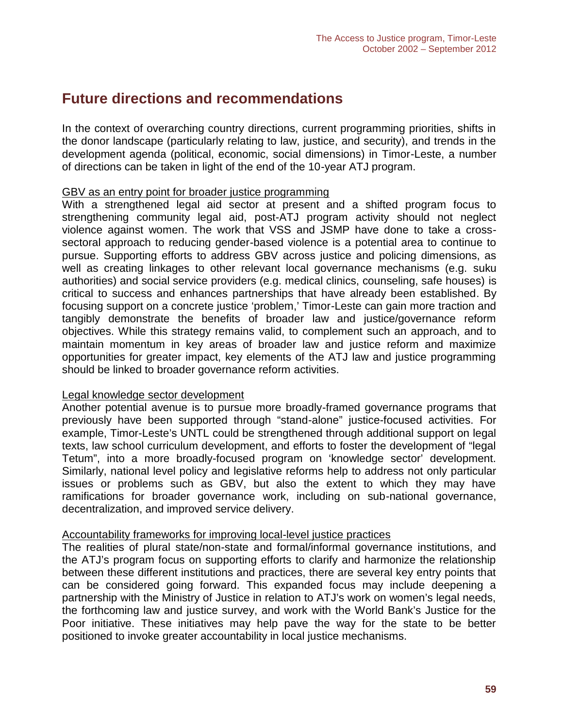# Future directions and recommendations

In the context of overarching country directions, current programming priorities, shifts in the donor landscape (particularly relating to law, justice, and security), and trends in the development agenda (political, economic, social dimensions) in Timor-Leste, a number of directions can be taken in light of the end of the 10-year ATJ program.

<u>GBV as an entry point for broader justice programming</u>

With a strengthened legal aid sector at present and a shifted program focus to strengthening community legal aid, post-ATJ program activity should not neglect violence against women. The work that VSS and JSMP have done to take a cross-sectoral approach to reducing gender-based violence is a potential area to continue to pursue. Supporting efforts to address GBV across justice and policing dimensions, as well as creating linkages to other relevant local governance mechanisms (e.g. suku authorities) and social service providers (e.g. medical clinics, counseling, safe houses) is critical to success and enhances partnerships that have already been established. By focusing support on a concrete justice 'problem,' Timor-Leste can gain more traction and tangibly demonstrate the benefits of broader law and justice/governance reform objectives. While this strategy remains valid, to complement such an approach, and to maintain momentum in key areas of broader law and justice reform and maximize opportunities for greater impact, key elements of the ATJ law and justice programming should be linked to broader governance reform activities.

<u>Legal knowledge sector development</u>

Another potential avenue is to pursue more broadly-framed governance programs that previously have been supported through "stand-alone" justice-focused activities. For example, Timor-Leste's UNTL could be strengthened through additional support on legal texts, law school curriculum development, and efforts to foster the development of "legal Tetum", into a more broadly-focused program on 'knowledge sector' development. Similarly, national level policy and legislative reforms help to address not only particular issues or problems such as GBV, but also the extent to which they may have ramifications for broader governance work, including on sub-national governance, decentralization, and improved service delivery.

<u>Accountability frameworks for improving local-level justice practices</u>

The realities of plural state/non-state and formal/informal governance institutions, and the ATJ's program focus on supporting efforts to clarify and harmonize the relationship between these different institutions and practices, there are several key entry points that can be considered going forward. This expanded focus may include deepening a partnership with the Ministry of Justice in relation to ATJ's work on women's legal needs, the forthcoming law and justice survey, and work with the World Bank's Justice for the Poor initiative. These initiatives may help pave the way for the state to be better positioned to invoke greater accountability in local justice mechanisms.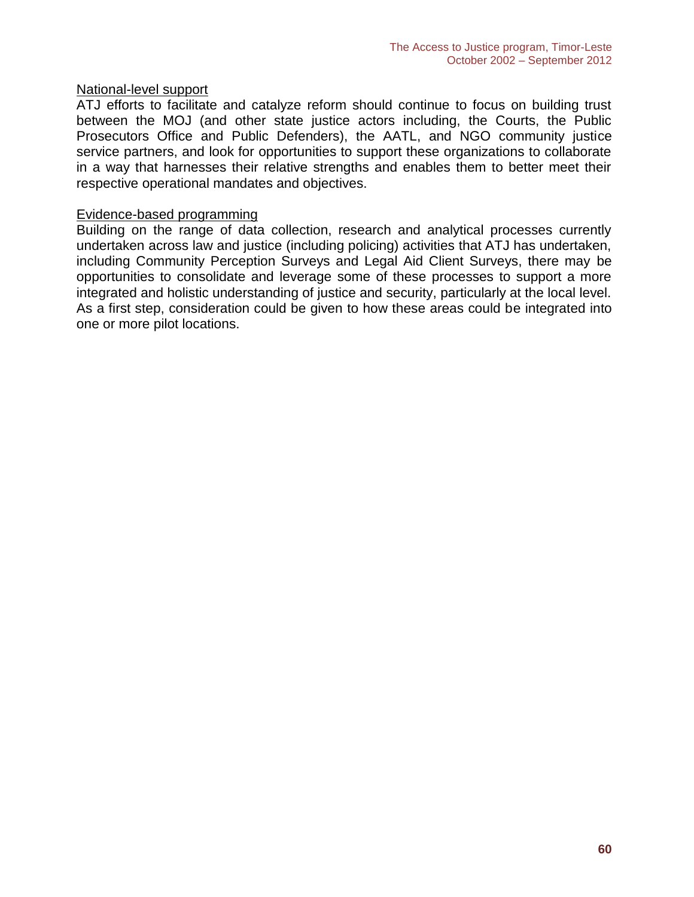National-level support

ATJ efforts to facilitate and catalyze reform should continue to focus on building trust between the MOJ (and other state justice actors including, the Courts, the Public Prosecutors Office and Public Defenders), the AATL, and NGO community justice service partners, and look for opportunities to support these organizations to collaborate in a way that harnesses their relative strengths and enables them to better meet their respective operational mandates and objectives.

Evidence-based programming

Building on the range of data collection, research and analytical processes currently undertaken across law and justice (including policing) activities that ATJ has undertaken, including Community Perception Surveys and Legal Aid Client Surveys, there may be opportunities to consolidate and leverage some of these processes to support a more integrated and holistic understanding of justice and security, particularly at the local level. As a first step, consideration could be given to how these areas could be integrated into one or more pilot locations.